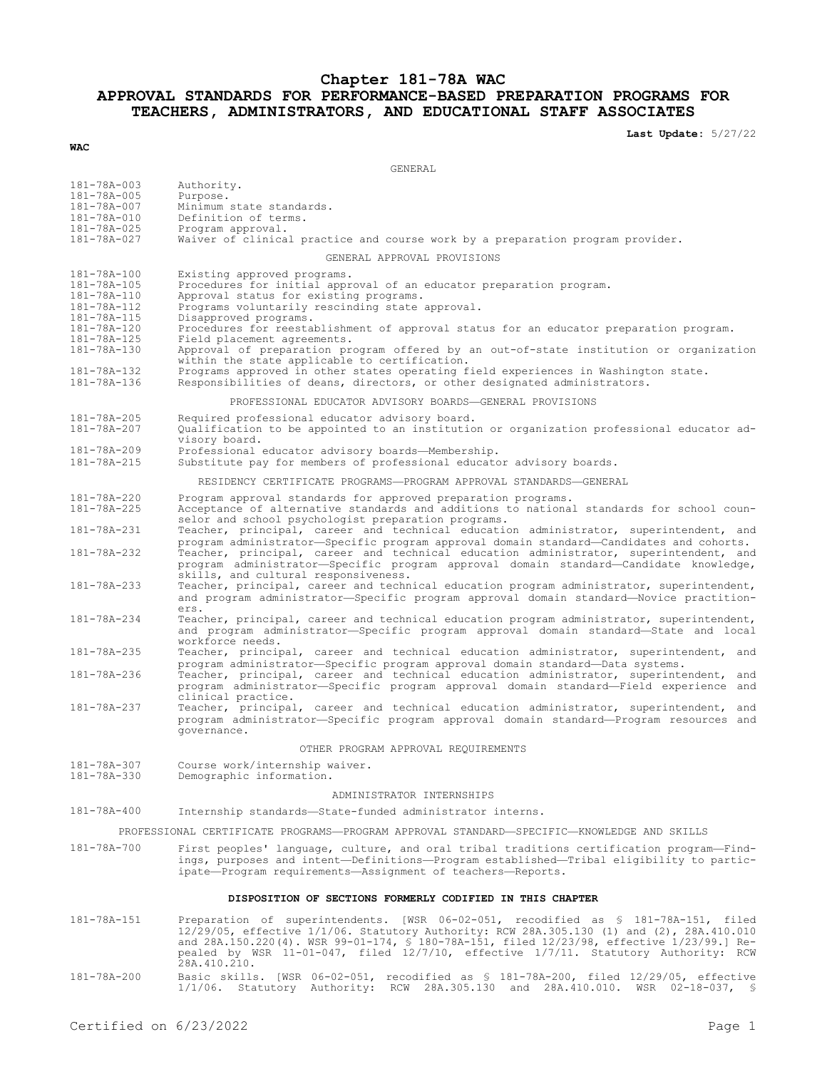# Chapter 181-78A WAC

## APPROVAL STANDARDS FOR PERFORMANCE-BASED PREPARATION PROGRAMS FOR TEACHERS, ADMINISTRATORS, AND EDUCATIONAL STAFF ASSOCIATES

**Last Update:** 5/27/22

**WAC**

GENERAL

| | |
|---|---|
| 181-78A-003 | Authority. |
| 181-78A-005 | Purpose. |
| 181-78A-007 | Minimum state standards. |
| 181-78A-010 | Definition of terms. |
| 181-78A-025 | Program approval. |
| 181-78A-027 | Waiver of clinical practice and course work by a preparation program provider. |

GENERAL APPROVAL PROVISIONS

| | |
|---|---|
| 181-78A-100 | Existing approved programs. |
| 181-78A-105 | Procedures for initial approval of an educator preparation program. |
| 181-78A-110 | Approval status for existing programs. |
| 181-78A-112 | Programs voluntarily rescinding state approval. |
| 181-78A-115 | Disapproved programs. |
| 181-78A-120 | Procedures for reestablishment of approval status for an educator preparation program. |
| 181-78A-125 | Field placement agreements. |
| 181-78A-130 | Approval of preparation program offered by an out-of-state institution or organization within the state applicable to certification. |
| 181-78A-132 | Programs approved in other states operating field experiences in Washington state. |
| 181-78A-136 | Responsibilities of deans, directors, or other designated administrators. |

PROFESSIONAL EDUCATOR ADVISORY BOARDS—GENERAL PROVISIONS

| | |
|---|---|
| 181-78A-205 | Required professional educator advisory board. |
| 181-78A-207 | Qualification to be appointed to an institution or organization professional educator advisory board. |
| 181-78A-209 | Professional educator advisory boards—Membership. |
| 181-78A-215 | Substitute pay for members of professional educator advisory boards. |

RESIDENCY CERTIFICATE PROGRAMS—PROGRAM APPROVAL STANDARDS—GENERAL

| | |
|---|---|
| 181-78A-220 | Program approval standards for approved preparation programs. |
| 181-78A-225 | Acceptance of alternative standards and additions to national standards for school counselor and school psychologist preparation programs. |
| 181-78A-231 | Teacher, principal, career and technical education administrator, superintendent, and program administrator—Specific program approval domain standard—Candidates and cohorts. |
| 181-78A-232 | Teacher, principal, career and technical education administrator, superintendent, and program administrator—Specific program approval domain standard—Candidate knowledge, skills, and cultural responsiveness. |
| 181-78A-233 | Teacher, principal, career and technical education program administrator, superintendent, and program administrator—Specific program approval domain standard—Novice practitioners. |
| 181-78A-234 | Teacher, principal, career and technical education program administrator, superintendent, and program administrator—Specific program approval domain standard—State and local workforce needs. |
| 181-78A-235 | Teacher, principal, career and technical education administrator, superintendent, and program administrator—Specific program approval domain standard—Data systems. |
| 181-78A-236 | Teacher, principal, career and technical education administrator, superintendent, and program administrator—Specific program approval domain standard—Field experience and clinical practice. |
| 181-78A-237 | Teacher, principal, career and technical education administrator, superintendent, and program administrator—Specific program approval domain standard—Program resources and governance. |

OTHER PROGRAM APPROVAL REQUIREMENTS

| | |
|---|---|
| 181-78A-307 | Course work/internship waiver. |
| 181-78A-330 | Demographic information. |

ADMINISTRATOR INTERNSHIPS

| | |
|---|---|
| 181-78A-400 | Internship standards—State-funded administrator interns. |

PROFESSIONAL CERTIFICATE PROGRAMS—PROGRAM APPROVAL STANDARD—SPECIFIC—KNOWLEDGE AND SKILLS

| | |
|---|---|
| 181-78A-700 | First peoples' language, culture, and oral tribal traditions certification program—Findings, purposes and intent—Definitions—Program established—Tribal eligibility to participate—Program requirements—Assignment of teachers—Reports. |

**DISPOSITION OF SECTIONS FORMERLY CODIFIED IN THIS CHAPTER**

| | |
|---|---|
| 181-78A-151 | Preparation of superintendents. [WSR 06-02-051, recodified as § 181-78A-151, filed 12/29/05, effective 1/1/06. Statutory Authority: RCW 28A.305.130 (1) and (2), 28A.410.010 and 28A.150.220(4). WSR 99-01-174, § 180-78A-151, filed 12/23/98, effective 1/23/99.] Repealed by WSR 11-01-047, filed 12/7/10, effective 1/7/11. Statutory Authority: RCW 28A.410.210. |
| 181-78A-200 | Basic skills. [WSR 06-02-051, recodified as § 181-78A-200, filed 12/29/05, effective 1/1/06. Statutory Authority: RCW 28A.305.130 and 28A.410.010. WSR 02-18-037, § |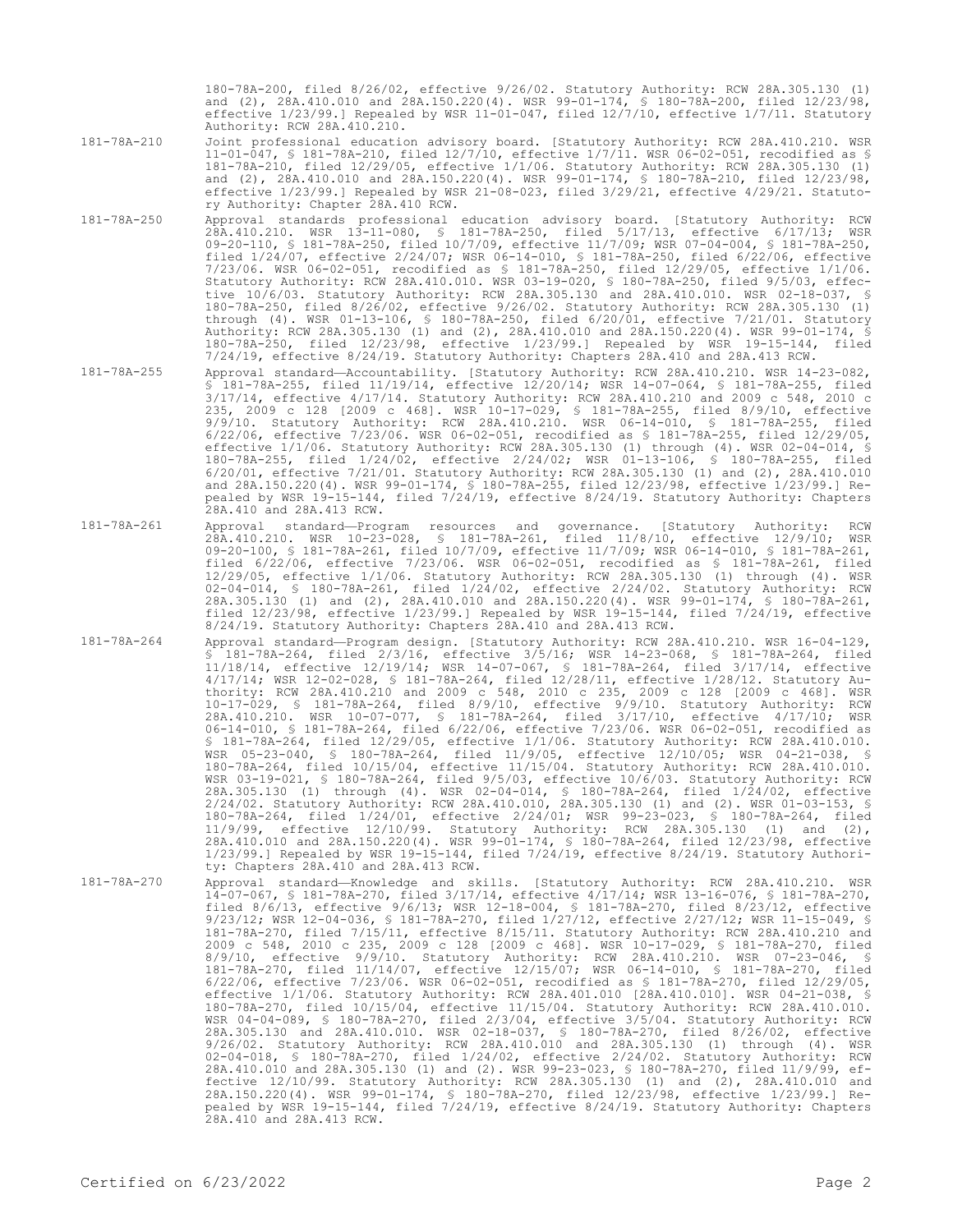180-78A-200, filed 8/26/02, effective 9/26/02. Statutory Authority: RCW 28A.305.130 (1) and (2), 28A.410.010 and 28A.150.220(4). WSR 99-01-174, § 180-78A-200, filed 12/23/98, effective 1/23/99.] Repealed by WSR 11-01-047, filed 12/7/10, effective 1/7/11. Statutory Authority: RCW 28A.410.210.

181-78A-210 Joint professional education advisory board. [Statutory Authority: RCW 28A.410.210. WSR 11-01-047, § 181-78A-210, filed 12/7/10, effective 1/7/11. WSR 06-02-051, recodified as § 181-78A-210, filed 12/29/05, effective 1/1/06. Statutory Authority: RCW 28A.305.130 (1) and (2), 28A.410.010 and 28A.150.220(4). WSR 99-01-174, § 180-78A-210, filed 12/23/98, effective 1/23/99.] Repealed by WSR 21-08-023, filed 3/29/21, effective 4/29/21. Statutory Authority: Chapter 28A.410 RCW.

181-78A-250 Approval standards professional education advisory board. [Statutory Authority: RCW 28A.410.210. WSR 13-11-080, § 181-78A-250, filed 5/17/13, effective 6/17/13; WSR 09-20-110, § 181-78A-250, filed 10/7/09, effective 11/7/09; WSR 07-04-004, § 181-78A-250, filed 1/24/07, effective 2/24/07; WSR 06-14-010, § 181-78A-250, filed 6/22/06, effective 7/23/06. WSR 06-02-051, recodified as § 181-78A-250, filed 12/29/05, effective 1/1/06. Statutory Authority: RCW 28A.410.010. WSR 03-19-020, § 180-78A-250, filed 9/5/03, effective 10/6/03. Statutory Authority: RCW 28A.305.130 and 28A.410.010. WSR 02-18-037, § 180-78A-250, filed 8/26/02, effective 9/26/02. Statutory Authority: RCW 28A.305.130 (1) through (4). WSR 01-13-106, § 180-78A-250, filed 6/20/01, effective 7/21/01. Statutory Authority: RCW 28A.305.130 (1) and (2), 28A.410.010 and 28A.150.220(4). WSR 99-01-174, § 180-78A-250, filed 12/23/98, effective 1/23/99.] Repealed by WSR 19-15-144, filed 7/24/19, effective 8/24/19. Statutory Authority: Chapters 28A.410 and 28A.413 RCW.

181-78A-255 Approval standard—Accountability. [Statutory Authority: RCW 28A.410.210. WSR 14-23-082, § 181-78A-255, filed 11/19/14, effective 12/20/14; WSR 14-07-064, § 181-78A-255, filed 3/17/14, effective 4/17/14. Statutory Authority: RCW 28A.410.210 and 2009 c 548, 2010 c 235, 2009 c 128 [2009 c 468]. WSR 10-17-029, § 181-78A-255, filed 8/9/10, effective 9/9/10. Statutory Authority: RCW 28A.410.210. WSR 06-14-010, § 181-78A-255, filed 6/22/06, effective 7/23/06. WSR 06-02-051, recodified as § 181-78A-255, filed 12/29/05, effective 1/1/06. Statutory Authority: RCW 28A.305.130 (1) through (4). WSR 02-04-014, § 180-78A-255, filed 1/24/02, effective 2/24/02; WSR 01-13-106, § 180-78A-255, filed 6/20/01, effective 7/21/01. Statutory Authority: RCW 28A.305.130 (1) and (2), 28A.410.010 and 28A.150.220(4). WSR 99-01-174, § 180-78A-255, filed 12/23/98, effective 1/23/99.] Repealed by WSR 19-15-144, filed 7/24/19, effective 8/24/19. Statutory Authority: Chapters 28A.410 and 28A.413 RCW.

181-78A-261 Approval standard—Program resources and governance. [Statutory Authority: RCW 28A.410.210. WSR 10-23-028, § 181-78A-261, filed 11/8/10, effective 12/9/10; WSR 09-20-100, § 181-78A-261, filed 10/7/09, effective 11/7/09; WSR 06-14-010, § 181-78A-261, filed 6/22/06, effective 7/23/06. WSR 06-02-051, recodified as § 181-78A-261, filed 12/29/05, effective 1/1/06. Statutory Authority: RCW 28A.305.130 (1) through (4). WSR 02-04-014, § 180-78A-261, filed 1/24/02, effective 2/24/02. Statutory Authority: RCW 28A.305.130 (1) and (2), 28A.410.010 and 28A.150.220(4). WSR 99-01-174, § 180-78A-261, filed 12/23/98, effective 1/23/99.] Repealed by WSR 19-15-144, filed 7/24/19, effective 8/24/19. Statutory Authority: Chapters 28A.410 and 28A.413 RCW.

181-78A-264 Approval standard—Program design. [Statutory Authority: RCW 28A.410.210. WSR 16-04-129, § 181-78A-264, filed 2/3/16, effective 3/5/16; WSR 14-23-068, § 181-78A-264, filed 11/18/14, effective 12/19/14; WSR 14-07-067, § 181-78A-264, filed 3/17/14, effective 4/17/14; WSR 12-02-028, § 181-78A-264, filed 12/28/11, effective 1/28/12. Statutory Authority: RCW 28A.410.210 and 2009 c 548, 2010 c 235, 2009 c 128 [2009 c 468]. WSR 10-17-029, § 181-78A-264, filed 8/9/10, effective 9/9/10. Statutory Authority: RCW 28A.410.210. WSR 10-07-077, § 181-78A-264, filed 3/17/10, effective 4/17/10; WSR 06-14-010, § 181-78A-264, filed 6/22/06, effective 7/23/06. WSR 06-02-051, recodified as § 181-78A-264, filed 12/29/05, effective 1/1/06. Statutory Authority: RCW 28A.410.010. WSR 05-23-040, § 180-78A-264, filed 11/9/05, effective 12/10/05; WSR 04-21-038, § 180-78A-264, filed 10/15/04, effective 11/15/04. Statutory Authority: RCW 28A.410.010. WSR 03-19-021, § 180-78A-264, filed 9/5/03, effective 10/6/03. Statutory Authority: RCW 28A.305.130 (1) through (4). WSR 02-04-014, § 180-78A-264, filed 1/24/02, effective 2/24/02. Statutory Authority: RCW 28A.410.010, 28A.305.130 (1) and (2). WSR 01-03-153, § 180-78A-264, filed 1/24/01, effective 2/24/01; WSR 99-23-023, § 180-78A-264, filed 11/9/99, effective 12/10/99. Statutory Authority: RCW 28A.305.130 (1) and (2), 28A.410.010 and 28A.150.220(4). WSR 99-01-174, § 180-78A-264, filed 12/23/98, effective 1/23/99.] Repealed by WSR 19-15-144, filed 7/24/19, effective 8/24/19. Statutory Authority: Chapters 28A.410 and 28A.413 RCW.

181-78A-270 Approval standard—Knowledge and skills. [Statutory Authority: RCW 28A.410.210. WSR 14-07-067, § 181-78A-270, filed 3/17/14, effective 4/17/14; WSR 13-16-076, § 181-78A-270, filed 8/6/13, effective 9/6/13; WSR 12-18-004, § 181-78A-270, filed 8/23/12, effective 9/23/12; WSR 12-04-036, § 181-78A-270, filed 1/27/12, effective 2/27/12; WSR 11-15-049, § 181-78A-270, filed 7/15/11, effective 8/15/11. Statutory Authority: RCW 28A.410.210 and 2009 c 548, 2010 c 235, 2009 c 128 [2009 c 468]. WSR 10-17-029, § 181-78A-270, filed 8/9/10, effective 9/9/10. Statutory Authority: RCW 28A.410.210. WSR 07-23-046, § 181-78A-270, filed 11/14/07, effective 12/15/07; WSR 06-14-010, § 181-78A-270, filed 6/22/06, effective 7/23/06. WSR 06-02-051, recodified as § 181-78A-270, filed 12/29/05, effective 1/1/06. Statutory Authority: RCW 28A.401.010 [28A.410.010]. WSR 04-21-038, § 180-78A-270, filed 10/15/04, effective 11/15/04. Statutory Authority: RCW 28A.410.010. WSR 04-04-089, § 180-78A-270, filed 2/3/04, effective 3/5/04. Statutory Authority: RCW 28A.305.130 and 28A.410.010. WSR 02-18-037, § 180-78A-270, filed 8/26/02, effective 9/26/02. Statutory Authority: RCW 28A.410.010 and 28A.305.130 (1) through (4). WSR 02-04-018, § 180-78A-270, filed 1/24/02, effective 2/24/02. Statutory Authority: RCW 28A.410.010 and 28A.305.130 (1) and (2). WSR 99-23-023, § 180-78A-270, filed 11/9/99, effective 12/10/99. Statutory Authority: RCW 28A.305.130 (1) and (2), 28A.410.010 and 28A.150.220(4). WSR 99-01-174, § 180-78A-270, filed 12/23/98, effective 1/23/99.] Repealed by WSR 19-15-144, filed 7/24/19, effective 8/24/19. Statutory Authority: Chapters 28A.410 and 28A.413 RCW.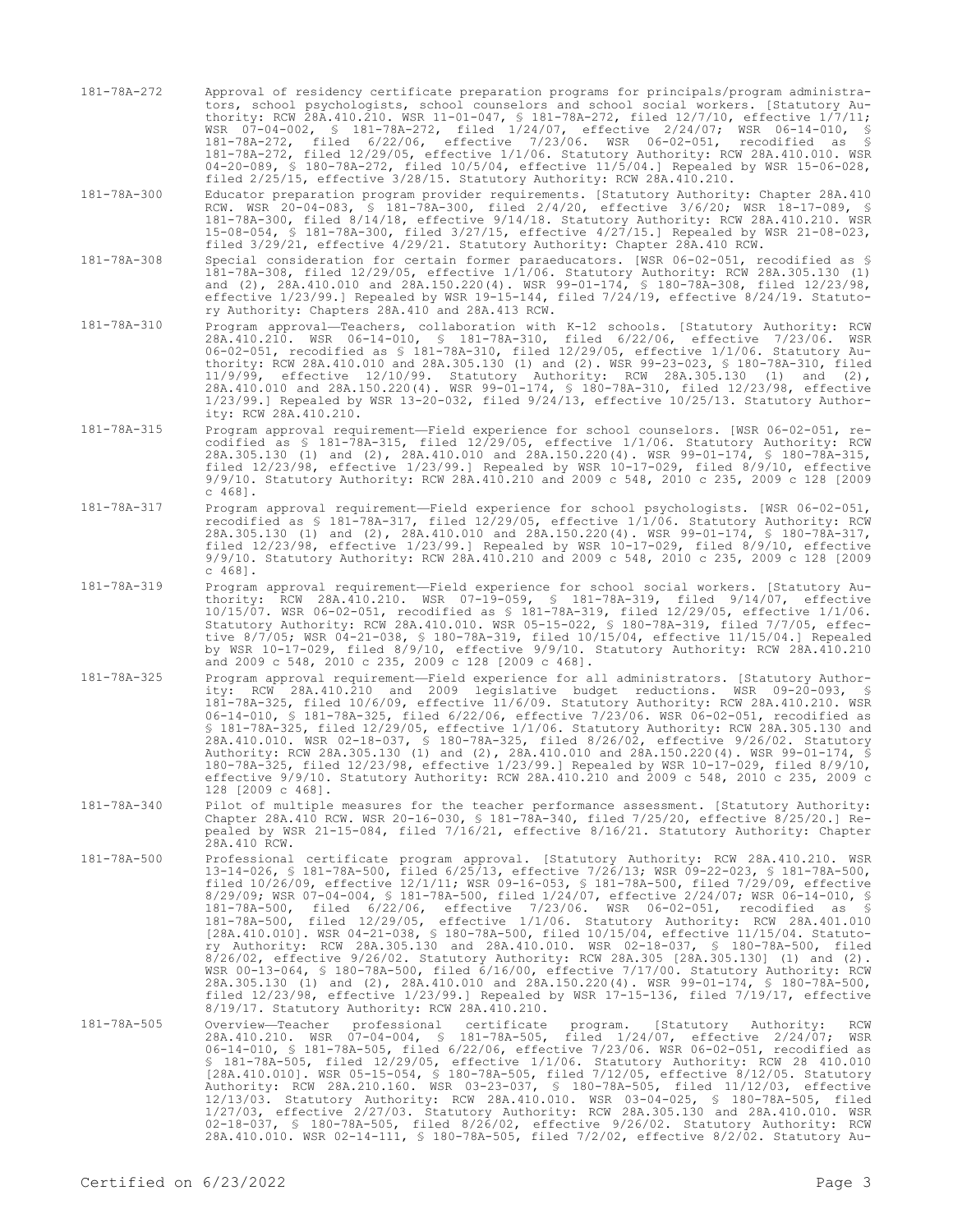181-78A-272 Approval of residency certificate preparation programs for principals/program administrators, school psychologists, school counselors and school social workers. [Statutory Authority: RCW 28A.410.210. WSR 11-01-047, § 181-78A-272, filed 12/7/10, effective 1/7/11; WSR 07-04-002, § 181-78A-272, filed 1/24/07, effective 2/24/07; WSR 06-14-010, § 181-78A-272, filed 6/22/06, effective 7/23/06. WSR 06-02-051, recodified as § 181-78A-272, filed 12/29/05, effective 1/1/06. Statutory Authority: RCW 28A.410.010. WSR 04-20-089, § 180-78A-272, filed 10/5/04, effective 11/5/04.] Repealed by WSR 15-06-028, filed 2/25/15, effective 3/28/15. Statutory Authority: RCW 28A.410.210.

181-78A-300 Educator preparation program provider requirements. [Statutory Authority: Chapter 28A.410 RCW. WSR 20-04-083, § 181-78A-300, filed 2/4/20, effective 3/6/20; WSR 18-17-089, § 181-78A-300, filed 8/14/18, effective 9/14/18. Statutory Authority: RCW 28A.410.210. WSR 15-08-054, § 181-78A-300, filed 3/27/15, effective 4/27/15.] Repealed by WSR 21-08-023, filed 3/29/21, effective 4/29/21. Statutory Authority: Chapter 28A.410 RCW.

181-78A-308 Special consideration for certain former paraeducators. [WSR 06-02-051, recodified as § 181-78A-308, filed 12/29/05, effective 1/1/06. Statutory Authority: RCW 28A.305.130 (1) and (2), 28A.410.010 and 28A.150.220(4). WSR 99-01-174, § 180-78A-308, filed 12/23/98, effective 1/23/99.] Repealed by WSR 19-15-144, filed 7/24/19, effective 8/24/19. Statutory Authority: Chapters 28A.410 and 28A.413 RCW.

181-78A-310 Program approval—Teachers, collaboration with K-12 schools. [Statutory Authority: RCW 28A.410.210. WSR 06-14-010, § 181-78A-310, filed 6/22/06, effective 7/23/06. WSR 06-02-051, recodified as § 181-78A-310, filed 12/29/05, effective 1/1/06. Statutory Authority: RCW 28A.410.010 and 28A.305.130 (1) and (2). WSR 99-23-023, § 180-78A-310, filed 11/9/99, effective 12/10/99. Statutory Authority: RCW 28A.305.130 (1) and (2), 28A.410.010 and 28A.150.220(4). WSR 99-01-174, § 180-78A-310, filed 12/23/98, effective 1/23/99.] Repealed by WSR 13-20-032, filed 9/24/13, effective 10/25/13. Statutory Authority: RCW 28A.410.210.

181-78A-315 Program approval requirement—Field experience for school counselors. [WSR 06-02-051, recodified as § 181-78A-315, filed 12/29/05, effective 1/1/06. Statutory Authority: RCW 28A.305.130 (1) and (2), 28A.410.010 and 28A.150.220(4). WSR 99-01-174, § 180-78A-315, filed 12/23/98, effective 1/23/99.] Repealed by WSR 10-17-029, filed 8/9/10, effective 9/9/10. Statutory Authority: RCW 28A.410.210 and 2009 c 548, 2010 c 235, 2009 c 128 [2009 c 468].

181-78A-317 Program approval requirement—Field experience for school psychologists. [WSR 06-02-051, recodified as § 181-78A-317, filed 12/29/05, effective 1/1/06. Statutory Authority: RCW 28A.305.130 (1) and (2), 28A.410.010 and 28A.150.220(4). WSR 99-01-174, § 180-78A-317, filed 12/23/98, effective 1/23/99.] Repealed by WSR 10-17-029, filed 8/9/10, effective 9/9/10. Statutory Authority: RCW 28A.410.210 and 2009 c 548, 2010 c 235, 2009 c 128 [2009 c 468].

181-78A-319 Program approval requirement—Field experience for school social workers. [Statutory Authority: RCW 28A.410.210. WSR 07-19-059, § 181-78A-319, filed 9/14/07, effective 10/15/07. WSR 06-02-051, recodified as § 181-78A-319, filed 12/29/05, effective 1/1/06. Statutory Authority: RCW 28A.410.010. WSR 05-15-022, § 180-78A-319, filed 7/7/05, effective 8/7/05; WSR 04-21-038, § 180-78A-319, filed 10/15/04, effective 11/15/04.] Repealed by WSR 10-17-029, filed 8/9/10, effective 9/9/10. Statutory Authority: RCW 28A.410.210 and 2009 c 548, 2010 c 235, 2009 c 128 [2009 c 468].

181-78A-325 Program approval requirement—Field experience for all administrators. [Statutory Authority: RCW 28A.410.210 and 2009 legislative budget reductions. WSR 09-20-093, § 181-78A-325, filed 10/6/09, effective 11/6/09. Statutory Authority: RCW 28A.410.210. WSR 06-14-010, § 181-78A-325, filed 6/22/06, effective 7/23/06. WSR 06-02-051, recodified as § 181-78A-325, filed 12/29/05, effective 1/1/06. Statutory Authority: RCW 28A.305.130 and 28A.410.010. WSR 02-18-037, § 180-78A-325, filed 8/26/02, effective 9/26/02. Statutory Authority: RCW 28A.305.130 (1) and (2), 28A.410.010 and 28A.150.220(4). WSR 99-01-174, § 180-78A-325, filed 12/23/98, effective 1/23/99.] Repealed by WSR 10-17-029, filed 8/9/10, effective 9/9/10. Statutory Authority: RCW 28A.410.210 and 2009 c 548, 2010 c 235, 2009 c 128 [2009 c 468].

181-78A-340 Pilot of multiple measures for the teacher performance assessment. [Statutory Authority: Chapter 28A.410 RCW. WSR 20-16-030, § 181-78A-340, filed 7/25/20, effective 8/25/20.] Repealed by WSR 21-15-084, filed 7/16/21, effective 8/16/21. Statutory Authority: Chapter 28A.410 RCW.

181-78A-500 Professional certificate program approval. [Statutory Authority: RCW 28A.410.210. WSR 13-14-026, § 181-78A-500, filed 6/25/13, effective 7/26/13; WSR 09-22-023, § 181-78A-500, filed 10/26/09, effective 12/1/11; WSR 09-16-053, § 181-78A-500, filed 7/29/09, effective 8/29/09; WSR 07-04-004, § 181-78A-500, filed 1/24/07, effective 2/24/07; WSR 06-14-010, § 181-78A-500, filed 6/22/06, effective 7/23/06. WSR 06-02-051, recodified as § 181-78A-500, filed 12/29/05, effective 1/1/06. Statutory Authority: RCW 28A.401.010 [28A.410.010]. WSR 04-21-038, § 180-78A-500, filed 10/15/04, effective 11/15/04. Statutory Authority: RCW 28A.305.130 and 28A.410.010. WSR 02-18-037, § 180-78A-500, filed 8/26/02, effective 9/26/02. Statutory Authority: RCW 28A.305 [28A.305.130] (1) and (2). WSR 00-13-064, § 180-78A-500, filed 6/16/00, effective 7/17/00. Statutory Authority: RCW 28A.305.130 (1) and (2), 28A.410.010 and 28A.150.220(4). WSR 99-01-174, § 180-78A-500, filed 12/23/98, effective 1/23/99.] Repealed by WSR 17-15-136, filed 7/19/17, effective 8/19/17. Statutory Authority: RCW 28A.410.210.

181-78A-505 Overview—Teacher professional certificate program. [Statutory Authority: RCW 28A.410.210. WSR 07-04-004, § 181-78A-505, filed 1/24/07, effective 2/24/07; WSR 06-14-010, § 181-78A-505, filed 6/22/06, effective 7/23/06. WSR 06-02-051, recodified as § 181-78A-505, filed 12/29/05, effective 1/1/06. Statutory Authority: RCW 28 410.010 [28A.410.010]. WSR 05-15-054, § 180-78A-505, filed 7/12/05, effective 8/12/05. Statutory Authority: RCW 28A.210.160. WSR 03-23-037, § 180-78A-505, filed 11/12/03, effective 12/13/03. Statutory Authority: RCW 28A.410.010. WSR 03-04-025, § 180-78A-505, filed 1/27/03, effective 2/27/03. Statutory Authority: RCW 28A.305.130 and 28A.410.010. WSR 02-18-037, § 180-78A-505, filed 8/26/02, effective 9/26/02. Statutory Authority: RCW 28A.410.010. WSR 02-14-111, § 180-78A-505, filed 7/2/02, effective 8/2/02. Statutory Au-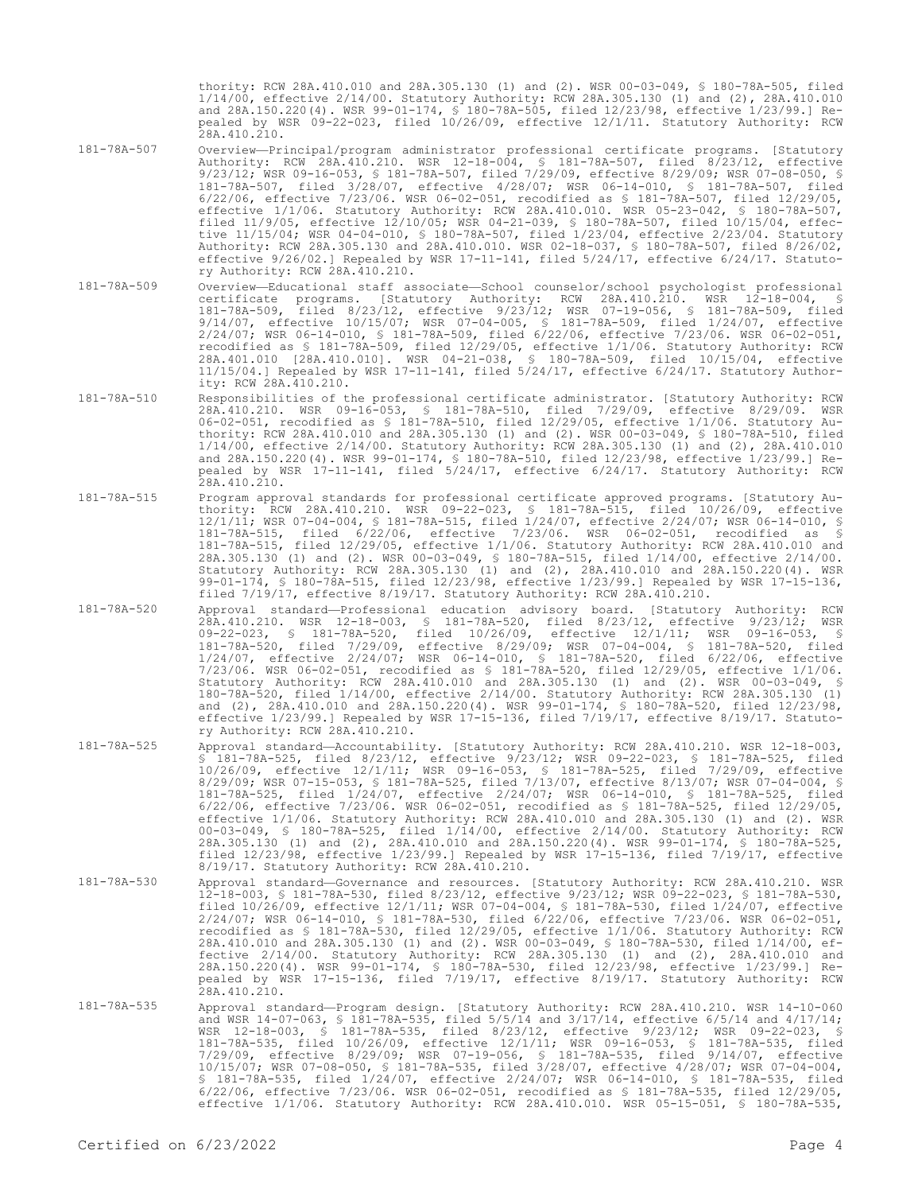thority: RCW 28A.410.010 and 28A.305.130 (1) and (2). WSR 00-03-049, § 180-78A-505, filed 1/14/00, effective 2/14/00. Statutory Authority: RCW 28A.305.130 (1) and (2), 28A.410.010 and 28A.150.220(4). WSR 99-01-174, § 180-78A-505, filed 12/23/98, effective 1/23/99.] Repealed by WSR 09-22-023, filed 10/26/09, effective 12/1/11. Statutory Authority: RCW 28A.410.210.

181-78A-507 Overview—Principal/program administrator professional certificate programs. [Statutory Authority: RCW 28A.410.210. WSR 12-18-004, § 181-78A-507, filed 8/23/12, effective 9/23/12; WSR 09-16-053, § 181-78A-507, filed 7/29/09, effective 8/29/09; WSR 07-08-050, § 181-78A-507, filed 3/28/07, effective 4/28/07; WSR 06-14-010, § 181-78A-507, filed 6/22/06, effective 7/23/06. WSR 06-02-051, recodified as § 181-78A-507, filed 12/29/05, effective 1/1/06. Statutory Authority: RCW 28A.410.010. WSR 05-23-042, § 180-78A-507, filed 11/9/05, effective 12/10/05; WSR 04-21-039, § 180-78A-507, filed 10/15/04, effective 11/15/04; WSR 04-04-010, § 180-78A-507, filed 1/23/04, effective 2/23/04. Statutory Authority: RCW 28A.305.130 and 28A.410.010. WSR 02-18-037, § 180-78A-507, filed 8/26/02, effective 9/26/02.] Repealed by WSR 17-11-141, filed 5/24/17, effective 6/24/17. Statutory Authority: RCW 28A.410.210.

181-78A-509 Overview—Educational staff associate—School counselor/school psychologist professional certificate programs. [Statutory Authority: RCW 28A.410.210. WSR 12-18-004, § 181-78A-509, filed 8/23/12, effective 9/23/12; WSR 07-19-056, § 181-78A-509, filed 9/14/07, effective 10/15/07; WSR 07-04-005, § 181-78A-509, filed 1/24/07, effective 2/24/07; WSR 06-14-010, § 181-78A-509, filed 6/22/06, effective 7/23/06. WSR 06-02-051, recodified as § 181-78A-509, filed 12/29/05, effective 1/1/06. Statutory Authority: RCW 28A.401.010 [28A.410.010]. WSR 04-21-038, § 180-78A-509, filed 10/15/04, effective 11/15/04.] Repealed by WSR 17-11-141, filed 5/24/17, effective 6/24/17. Statutory Authority: RCW 28A.410.210.

181-78A-510 Responsibilities of the professional certificate administrator. [Statutory Authority: RCW 28A.410.210. WSR 09-16-053, § 181-78A-510, filed 7/29/09, effective 8/29/09. WSR 06-02-051, recodified as § 181-78A-510, filed 12/29/05, effective 1/1/06. Statutory Authority: RCW 28A.410.010 and 28A.305.130 (1) and (2). WSR 00-03-049, § 180-78A-510, filed 1/14/00, effective 2/14/00. Statutory Authority: RCW 28A.305.130 (1) and (2), 28A.410.010 and 28A.150.220(4). WSR 99-01-174, § 180-78A-510, filed 12/23/98, effective 1/23/99.] Repealed by WSR 17-11-141, filed 5/24/17, effective 6/24/17. Statutory Authority: RCW 28A.410.210.

181-78A-515 Program approval standards for professional certificate approved programs. [Statutory Authority: RCW 28A.410.210. WSR 09-22-023, § 181-78A-515, filed 10/26/09, effective 12/1/11; WSR 07-04-004, § 181-78A-515, filed 1/24/07, effective 2/24/07; WSR 06-14-010, § 181-78A-515, filed 6/22/06, effective 7/23/06. WSR 06-02-051, recodified as § 181-78A-515, filed 12/29/05, effective 1/1/06. Statutory Authority: RCW 28A.410.010 and 28A.305.130 (1) and (2). WSR 00-03-049, § 180-78A-515, filed 1/14/00, effective 2/14/00. Statutory Authority: RCW 28A.305.130 (1) and (2), 28A.410.010 and 28A.150.220(4). WSR 99-01-174, § 180-78A-515, filed 12/23/98, effective 1/23/99.] Repealed by WSR 17-15-136, filed 7/19/17, effective 8/19/17. Statutory Authority: RCW 28A.410.210.

181-78A-520 Approval standard—Professional education advisory board. [Statutory Authority: RCW 28A.410.210. WSR 12-18-003, § 181-78A-520, filed 8/23/12, effective 9/23/12; WSR 09-22-023, § 181-78A-520, filed 10/26/09, effective 12/1/11; WSR 09-16-053, § 181-78A-520, filed 7/29/09, effective 8/29/09; WSR 07-04-004, § 181-78A-520, filed 1/24/07, effective 2/24/07; WSR 06-14-010, § 181-78A-520, filed 6/22/06, effective 7/23/06. WSR 06-02-051, recodified as § 181-78A-520, filed 12/29/05, effective 1/1/06. Statutory Authority: RCW 28A.410.010 and 28A.305.130 (1) and (2). WSR 00-03-049, § 180-78A-520, filed 1/14/00, effective 2/14/00. Statutory Authority: RCW 28A.305.130 (1) and (2), 28A.410.010 and 28A.150.220(4). WSR 99-01-174, § 180-78A-520, filed 12/23/98, effective 1/23/99.] Repealed by WSR 17-15-136, filed 7/19/17, effective 8/19/17. Statutory Authority: RCW 28A.410.210.

181-78A-525 Approval standard—Accountability. [Statutory Authority: RCW 28A.410.210. WSR 12-18-003, § 181-78A-525, filed 8/23/12, effective 9/23/12; WSR 09-22-023, § 181-78A-525, filed 10/26/09, effective 12/1/11; WSR 09-16-053, § 181-78A-525, filed 7/29/09, effective 8/29/09; WSR 07-15-053, § 181-78A-525, filed 7/13/07, effective 8/13/07; WSR 07-04-004, § 181-78A-525, filed 1/24/07, effective 2/24/07; WSR 06-14-010, § 181-78A-525, filed 6/22/06, effective 7/23/06. WSR 06-02-051, recodified as § 181-78A-525, filed 12/29/05, effective 1/1/06. Statutory Authority: RCW 28A.410.010 and 28A.305.130 (1) and (2). WSR 00-03-049, § 180-78A-525, filed 1/14/00, effective 2/14/00. Statutory Authority: RCW 28A.305.130 (1) and (2), 28A.410.010 and 28A.150.220(4). WSR 99-01-174, § 180-78A-525, filed 12/23/98, effective 1/23/99.] Repealed by WSR 17-15-136, filed 7/19/17, effective 8/19/17. Statutory Authority: RCW 28A.410.210.

181-78A-530 Approval standard—Governance and resources. [Statutory Authority: RCW 28A.410.210. WSR 12-18-003, § 181-78A-530, filed 8/23/12, effective 9/23/12; WSR 09-22-023, § 181-78A-530, filed 10/26/09, effective 12/1/11; WSR 07-04-004, § 181-78A-530, filed 1/24/07, effective 2/24/07; WSR 06-14-010, § 181-78A-530, filed 6/22/06, effective 7/23/06. WSR 06-02-051, recodified as § 181-78A-530, filed 12/29/05, effective 1/1/06. Statutory Authority: RCW 28A.410.010 and 28A.305.130 (1) and (2). WSR 00-03-049, § 180-78A-530, filed 1/14/00, effective 2/14/00. Statutory Authority: RCW 28A.305.130 (1) and (2), 28A.410.010 and 28A.150.220(4). WSR 99-01-174, § 180-78A-530, filed 12/23/98, effective 1/23/99.] Repealed by WSR 17-15-136, filed 7/19/17, effective 8/19/17. Statutory Authority: RCW 28A.410.210.

181-78A-535 Approval standard—Program design. [Statutory Authority: RCW 28A.410.210. WSR 14-10-060 and WSR 14-07-063, § 181-78A-535, filed 5/5/14 and 3/17/14, effective 6/5/14 and 4/17/14; WSR 12-18-003, § 181-78A-535, filed 8/23/12, effective 9/23/12; WSR 09-22-023, § 181-78A-535, filed 10/26/09, effective 12/1/11; WSR 09-16-053, § 181-78A-535, filed 7/29/09, effective 8/29/09; WSR 07-19-056, § 181-78A-535, filed 9/14/07, effective 10/15/07; WSR 07-08-050, § 181-78A-535, filed 3/28/07, effective 4/28/07; WSR 07-04-004, § 181-78A-535, filed 1/24/07, effective 2/24/07; WSR 06-14-010, § 181-78A-535, filed 6/22/06, effective 7/23/06. WSR 06-02-051, recodified as § 181-78A-535, filed 12/29/05, effective 1/1/06. Statutory Authority: RCW 28A.410.010. WSR 05-15-051, § 180-78A-535,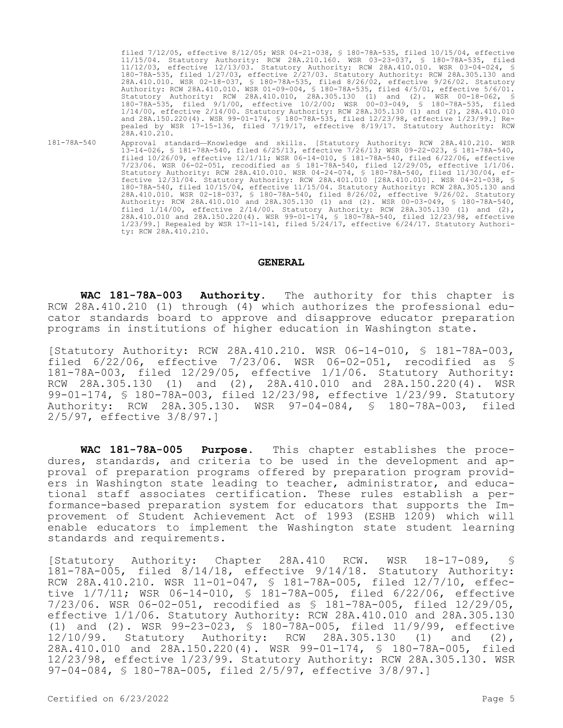filed 7/12/05, effective 8/12/05; WSR 04-21-038, § 180-78A-535, filed 10/15/04, effective 11/15/04. Statutory Authority: RCW 28A.210.160. WSR 03-23-037, § 180-78A-535, filed 11/12/03, effective 12/13/03. Statutory Authority: RCW 28A.410.010. WSR 03-04-024, § 180-78A-535, filed 1/27/03, effective 2/27/03. Statutory Authority: RCW 28A.305.130 and 28A.410.010. WSR 02-18-037, § 180-78A-535, filed 8/26/02, effective 9/26/02. Statutory Authority: RCW 28A.410.010. WSR 01-09-004, § 180-78A-535, filed 4/5/01, effective 5/6/01. Statutory Authority: RCW 28A.410.010, 28A.305.130 (1) and (2). WSR 00-18-062, § 180-78A-535, filed 9/1/00, effective 10/2/00; WSR 00-03-049, § 180-78A-535, filed 1/14/00, effective 2/14/00. Statutory Authority: RCW 28A.305.130 (1) and (2), 28A.410.010 and 28A.150.220(4). WSR 99-01-174, § 180-78A-535, filed 12/23/98, effective 1/23/99.] Repealed by WSR 17-15-136, filed 7/19/17, effective 8/19/17. Statutory Authority: RCW 28A.410.210.

181-78A-540 Approval standard—Knowledge and skills. [Statutory Authority: RCW 28A.410.210. WSR 13-14-026, § 181-78A-540, filed 6/25/13, effective 7/26/13; WSR 09-22-023, § 181-78A-540, filed 10/26/09, effective 12/1/11; WSR 06-14-010, § 181-78A-540, filed 6/22/06, effective 7/23/06. WSR 06-02-051, recodified as § 181-78A-540, filed 12/29/05, effective 1/1/06. Statutory Authority: RCW 28A.410.010. WSR 04-24-074, § 180-78A-540, filed 11/30/04, effective 12/31/04. Statutory Authority: RCW 28A.401.010 [28A.410.010]. WSR 04-21-038, § 180-78A-540, filed 10/15/04, effective 11/15/04. Statutory Authority: RCW 28A.305.130 and 28A.410.010. WSR 02-18-037, § 180-78A-540, filed 8/26/02, effective 9/26/02. Statutory Authority: RCW 28A.410.010 and 28A.305.130 (1) and (2). WSR 00-03-049, § 180-78A-540, filed 1/14/00, effective 2/14/00. Statutory Authority: RCW 28A.305.130 (1) and (2), 28A.410.010 and 28A.150.220(4). WSR 99-01-174, § 180-78A-540, filed 12/23/98, effective 1/23/99.] Repealed by WSR 17-11-141, filed 5/24/17, effective 6/24/17. Statutory Authority: RCW 28A.410.210.

## GENERAL

**WAC 181-78A-003 Authority.** The authority for this chapter is RCW 28A.410.210 (1) through (4) which authorizes the professional educator standards board to approve and disapprove educator preparation programs in institutions of higher education in Washington state.

[Statutory Authority: RCW 28A.410.210. WSR 06-14-010, § 181-78A-003, filed 6/22/06, effective 7/23/06. WSR 06-02-051, recodified as § 181-78A-003, filed 12/29/05, effective 1/1/06. Statutory Authority: RCW 28A.305.130 (1) and (2), 28A.410.010 and 28A.150.220(4). WSR 99-01-174, § 180-78A-003, filed 12/23/98, effective 1/23/99. Statutory Authority: RCW 28A.305.130. WSR 97-04-084, § 180-78A-003, filed 2/5/97, effective 3/8/97.]

**WAC 181-78A-005 Purpose.** This chapter establishes the procedures, standards, and criteria to be used in the development and approval of preparation programs offered by preparation program providers in Washington state leading to teacher, administrator, and educational staff associates certification. These rules establish a performance-based preparation system for educators that supports the Improvement of Student Achievement Act of 1993 (ESHB 1209) which will enable educators to implement the Washington state student learning standards and requirements.

[Statutory Authority: Chapter 28A.410 RCW. WSR 18-17-089, § 181-78A-005, filed 8/14/18, effective 9/14/18. Statutory Authority: RCW 28A.410.210. WSR 11-01-047, § 181-78A-005, filed 12/7/10, effective 1/7/11; WSR 06-14-010, § 181-78A-005, filed 6/22/06, effective 7/23/06. WSR 06-02-051, recodified as § 181-78A-005, filed 12/29/05, effective 1/1/06. Statutory Authority: RCW 28A.410.010 and 28A.305.130 (1) and (2). WSR 99-23-023, § 180-78A-005, filed 11/9/99, effective 12/10/99. Statutory Authority: RCW 28A.305.130 (1) and (2), 28A.410.010 and 28A.150.220(4). WSR 99-01-174, § 180-78A-005, filed 12/23/98, effective 1/23/99. Statutory Authority: RCW 28A.305.130. WSR 97-04-084, § 180-78A-005, filed 2/5/97, effective 3/8/97.]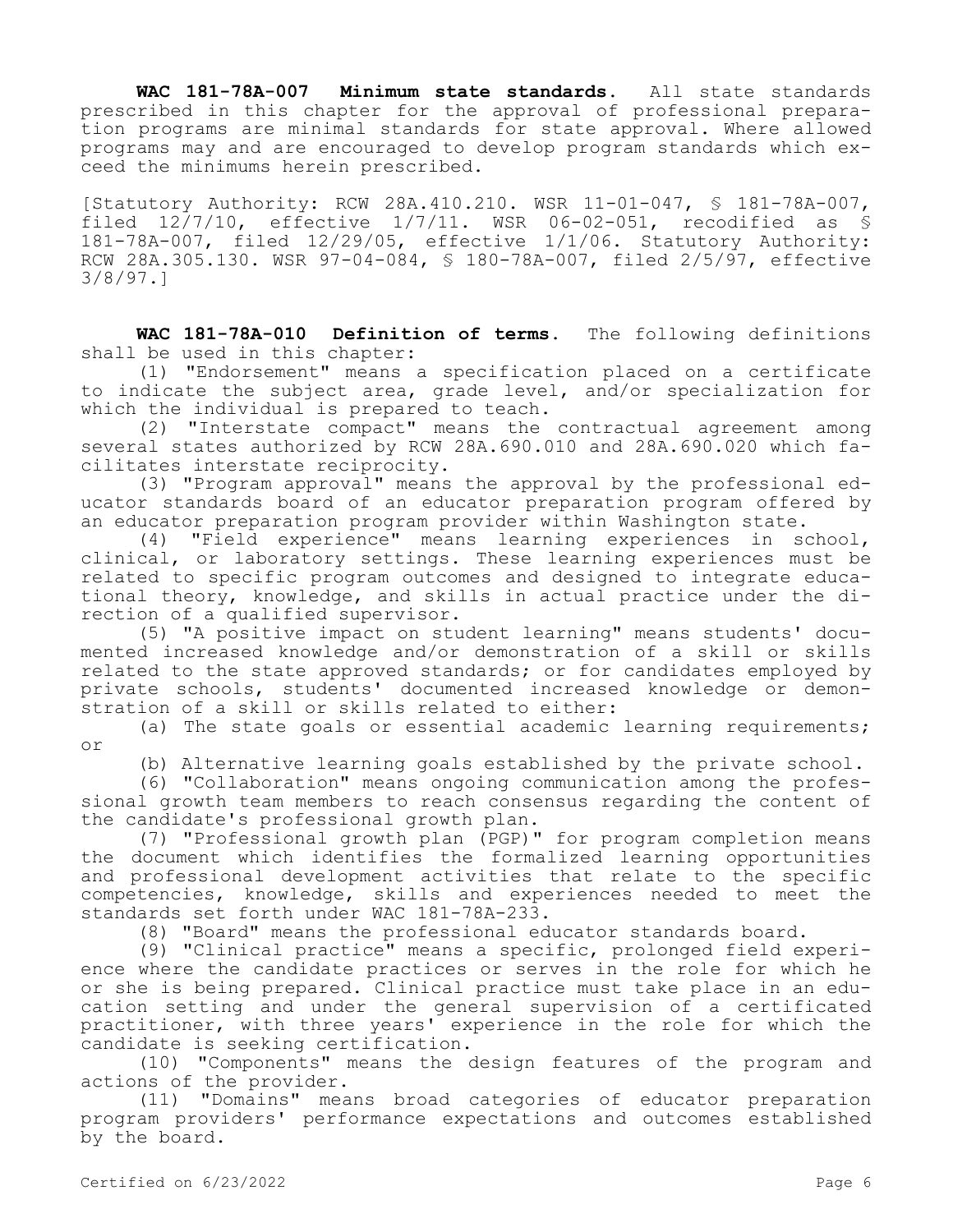**WAC 181-78A-007 Minimum state standards.** All state standards prescribed in this chapter for the approval of professional preparation programs are minimal standards for state approval. Where allowed programs may and are encouraged to develop program standards which exceed the minimums herein prescribed.

[Statutory Authority: RCW 28A.410.210. WSR 11-01-047, § 181-78A-007, filed 12/7/10, effective 1/7/11. WSR 06-02-051, recodified as § 181-78A-007, filed 12/29/05, effective 1/1/06. Statutory Authority: RCW 28A.305.130. WSR 97-04-084, § 180-78A-007, filed 2/5/97, effective 3/8/97.]

**WAC 181-78A-010 Definition of terms.** The following definitions shall be used in this chapter:

(1) "Endorsement" means a specification placed on a certificate to indicate the subject area, grade level, and/or specialization for which the individual is prepared to teach.

(2) "Interstate compact" means the contractual agreement among several states authorized by RCW 28A.690.010 and 28A.690.020 which facilitates interstate reciprocity.

(3) "Program approval" means the approval by the professional educator standards board of an educator preparation program offered by an educator preparation program provider within Washington state.

(4) "Field experience" means learning experiences in school, clinical, or laboratory settings. These learning experiences must be related to specific program outcomes and designed to integrate educational theory, knowledge, and skills in actual practice under the direction of a qualified supervisor.

(5) "A positive impact on student learning" means students' documented increased knowledge and/or demonstration of a skill or skills related to the state approved standards; or for candidates employed by private schools, students' documented increased knowledge or demonstration of a skill or skills related to either:

(a) The state goals or essential academic learning requirements; or

(b) Alternative learning goals established by the private school.

(6) "Collaboration" means ongoing communication among the professional growth team members to reach consensus regarding the content of the candidate's professional growth plan.

(7) "Professional growth plan (PGP)" for program completion means the document which identifies the formalized learning opportunities and professional development activities that relate to the specific competencies, knowledge, skills and experiences needed to meet the standards set forth under WAC 181-78A-233.

(8) "Board" means the professional educator standards board.

(9) "Clinical practice" means a specific, prolonged field experience where the candidate practices or serves in the role for which he or she is being prepared. Clinical practice must take place in an education setting and under the general supervision of a certificated practitioner, with three years' experience in the role for which the candidate is seeking certification.

(10) "Components" means the design features of the program and actions of the provider.

(11) "Domains" means broad categories of educator preparation program providers' performance expectations and outcomes established by the board.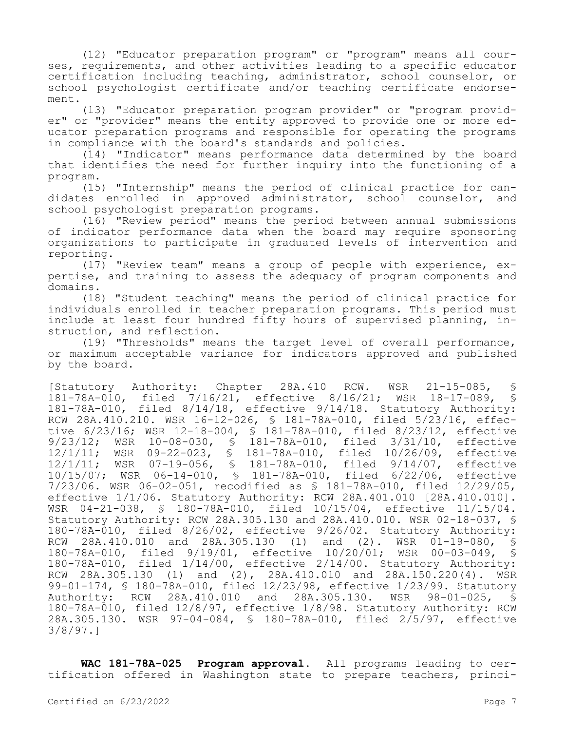(12) "Educator preparation program" or "program" means all courses, requirements, and other activities leading to a specific educator certification including teaching, administrator, school counselor, or school psychologist certificate and/or teaching certificate endorsement.

(13) "Educator preparation program provider" or "program provider" or "provider" means the entity approved to provide one or more educator preparation programs and responsible for operating the programs in compliance with the board's standards and policies.

(14) "Indicator" means performance data determined by the board that identifies the need for further inquiry into the functioning of a program.

(15) "Internship" means the period of clinical practice for candidates enrolled in approved administrator, school counselor, and school psychologist preparation programs.

(16) "Review period" means the period between annual submissions of indicator performance data when the board may require sponsoring organizations to participate in graduated levels of intervention and reporting.

(17) "Review team" means a group of people with experience, expertise, and training to assess the adequacy of program components and domains.

(18) "Student teaching" means the period of clinical practice for individuals enrolled in teacher preparation programs. This period must include at least four hundred fifty hours of supervised planning, instruction, and reflection.

(19) "Thresholds" means the target level of overall performance, or maximum acceptable variance for indicators approved and published by the board.

[Statutory Authority: Chapter 28A.410 RCW. WSR 21-15-085, § 181-78A-010, filed 7/16/21, effective 8/16/21; WSR 18-17-089, § 181-78A-010, filed 8/14/18, effective 9/14/18. Statutory Authority: RCW 28A.410.210. WSR 16-12-026, § 181-78A-010, filed 5/23/16, effective 6/23/16; WSR 12-18-004, § 181-78A-010, filed 8/23/12, effective 9/23/12; WSR 10-08-030, § 181-78A-010, filed 3/31/10, effective 12/1/11; WSR 09-22-023, § 181-78A-010, filed 10/26/09, effective 12/1/11; WSR 07-19-056, § 181-78A-010, filed 9/14/07, effective 10/15/07; WSR 06-14-010, § 181-78A-010, filed 6/22/06, effective 7/23/06. WSR 06-02-051, recodified as § 181-78A-010, filed 12/29/05, effective 1/1/06. Statutory Authority: RCW 28A.401.010 [28A.410.010]. WSR 04-21-038, § 180-78A-010, filed 10/15/04, effective 11/15/04. Statutory Authority: RCW 28A.305.130 and 28A.410.010. WSR 02-18-037, § 180-78A-010, filed 8/26/02, effective 9/26/02. Statutory Authority: RCW 28A.410.010 and 28A.305.130 (1) and (2). WSR 01-19-080, § 180-78A-010, filed 9/19/01, effective 10/20/01; WSR 00-03-049, § 180-78A-010, filed 1/14/00, effective 2/14/00. Statutory Authority: RCW 28A.305.130 (1) and (2), 28A.410.010 and 28A.150.220(4). WSR 99-01-174, § 180-78A-010, filed 12/23/98, effective 1/23/99. Statutory Authority: RCW 28A.410.010 and 28A.305.130. WSR 98-01-025, § 180-78A-010, filed 12/8/97, effective 1/8/98. Statutory Authority: RCW 28A.305.130. WSR 97-04-084, § 180-78A-010, filed 2/5/97, effective 3/8/97.]

**WAC 181-78A-025 Program approval.** All programs leading to certification offered in Washington state to prepare teachers, princi-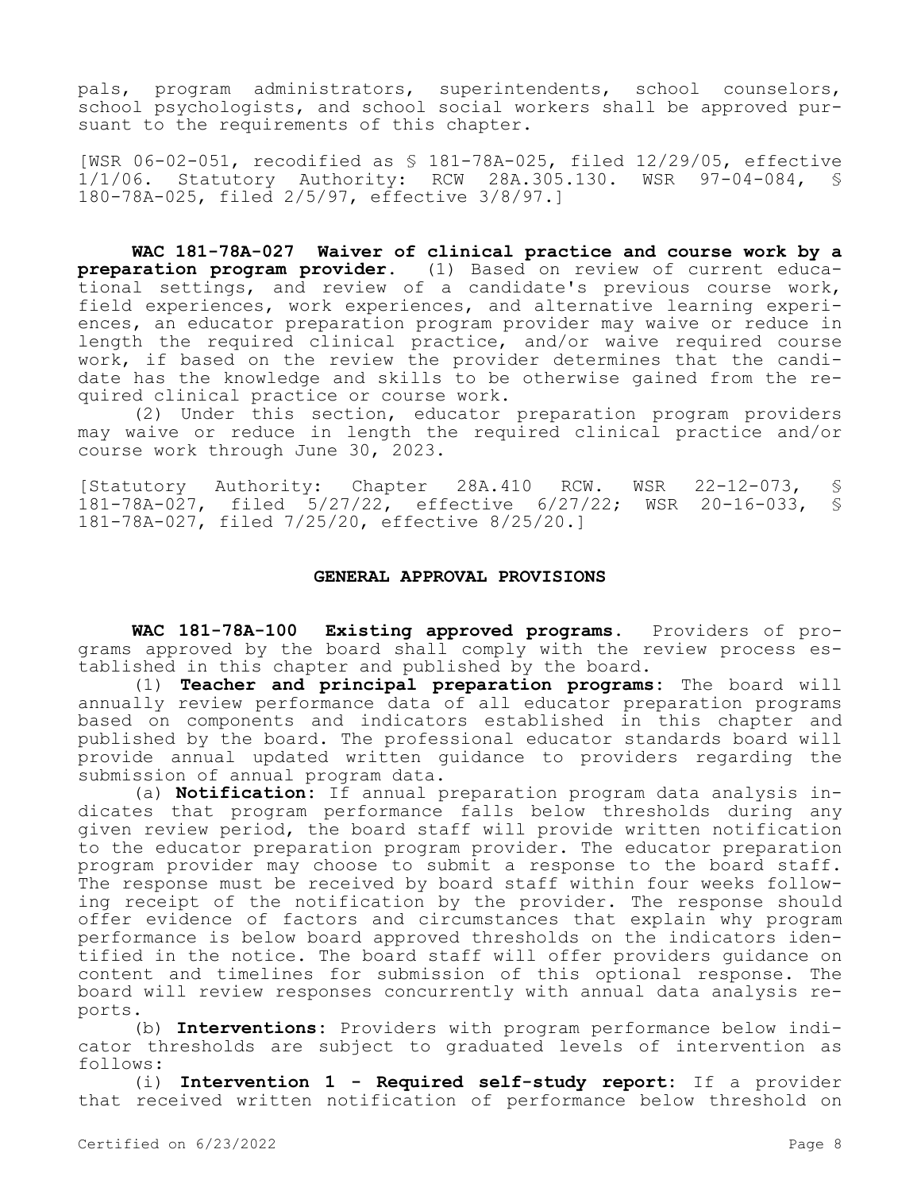pals, program administrators, superintendents, school counselors, school psychologists, and school social workers shall be approved pursuant to the requirements of this chapter.

[WSR 06-02-051, recodified as § 181-78A-025, filed 12/29/05, effective 1/1/06. Statutory Authority: RCW 28A.305.130. WSR 97-04-084, § 180-78A-025, filed 2/5/97, effective 3/8/97.]

**WAC 181-78A-027 Waiver of clinical practice and course work by a preparation program provider.** (1) Based on review of current educational settings, and review of a candidate's previous course work, field experiences, work experiences, and alternative learning experiences, an educator preparation program provider may waive or reduce in length the required clinical practice, and/or waive required course work, if based on the review the provider determines that the candidate has the knowledge and skills to be otherwise gained from the required clinical practice or course work.

(2) Under this section, educator preparation program providers may waive or reduce in length the required clinical practice and/or course work through June 30, 2023.

[Statutory Authority: Chapter 28A.410 RCW. WSR 22-12-073, § 181-78A-027, filed 5/27/22, effective 6/27/22; WSR 20-16-033, § 181-78A-027, filed 7/25/20, effective 8/25/20.]

## GENERAL APPROVAL PROVISIONS

**WAC 181-78A-100 Existing approved programs.** Providers of programs approved by the board shall comply with the review process established in this chapter and published by the board.

(1) **Teacher and principal preparation programs:** The board will annually review performance data of all educator preparation programs based on components and indicators established in this chapter and published by the board. The professional educator standards board will provide annual updated written guidance to providers regarding the submission of annual program data.

(a) **Notification:** If annual preparation program data analysis indicates that program performance falls below thresholds during any given review period, the board staff will provide written notification to the educator preparation program provider. The educator preparation program provider may choose to submit a response to the board staff. The response must be received by board staff within four weeks following receipt of the notification by the provider. The response should offer evidence of factors and circumstances that explain why program performance is below board approved thresholds on the indicators identified in the notice. The board staff will offer providers guidance on content and timelines for submission of this optional response. The board will review responses concurrently with annual data analysis reports.

(b) **Interventions:** Providers with program performance below indicator thresholds are subject to graduated levels of intervention as follows:

(i) **Intervention 1 - Required self-study report:** If a provider that received written notification of performance below threshold on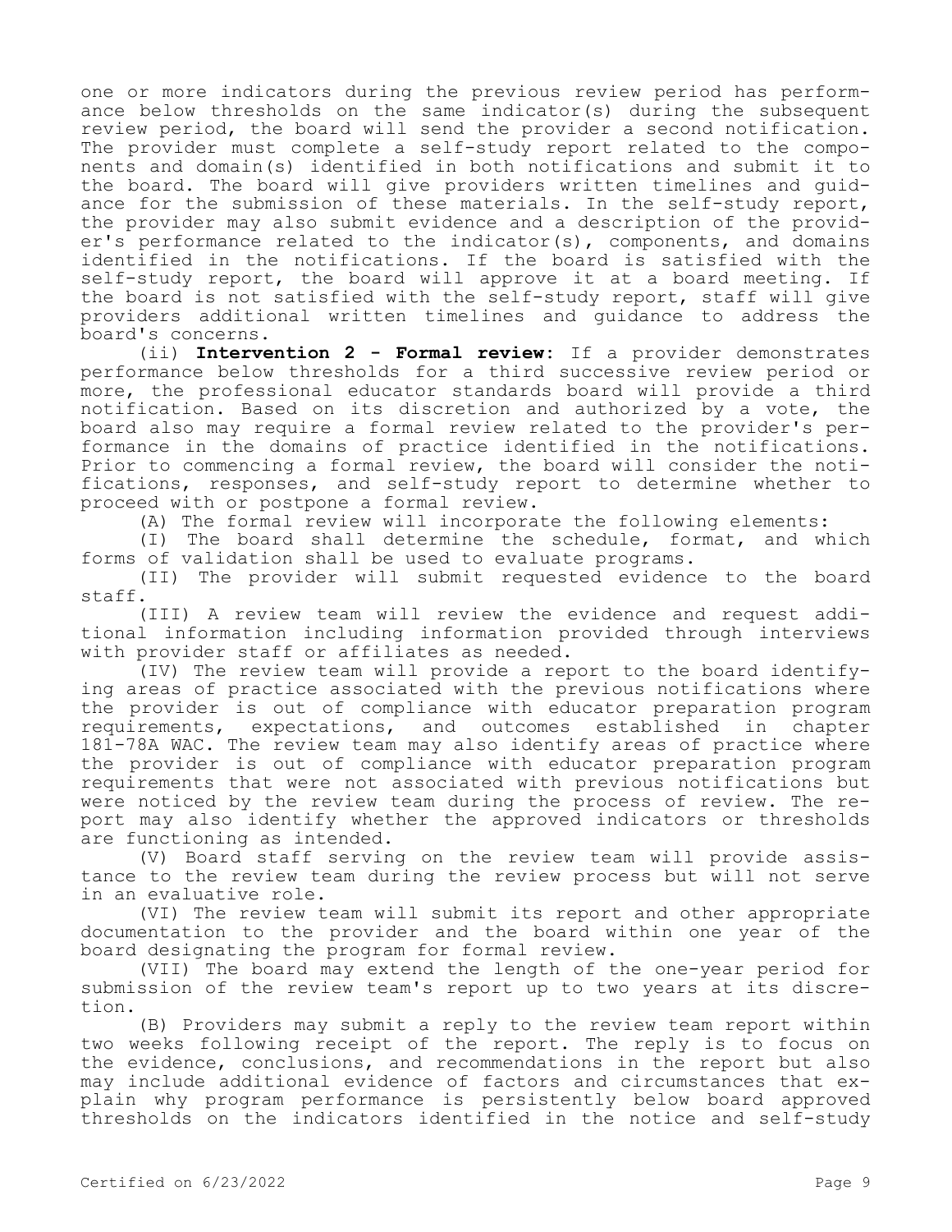one or more indicators during the previous review period has performance below thresholds on the same indicator(s) during the subsequent review period, the board will send the provider a second notification. The provider must complete a self-study report related to the components and domain(s) identified in both notifications and submit it to the board. The board will give providers written timelines and guidance for the submission of these materials. In the self-study report, the provider may also submit evidence and a description of the provider's performance related to the indicator(s), components, and domains identified in the notifications. If the board is satisfied with the self-study report, the board will approve it at a board meeting. If the board is not satisfied with the self-study report, staff will give providers additional written timelines and guidance to address the board's concerns.

(ii) **Intervention 2 - Formal review:** If a provider demonstrates performance below thresholds for a third successive review period or more, the professional educator standards board will provide a third notification. Based on its discretion and authorized by a vote, the board also may require a formal review related to the provider's performance in the domains of practice identified in the notifications. Prior to commencing a formal review, the board will consider the notifications, responses, and self-study report to determine whether to proceed with or postpone a formal review.

(A) The formal review will incorporate the following elements:

(I) The board shall determine the schedule, format, and which forms of validation shall be used to evaluate programs.

(II) The provider will submit requested evidence to the board staff.

(III) A review team will review the evidence and request additional information including information provided through interviews with provider staff or affiliates as needed.

(IV) The review team will provide a report to the board identifying areas of practice associated with the previous notifications where the provider is out of compliance with educator preparation program requirements, expectations, and outcomes established in chapter 181-78A WAC. The review team may also identify areas of practice where the provider is out of compliance with educator preparation program requirements that were not associated with previous notifications but were noticed by the review team during the process of review. The report may also identify whether the approved indicators or thresholds are functioning as intended.

(V) Board staff serving on the review team will provide assistance to the review team during the review process but will not serve in an evaluative role.

(VI) The review team will submit its report and other appropriate documentation to the provider and the board within one year of the board designating the program for formal review.

(VII) The board may extend the length of the one-year period for submission of the review team's report up to two years at its discretion.

(B) Providers may submit a reply to the review team report within two weeks following receipt of the report. The reply is to focus on the evidence, conclusions, and recommendations in the report but also may include additional evidence of factors and circumstances that explain why program performance is persistently below board approved thresholds on the indicators identified in the notice and self-study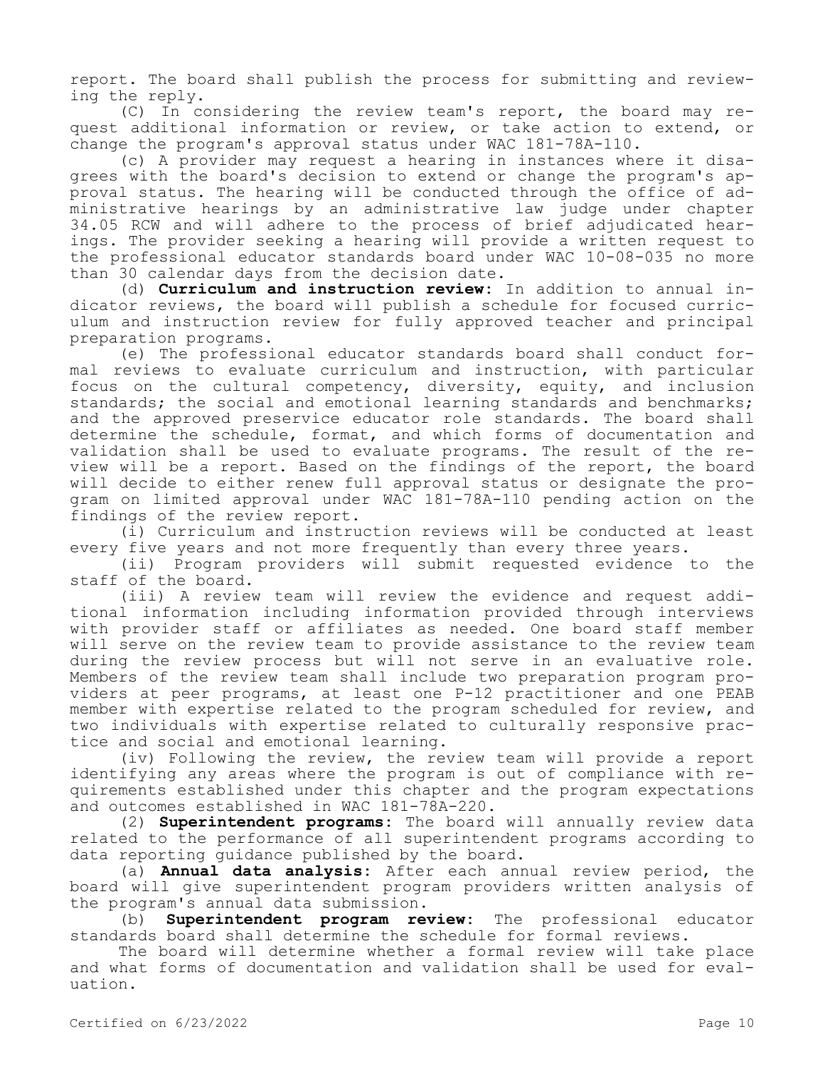report. The board shall publish the process for submitting and reviewing the reply.

(C) In considering the review team's report, the board may request additional information or review, or take action to extend, or change the program's approval status under WAC 181-78A-110.

(c) A provider may request a hearing in instances where it disagrees with the board's decision to extend or change the program's approval status. The hearing will be conducted through the office of administrative hearings by an administrative law judge under chapter 34.05 RCW and will adhere to the process of brief adjudicated hearings. The provider seeking a hearing will provide a written request to the professional educator standards board under WAC 10-08-035 no more than 30 calendar days from the decision date.

(d) **Curriculum and instruction review:** In addition to annual indicator reviews, the board will publish a schedule for focused curriculum and instruction review for fully approved teacher and principal preparation programs.

(e) The professional educator standards board shall conduct formal reviews to evaluate curriculum and instruction, with particular focus on the cultural competency, diversity, equity, and inclusion standards; the social and emotional learning standards and benchmarks; and the approved preservice educator role standards. The board shall determine the schedule, format, and which forms of documentation and validation shall be used to evaluate programs. The result of the review will be a report. Based on the findings of the report, the board will decide to either renew full approval status or designate the program on limited approval under WAC 181-78A-110 pending action on the findings of the review report.

(i) Curriculum and instruction reviews will be conducted at least every five years and not more frequently than every three years.

(ii) Program providers will submit requested evidence to the staff of the board.

(iii) A review team will review the evidence and request additional information including information provided through interviews with provider staff or affiliates as needed. One board staff member will serve on the review team to provide assistance to the review team during the review process but will not serve in an evaluative role. Members of the review team shall include two preparation program providers at peer programs, at least one P-12 practitioner and one PEAB member with expertise related to the program scheduled for review, and two individuals with expertise related to culturally responsive practice and social and emotional learning.

(iv) Following the review, the review team will provide a report identifying any areas where the program is out of compliance with requirements established under this chapter and the program expectations and outcomes established in WAC 181-78A-220.

(2) **Superintendent programs:** The board will annually review data related to the performance of all superintendent programs according to data reporting guidance published by the board.

(a) **Annual data analysis:** After each annual review period, the board will give superintendent program providers written analysis of the program's annual data submission.

(b) **Superintendent program review:** The professional educator standards board shall determine the schedule for formal reviews.

The board will determine whether a formal review will take place and what forms of documentation and validation shall be used for evaluation.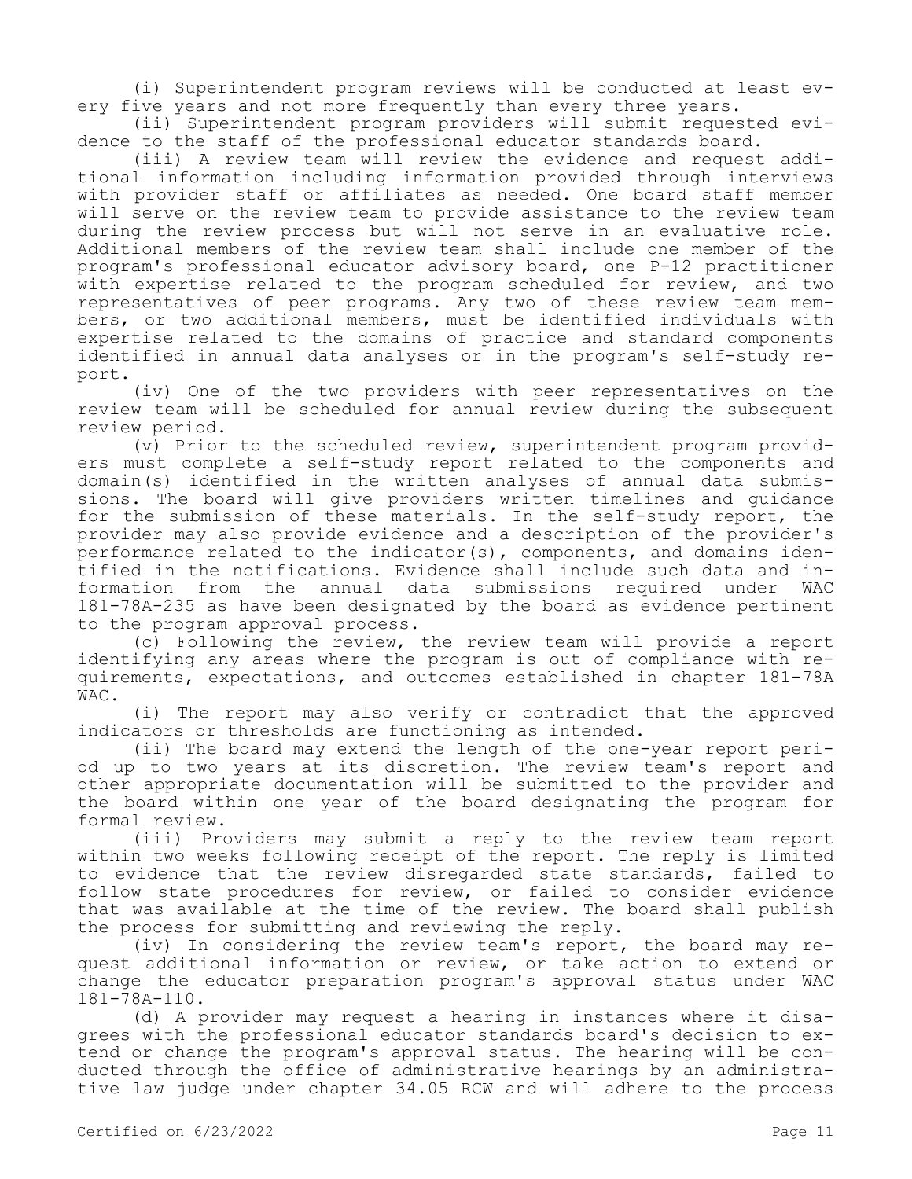(i) Superintendent program reviews will be conducted at least every five years and not more frequently than every three years.

(ii) Superintendent program providers will submit requested evidence to the staff of the professional educator standards board.

(iii) A review team will review the evidence and request additional information including information provided through interviews with provider staff or affiliates as needed. One board staff member will serve on the review team to provide assistance to the review team during the review process but will not serve in an evaluative role. Additional members of the review team shall include one member of the program's professional educator advisory board, one P-12 practitioner with expertise related to the program scheduled for review, and two representatives of peer programs. Any two of these review team members, or two additional members, must be identified individuals with expertise related to the domains of practice and standard components identified in annual data analyses or in the program's self-study report.

(iv) One of the two providers with peer representatives on the review team will be scheduled for annual review during the subsequent review period.

(v) Prior to the scheduled review, superintendent program providers must complete a self-study report related to the components and domain(s) identified in the written analyses of annual data submissions. The board will give providers written timelines and guidance for the submission of these materials. In the self-study report, the provider may also provide evidence and a description of the provider's performance related to the indicator(s), components, and domains identified in the notifications. Evidence shall include such data and information from the annual data submissions required under WAC 181-78A-235 as have been designated by the board as evidence pertinent to the program approval process.

(c) Following the review, the review team will provide a report identifying any areas where the program is out of compliance with requirements, expectations, and outcomes established in chapter 181-78A WAC.

(i) The report may also verify or contradict that the approved indicators or thresholds are functioning as intended.

(ii) The board may extend the length of the one-year report period up to two years at its discretion. The review team's report and other appropriate documentation will be submitted to the provider and the board within one year of the board designating the program for formal review.

(iii) Providers may submit a reply to the review team report within two weeks following receipt of the report. The reply is limited to evidence that the review disregarded state standards, failed to follow state procedures for review, or failed to consider evidence that was available at the time of the review. The board shall publish the process for submitting and reviewing the reply.

(iv) In considering the review team's report, the board may request additional information or review, or take action to extend or change the educator preparation program's approval status under WAC 181-78A-110.

(d) A provider may request a hearing in instances where it disagrees with the professional educator standards board's decision to extend or change the program's approval status. The hearing will be conducted through the office of administrative hearings by an administrative law judge under chapter 34.05 RCW and will adhere to the process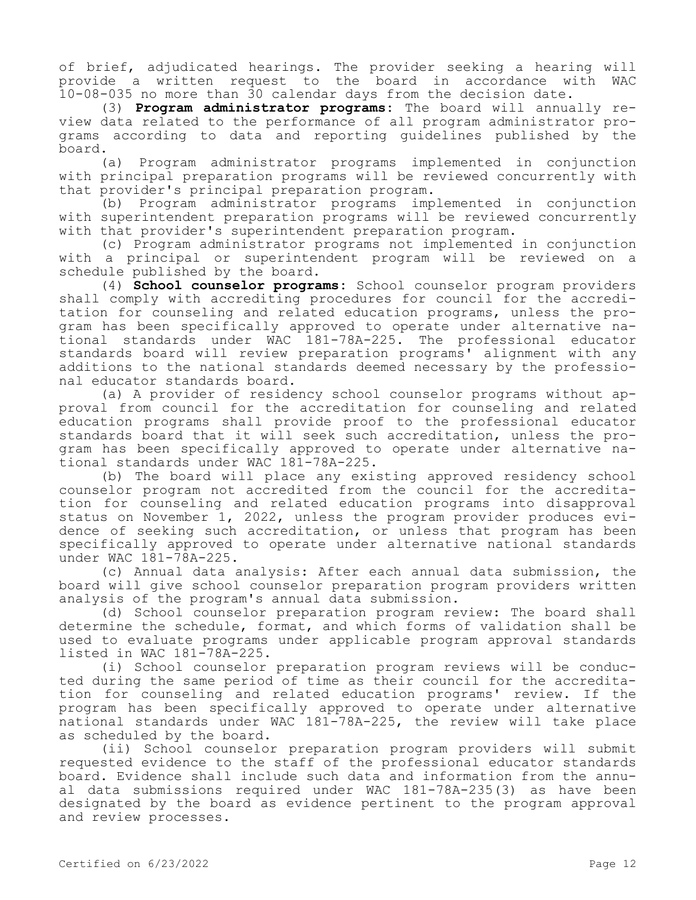of brief, adjudicated hearings. The provider seeking a hearing will provide a written request to the board in accordance with WAC 10-08-035 no more than 30 calendar days from the decision date.

(3) **Program administrator programs**: The board will annually review data related to the performance of all program administrator programs according to data and reporting guidelines published by the board.

(a) Program administrator programs implemented in conjunction with principal preparation programs will be reviewed concurrently with that provider's principal preparation program.

(b) Program administrator programs implemented in conjunction with superintendent preparation programs will be reviewed concurrently with that provider's superintendent preparation program.

(c) Program administrator programs not implemented in conjunction with a principal or superintendent program will be reviewed on a schedule published by the board.

(4) **School counselor programs**: School counselor program providers shall comply with accrediting procedures for council for the accreditation for counseling and related education programs, unless the program has been specifically approved to operate under alternative national standards under WAC 181-78A-225. The professional educator standards board will review preparation programs' alignment with any additions to the national standards deemed necessary by the professional educator standards board.

(a) A provider of residency school counselor programs without approval from council for the accreditation for counseling and related education programs shall provide proof to the professional educator standards board that it will seek such accreditation, unless the program has been specifically approved to operate under alternative national standards under WAC 181-78A-225.

(b) The board will place any existing approved residency school counselor program not accredited from the council for the accreditation for counseling and related education programs into disapproval status on November 1, 2022, unless the program provider produces evidence of seeking such accreditation, or unless that program has been specifically approved to operate under alternative national standards under WAC 181-78A-225.

(c) Annual data analysis: After each annual data submission, the board will give school counselor preparation program providers written analysis of the program's annual data submission.

(d) School counselor preparation program review: The board shall determine the schedule, format, and which forms of validation shall be used to evaluate programs under applicable program approval standards listed in WAC 181-78A-225.

(i) School counselor preparation program reviews will be conducted during the same period of time as their council for the accreditation for counseling and related education programs' review. If the program has been specifically approved to operate under alternative national standards under WAC 181-78A-225, the review will take place as scheduled by the board.

(ii) School counselor preparation program providers will submit requested evidence to the staff of the professional educator standards board. Evidence shall include such data and information from the annual data submissions required under WAC 181-78A-235(3) as have been designated by the board as evidence pertinent to the program approval and review processes.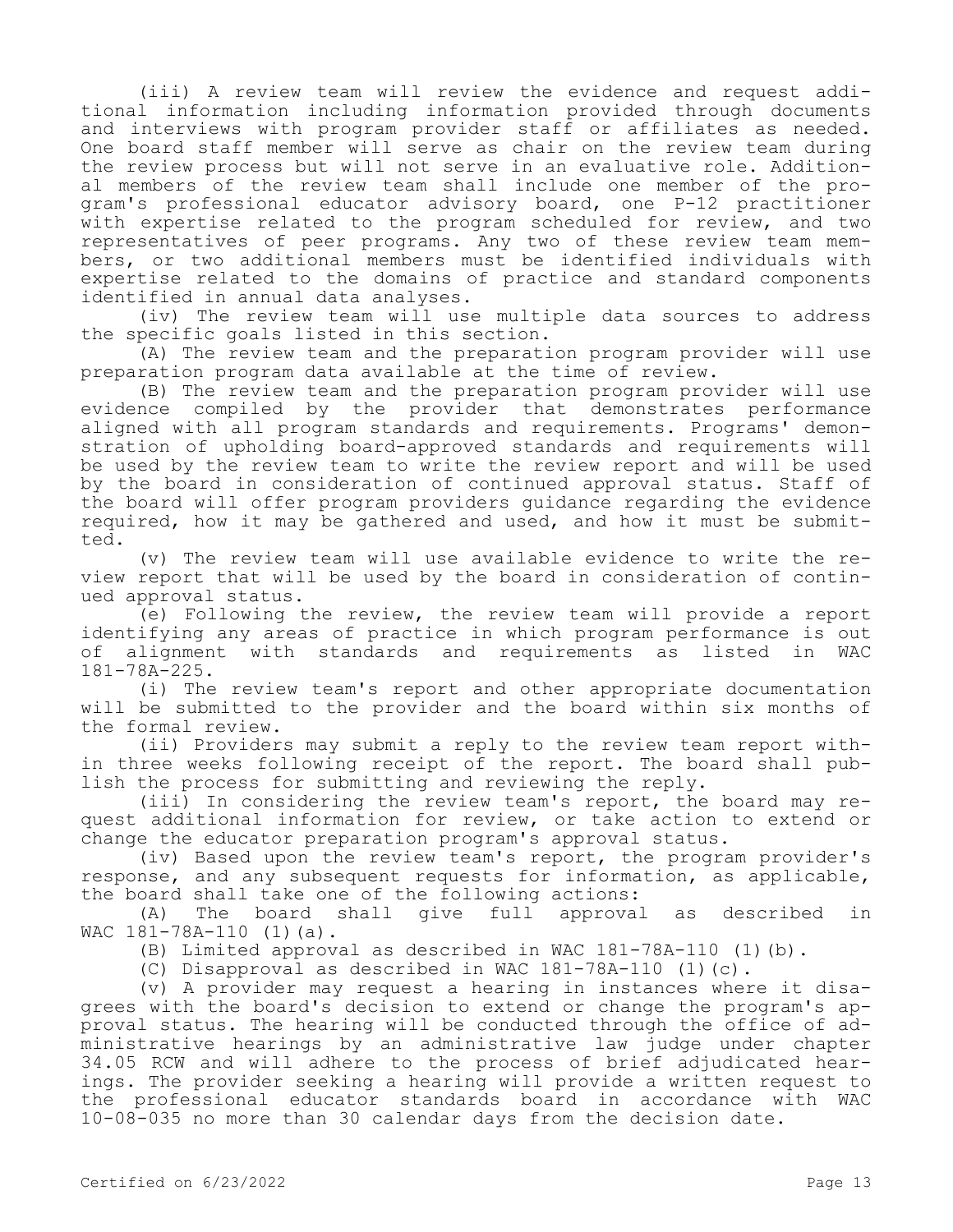(iii) A review team will review the evidence and request additional information including information provided through documents and interviews with program provider staff or affiliates as needed. One board staff member will serve as chair on the review team during the review process but will not serve in an evaluative role. Additional members of the review team shall include one member of the program's professional educator advisory board, one P-12 practitioner with expertise related to the program scheduled for review, and two representatives of peer programs. Any two of these review team members, or two additional members must be identified individuals with expertise related to the domains of practice and standard components identified in annual data analyses.

(iv) The review team will use multiple data sources to address the specific goals listed in this section.

(A) The review team and the preparation program provider will use preparation program data available at the time of review.

(B) The review team and the preparation program provider will use evidence compiled by the provider that demonstrates performance aligned with all program standards and requirements. Programs' demonstration of upholding board-approved standards and requirements will be used by the review team to write the review report and will be used by the board in consideration of continued approval status. Staff of the board will offer program providers guidance regarding the evidence required, how it may be gathered and used, and how it must be submitted.

(v) The review team will use available evidence to write the review report that will be used by the board in consideration of continued approval status.

(e) Following the review, the review team will provide a report identifying any areas of practice in which program performance is out of alignment with standards and requirements as listed in WAC 181-78A-225.

(i) The review team's report and other appropriate documentation will be submitted to the provider and the board within six months of the formal review.

(ii) Providers may submit a reply to the review team report within three weeks following receipt of the report. The board shall publish the process for submitting and reviewing the reply.

(iii) In considering the review team's report, the board may request additional information for review, or take action to extend or change the educator preparation program's approval status.

(iv) Based upon the review team's report, the program provider's response, and any subsequent requests for information, as applicable, the board shall take one of the following actions:

(A) The board shall give full approval as described in WAC 181-78A-110 (1)(a).

(B) Limited approval as described in WAC 181-78A-110 (1)(b).

(C) Disapproval as described in WAC 181-78A-110 (1)(c).

(v) A provider may request a hearing in instances where it disagrees with the board's decision to extend or change the program's approval status. The hearing will be conducted through the office of administrative hearings by an administrative law judge under chapter 34.05 RCW and will adhere to the process of brief adjudicated hearings. The provider seeking a hearing will provide a written request to the professional educator standards board in accordance with WAC 10-08-035 no more than 30 calendar days from the decision date.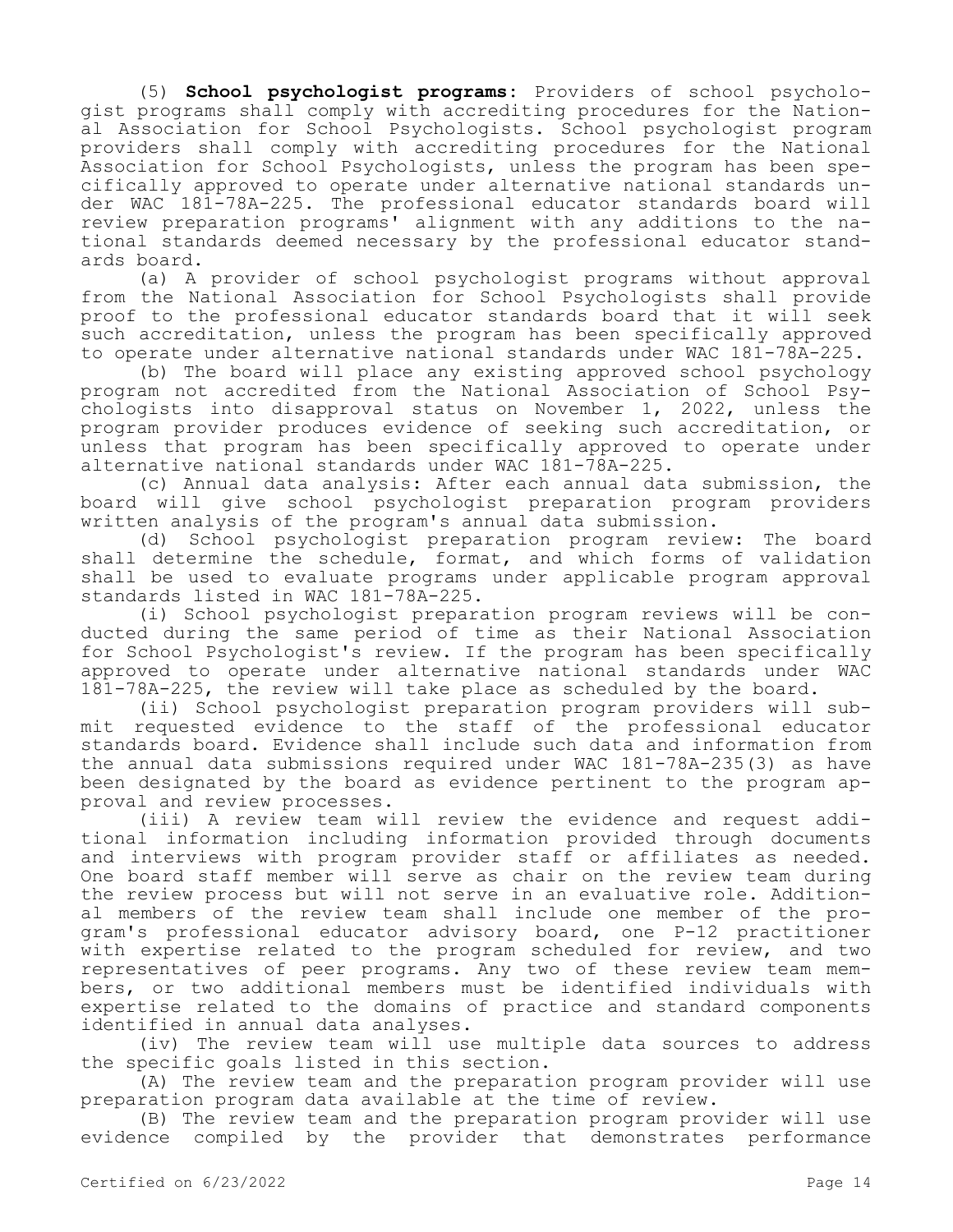(5) **School psychologist programs**: Providers of school psychologist programs shall comply with accrediting procedures for the National Association for School Psychologists. School psychologist program providers shall comply with accrediting procedures for the National Association for School Psychologists, unless the program has been specifically approved to operate under alternative national standards under WAC 181-78A-225. The professional educator standards board will review preparation programs' alignment with any additions to the national standards deemed necessary by the professional educator standards board.

(a) A provider of school psychologist programs without approval from the National Association for School Psychologists shall provide proof to the professional educator standards board that it will seek such accreditation, unless the program has been specifically approved to operate under alternative national standards under WAC 181-78A-225.

(b) The board will place any existing approved school psychology program not accredited from the National Association of School Psychologists into disapproval status on November 1, 2022, unless the program provider produces evidence of seeking such accreditation, or unless that program has been specifically approved to operate under alternative national standards under WAC 181-78A-225.

(c) Annual data analysis: After each annual data submission, the board will give school psychologist preparation program providers written analysis of the program's annual data submission.

(d) School psychologist preparation program review: The board shall determine the schedule, format, and which forms of validation shall be used to evaluate programs under applicable program approval standards listed in WAC 181-78A-225.

(i) School psychologist preparation program reviews will be conducted during the same period of time as their National Association for School Psychologist's review. If the program has been specifically approved to operate under alternative national standards under WAC 181-78A-225, the review will take place as scheduled by the board.

(ii) School psychologist preparation program providers will submit requested evidence to the staff of the professional educator standards board. Evidence shall include such data and information from the annual data submissions required under WAC 181-78A-235(3) as have been designated by the board as evidence pertinent to the program approval and review processes.

(iii) A review team will review the evidence and request additional information including information provided through documents and interviews with program provider staff or affiliates as needed. One board staff member will serve as chair on the review team during the review process but will not serve in an evaluative role. Additional members of the review team shall include one member of the program's professional educator advisory board, one P-12 practitioner with expertise related to the program scheduled for review, and two representatives of peer programs. Any two of these review team members, or two additional members must be identified individuals with expertise related to the domains of practice and standard components identified in annual data analyses.

(iv) The review team will use multiple data sources to address the specific goals listed in this section.

(A) The review team and the preparation program provider will use preparation program data available at the time of review.

(B) The review team and the preparation program provider will use evidence compiled by the provider that demonstrates performance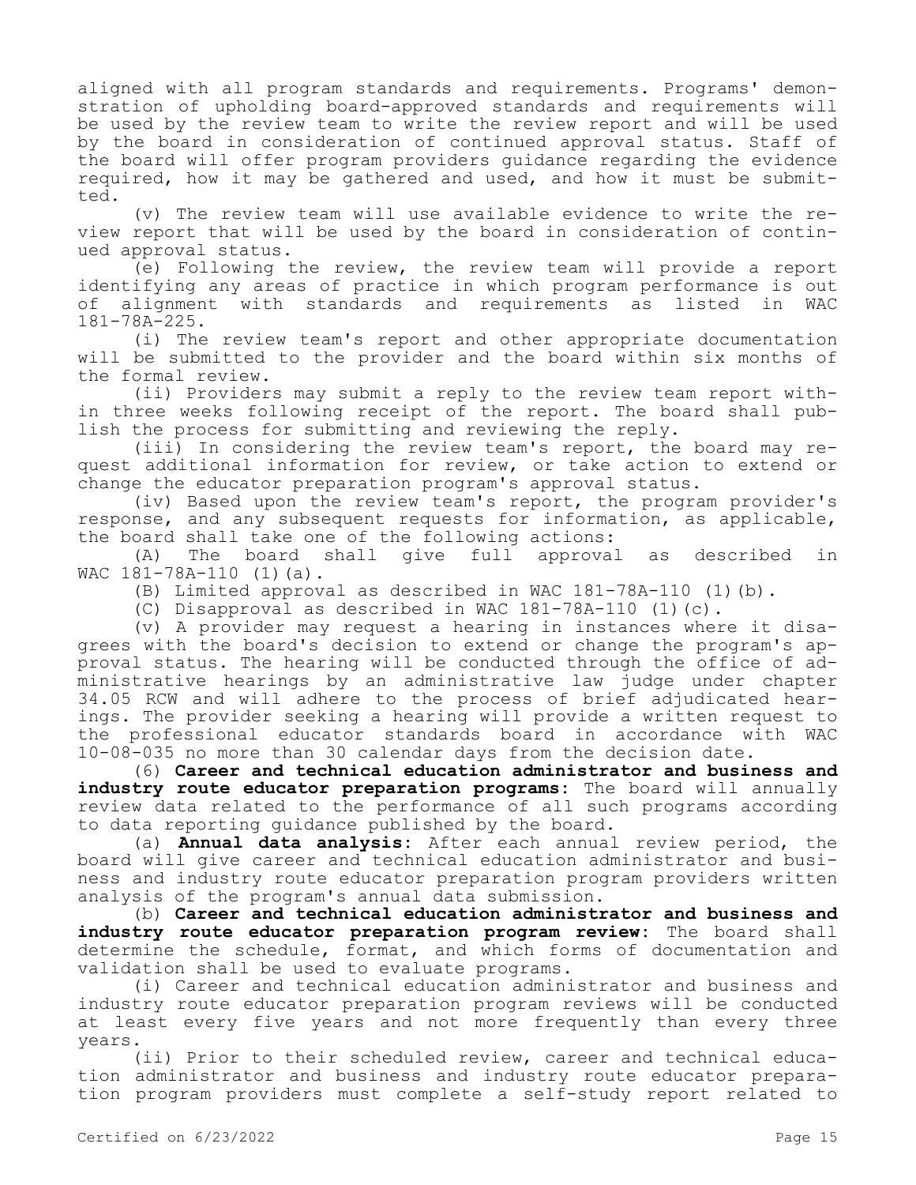aligned with all program standards and requirements. Programs' demonstration of upholding board-approved standards and requirements will be used by the review team to write the review report and will be used by the board in consideration of continued approval status. Staff of the board will offer program providers guidance regarding the evidence required, how it may be gathered and used, and how it must be submitted.

(v) The review team will use available evidence to write the review report that will be used by the board in consideration of continued approval status.

(e) Following the review, the review team will provide a report identifying any areas of practice in which program performance is out of alignment with standards and requirements as listed in WAC 181-78A-225.

(i) The review team's report and other appropriate documentation will be submitted to the provider and the board within six months of the formal review.

(ii) Providers may submit a reply to the review team report within three weeks following receipt of the report. The board shall publish the process for submitting and reviewing the reply.

(iii) In considering the review team's report, the board may request additional information for review, or take action to extend or change the educator preparation program's approval status.

(iv) Based upon the review team's report, the program provider's response, and any subsequent requests for information, as applicable, the board shall take one of the following actions:

(A) The board shall give full approval as described in WAC 181-78A-110 (1)(a).

(B) Limited approval as described in WAC 181-78A-110 (1)(b).

(C) Disapproval as described in WAC 181-78A-110 (1)(c).

(v) A provider may request a hearing in instances where it disagrees with the board's decision to extend or change the program's approval status. The hearing will be conducted through the office of administrative hearings by an administrative law judge under chapter 34.05 RCW and will adhere to the process of brief adjudicated hearings. The provider seeking a hearing will provide a written request to the professional educator standards board in accordance with WAC 10-08-035 no more than 30 calendar days from the decision date.

(6) **Career and technical education administrator and business and industry route educator preparation programs:** The board will annually review data related to the performance of all such programs according to data reporting guidance published by the board.

(a) **Annual data analysis:** After each annual review period, the board will give career and technical education administrator and business and industry route educator preparation program providers written analysis of the program's annual data submission.

(b) **Career and technical education administrator and business and industry route educator preparation program review:** The board shall determine the schedule, format, and which forms of documentation and validation shall be used to evaluate programs.

(i) Career and technical education administrator and business and industry route educator preparation program reviews will be conducted at least every five years and not more frequently than every three years.

(ii) Prior to their scheduled review, career and technical education administrator and business and industry route educator preparation program providers must complete a self-study report related to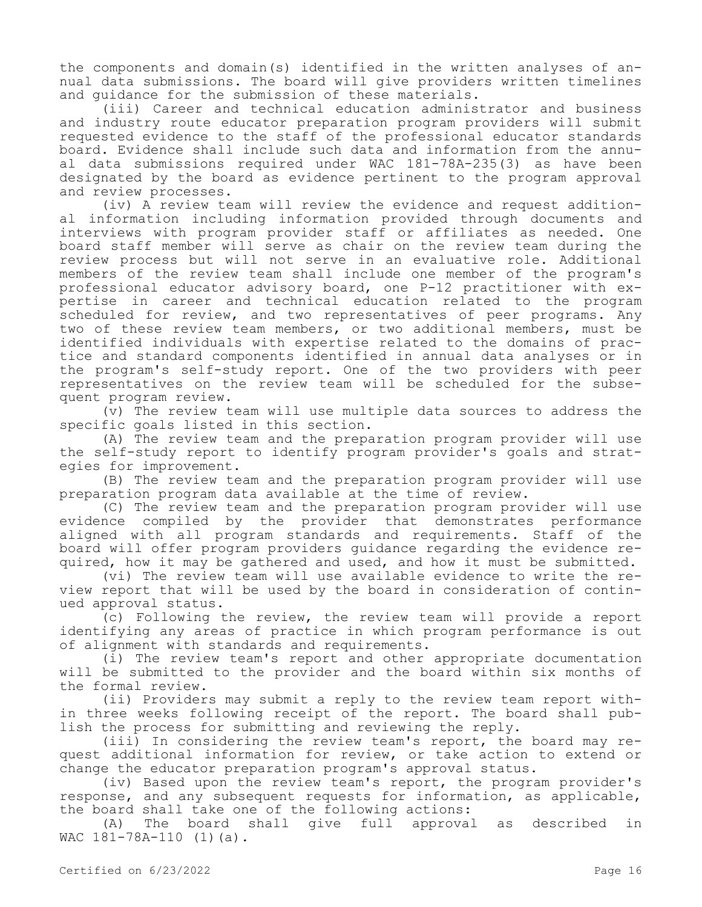the components and domain(s) identified in the written analyses of annual data submissions. The board will give providers written timelines and guidance for the submission of these materials.

(iii) Career and technical education administrator and business and industry route educator preparation program providers will submit requested evidence to the staff of the professional educator standards board. Evidence shall include such data and information from the annual data submissions required under WAC 181-78A-235(3) as have been designated by the board as evidence pertinent to the program approval and review processes.

(iv) A review team will review the evidence and request additional information including information provided through documents and interviews with program provider staff or affiliates as needed. One board staff member will serve as chair on the review team during the review process but will not serve in an evaluative role. Additional members of the review team shall include one member of the program's professional educator advisory board, one P-12 practitioner with expertise in career and technical education related to the program scheduled for review, and two representatives of peer programs. Any two of these review team members, or two additional members, must be identified individuals with expertise related to the domains of practice and standard components identified in annual data analyses or in the program's self-study report. One of the two providers with peer representatives on the review team will be scheduled for the subsequent program review.

(v) The review team will use multiple data sources to address the specific goals listed in this section.

(A) The review team and the preparation program provider will use the self-study report to identify program provider's goals and strategies for improvement.

(B) The review team and the preparation program provider will use preparation program data available at the time of review.

(C) The review team and the preparation program provider will use evidence compiled by the provider that demonstrates performance aligned with all program standards and requirements. Staff of the board will offer program providers guidance regarding the evidence required, how it may be gathered and used, and how it must be submitted.

(vi) The review team will use available evidence to write the review report that will be used by the board in consideration of continued approval status.

(c) Following the review, the review team will provide a report identifying any areas of practice in which program performance is out of alignment with standards and requirements.

(i) The review team's report and other appropriate documentation will be submitted to the provider and the board within six months of the formal review.

(ii) Providers may submit a reply to the review team report within three weeks following receipt of the report. The board shall publish the process for submitting and reviewing the reply.

(iii) In considering the review team's report, the board may request additional information for review, or take action to extend or change the educator preparation program's approval status.

(iv) Based upon the review team's report, the program provider's response, and any subsequent requests for information, as applicable, the board shall take one of the following actions:

(A) The board shall give full approval as described in WAC 181-78A-110 (1)(a).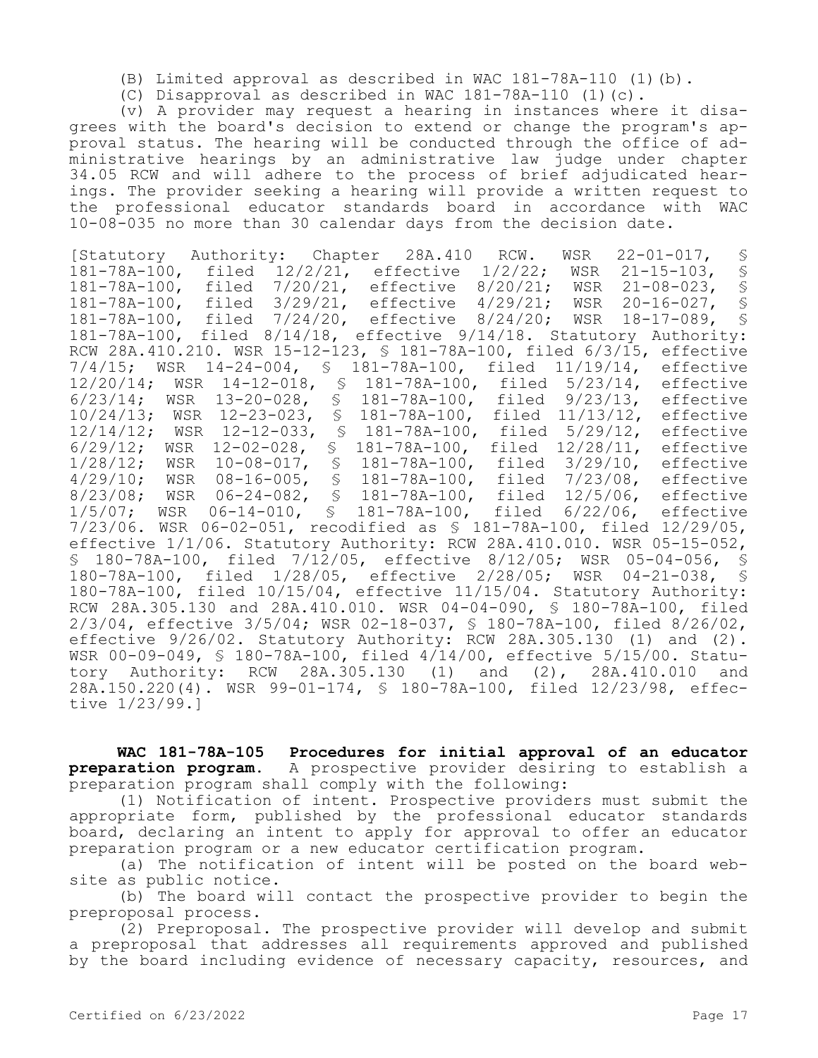(B) Limited approval as described in WAC 181-78A-110 (1)(b).

(C) Disapproval as described in WAC 181-78A-110 (1)(c).

(v) A provider may request a hearing in instances where it disagrees with the board's decision to extend or change the program's approval status. The hearing will be conducted through the office of administrative hearings by an administrative law judge under chapter 34.05 RCW and will adhere to the process of brief adjudicated hearings. The provider seeking a hearing will provide a written request to the professional educator standards board in accordance with WAC 10-08-035 no more than 30 calendar days from the decision date.

[Statutory Authority: Chapter 28A.410 RCW. WSR 22-01-017, § 181-78A-100, filed 12/2/21, effective 1/2/22; WSR 21-15-103, § 181-78A-100, filed 7/20/21, effective 8/20/21; WSR 21-08-023, § 181-78A-100, filed 3/29/21, effective 4/29/21; WSR 20-16-027, § 181-78A-100, filed 7/24/20, effective 8/24/20; WSR 18-17-089, § 181-78A-100, filed 8/14/18, effective 9/14/18. Statutory Authority: RCW 28A.410.210. WSR 15-12-123, § 181-78A-100, filed 6/3/15, effective 7/4/15; WSR 14-24-004, § 181-78A-100, filed 11/19/14, effective 12/20/14; WSR 14-12-018, § 181-78A-100, filed 5/23/14, effective 6/23/14; WSR 13-20-028, § 181-78A-100, filed 9/23/13, effective 10/24/13; WSR 12-23-023, § 181-78A-100, filed 11/13/12, effective 12/14/12; WSR 12-12-033, § 181-78A-100, filed 5/29/12, effective 6/29/12; WSR 12-02-028, § 181-78A-100, filed 12/28/11, effective 1/28/12; WSR 10-08-017, § 181-78A-100, filed 3/29/10, effective 4/29/10; WSR 08-16-005, § 181-78A-100, filed 7/23/08, effective 8/23/08; WSR 06-24-082, § 181-78A-100, filed 12/5/06, effective 1/5/07; WSR 06-14-010, § 181-78A-100, filed 6/22/06, effective 7/23/06. WSR 06-02-051, recodified as § 181-78A-100, filed 12/29/05, effective 1/1/06. Statutory Authority: RCW 28A.410.010. WSR 05-15-052, § 180-78A-100, filed 7/12/05, effective 8/12/05; WSR 05-04-056, § 180-78A-100, filed 1/28/05, effective 2/28/05; WSR 04-21-038, § 180-78A-100, filed 10/15/04, effective 11/15/04. Statutory Authority: RCW 28A.305.130 and 28A.410.010. WSR 04-04-090, § 180-78A-100, filed 2/3/04, effective 3/5/04; WSR 02-18-037, § 180-78A-100, filed 8/26/02, effective 9/26/02. Statutory Authority: RCW 28A.305.130 (1) and (2). WSR 00-09-049, § 180-78A-100, filed 4/14/00, effective 5/15/00. Statutory Authority: RCW 28A.305.130 (1) and (2), 28A.410.010 and 28A.150.220(4). WSR 99-01-174, § 180-78A-100, filed 12/23/98, effective 1/23/99.]

**WAC 181-78A-105 Procedures for initial approval of an educator preparation program.** A prospective provider desiring to establish a preparation program shall comply with the following:

(1) Notification of intent. Prospective providers must submit the appropriate form, published by the professional educator standards board, declaring an intent to apply for approval to offer an educator preparation program or a new educator certification program.

(a) The notification of intent will be posted on the board website as public notice.

(b) The board will contact the prospective provider to begin the preproposal process.

(2) Preproposal. The prospective provider will develop and submit a preproposal that addresses all requirements approved and published by the board including evidence of necessary capacity, resources, and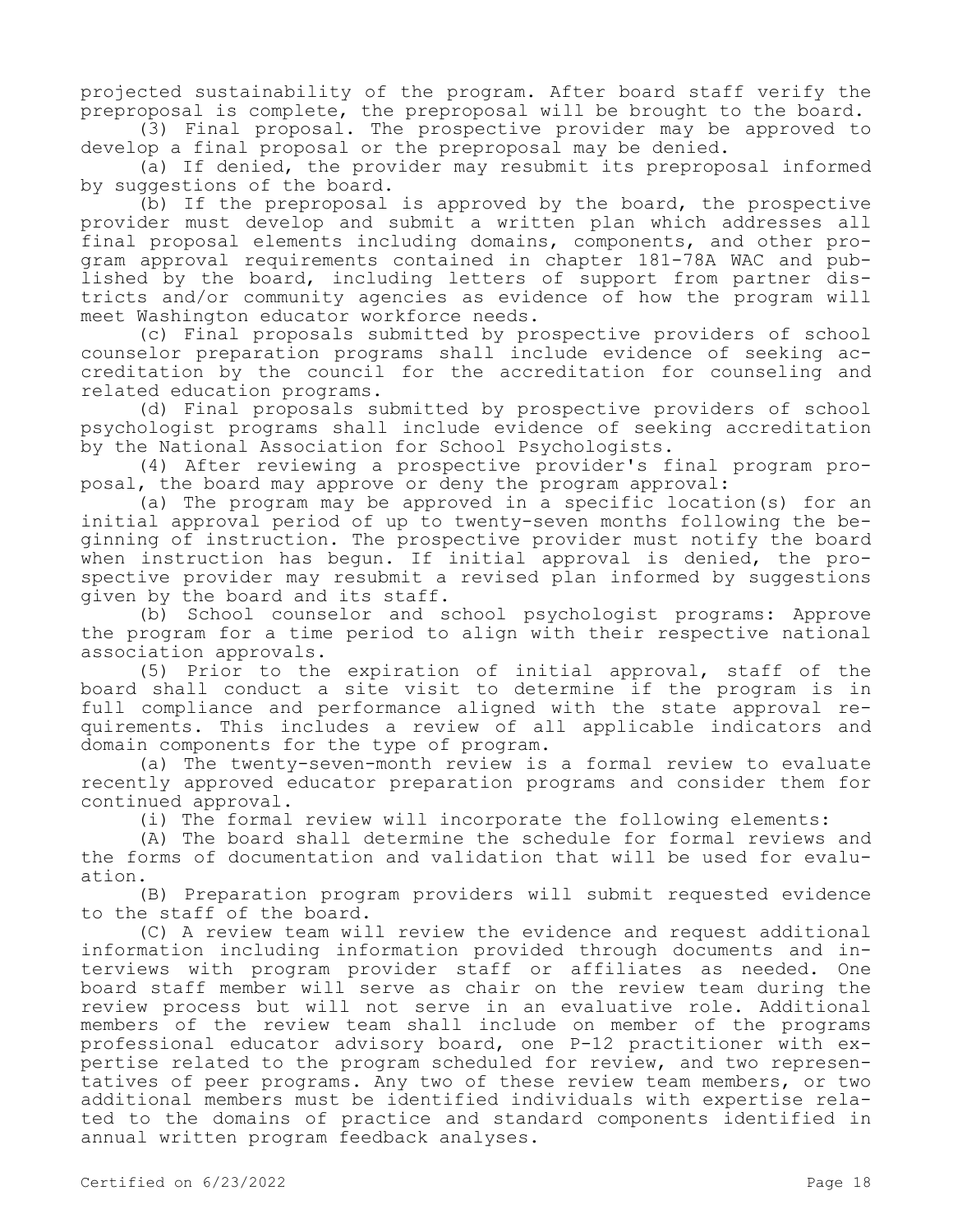projected sustainability of the program. After board staff verify the preproposal is complete, the preproposal will be brought to the board.

(3) Final proposal. The prospective provider may be approved to develop a final proposal or the preproposal may be denied.

(a) If denied, the provider may resubmit its preproposal informed by suggestions of the board.

(b) If the preproposal is approved by the board, the prospective provider must develop and submit a written plan which addresses all final proposal elements including domains, components, and other program approval requirements contained in chapter 181-78A WAC and published by the board, including letters of support from partner districts and/or community agencies as evidence of how the program will meet Washington educator workforce needs.

(c) Final proposals submitted by prospective providers of school counselor preparation programs shall include evidence of seeking accreditation by the council for the accreditation for counseling and related education programs.

(d) Final proposals submitted by prospective providers of school psychologist programs shall include evidence of seeking accreditation by the National Association for School Psychologists.

(4) After reviewing a prospective provider's final program proposal, the board may approve or deny the program approval:

(a) The program may be approved in a specific location(s) for an initial approval period of up to twenty-seven months following the beginning of instruction. The prospective provider must notify the board when instruction has begun. If initial approval is denied, the prospective provider may resubmit a revised plan informed by suggestions given by the board and its staff.

(b) School counselor and school psychologist programs: Approve the program for a time period to align with their respective national association approvals.

(5) Prior to the expiration of initial approval, staff of the board shall conduct a site visit to determine if the program is in full compliance and performance aligned with the state approval requirements. This includes a review of all applicable indicators and domain components for the type of program.

(a) The twenty-seven-month review is a formal review to evaluate recently approved educator preparation programs and consider them for continued approval.

(i) The formal review will incorporate the following elements:

(A) The board shall determine the schedule for formal reviews and the forms of documentation and validation that will be used for evaluation.

(B) Preparation program providers will submit requested evidence to the staff of the board.

(C) A review team will review the evidence and request additional information including information provided through documents and interviews with program provider staff or affiliates as needed. One board staff member will serve as chair on the review team during the review process but will not serve in an evaluative role. Additional members of the review team shall include on member of the programs professional educator advisory board, one P-12 practitioner with expertise related to the program scheduled for review, and two representatives of peer programs. Any two of these review team members, or two additional members must be identified individuals with expertise related to the domains of practice and standard components identified in annual written program feedback analyses.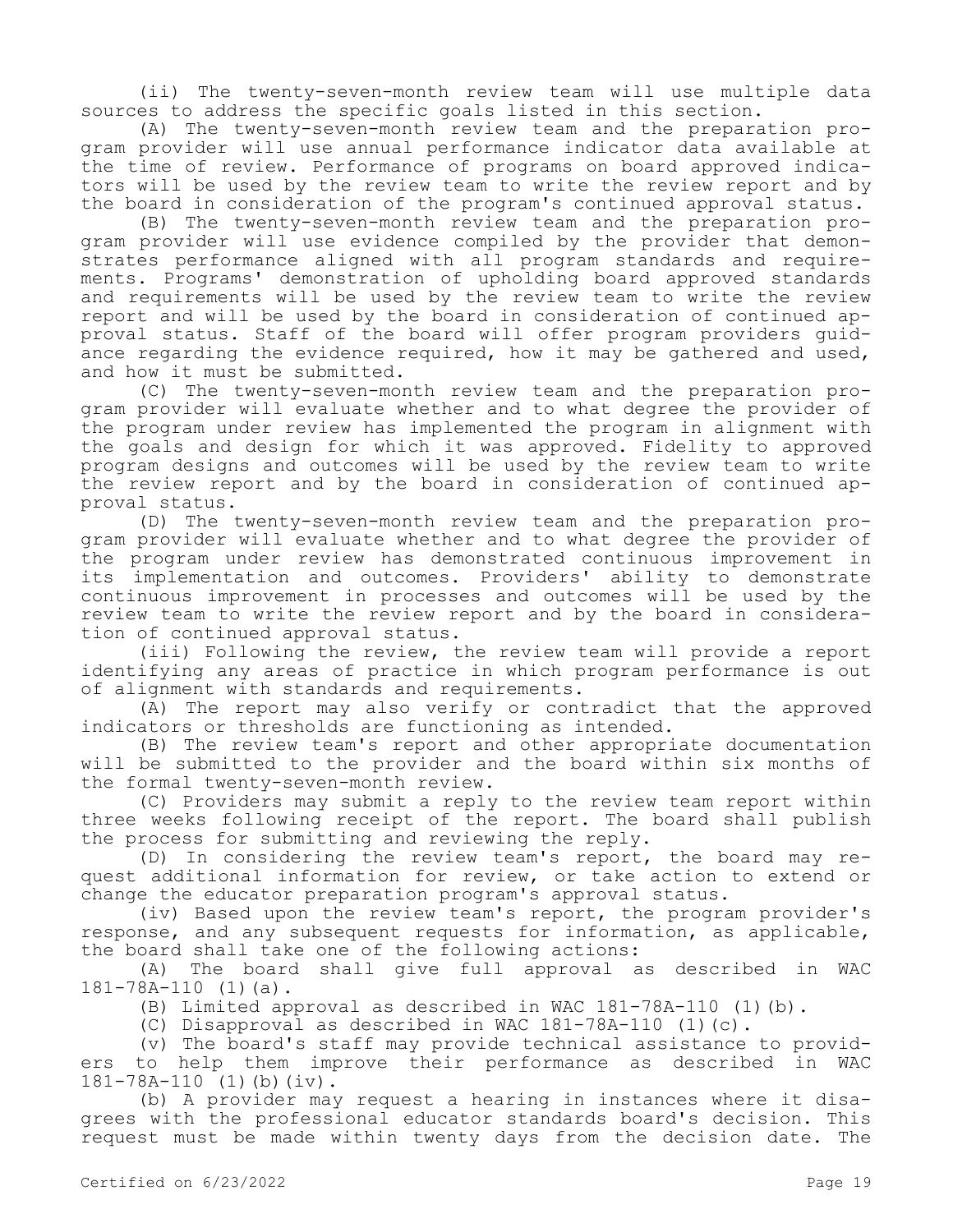(ii) The twenty-seven-month review team will use multiple data sources to address the specific goals listed in this section.

(A) The twenty-seven-month review team and the preparation program provider will use annual performance indicator data available at the time of review. Performance of programs on board approved indicators will be used by the review team to write the review report and by the board in consideration of the program's continued approval status.

(B) The twenty-seven-month review team and the preparation program provider will use evidence compiled by the provider that demonstrates performance aligned with all program standards and requirements. Programs' demonstration of upholding board approved standards and requirements will be used by the review team to write the review report and will be used by the board in consideration of continued approval status. Staff of the board will offer program providers guidance regarding the evidence required, how it may be gathered and used, and how it must be submitted.

(C) The twenty-seven-month review team and the preparation program provider will evaluate whether and to what degree the provider of the program under review has implemented the program in alignment with the goals and design for which it was approved. Fidelity to approved program designs and outcomes will be used by the review team to write the review report and by the board in consideration of continued approval status.

(D) The twenty-seven-month review team and the preparation program provider will evaluate whether and to what degree the provider of the program under review has demonstrated continuous improvement in its implementation and outcomes. Providers' ability to demonstrate continuous improvement in processes and outcomes will be used by the review team to write the review report and by the board in consideration of continued approval status.

(iii) Following the review, the review team will provide a report identifying any areas of practice in which program performance is out of alignment with standards and requirements.

(A) The report may also verify or contradict that the approved indicators or thresholds are functioning as intended.

(B) The review team's report and other appropriate documentation will be submitted to the provider and the board within six months of the formal twenty-seven-month review.

(C) Providers may submit a reply to the review team report within three weeks following receipt of the report. The board shall publish the process for submitting and reviewing the reply.

(D) In considering the review team's report, the board may request additional information for review, or take action to extend or change the educator preparation program's approval status.

(iv) Based upon the review team's report, the program provider's response, and any subsequent requests for information, as applicable, the board shall take one of the following actions:

(A) The board shall give full approval as described in WAC 181-78A-110 (1)(a).

(B) Limited approval as described in WAC 181-78A-110 (1)(b).

(C) Disapproval as described in WAC 181-78A-110 (1)(c).

(v) The board's staff may provide technical assistance to providers to help them improve their performance as described in WAC 181-78A-110 (1)(b)(iv).

(b) A provider may request a hearing in instances where it disagrees with the professional educator standards board's decision. This request must be made within twenty days from the decision date. The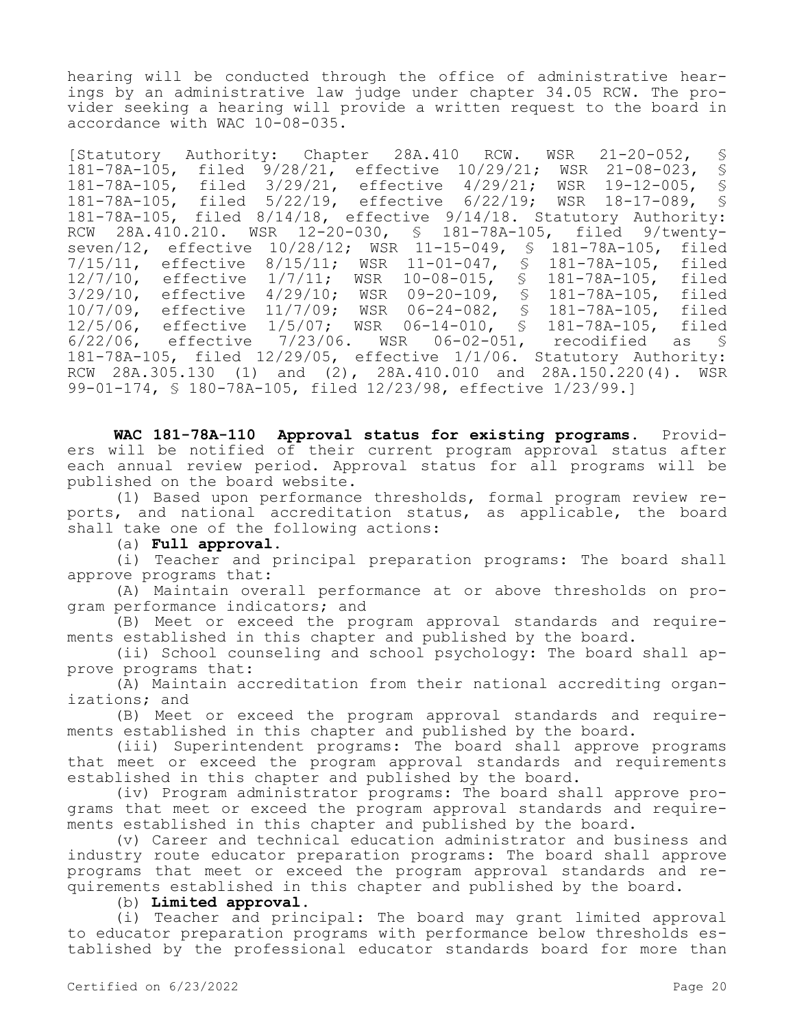hearing will be conducted through the office of administrative hearings by an administrative law judge under chapter 34.05 RCW. The provider seeking a hearing will provide a written request to the board in accordance with WAC 10-08-035.

[Statutory Authority: Chapter 28A.410 RCW. WSR 21-20-052, § 181-78A-105, filed 9/28/21, effective 10/29/21; WSR 21-08-023, § 181-78A-105, filed 3/29/21, effective 4/29/21; WSR 19-12-005, § 181-78A-105, filed 5/22/19, effective 6/22/19; WSR 18-17-089, § 181-78A-105, filed 8/14/18, effective 9/14/18. Statutory Authority: RCW 28A.410.210. WSR 12-20-030, § 181-78A-105, filed 9/twenty-seven/12, effective 10/28/12; WSR 11-15-049, § 181-78A-105, filed 7/15/11, effective 8/15/11; WSR 11-01-047, § 181-78A-105, filed 12/7/10, effective 1/7/11; WSR 10-08-015, § 181-78A-105, filed 3/29/10, effective 4/29/10; WSR 09-20-109, § 181-78A-105, filed 10/7/09, effective 11/7/09; WSR 06-24-082, § 181-78A-105, filed 12/5/06, effective 1/5/07; WSR 06-14-010, § 181-78A-105, filed 6/22/06, effective 7/23/06. WSR 06-02-051, recodified as § 181-78A-105, filed 12/29/05, effective 1/1/06. Statutory Authority: RCW 28A.305.130 (1) and (2), 28A.410.010 and 28A.150.220(4). WSR 99-01-174, § 180-78A-105, filed 12/23/98, effective 1/23/99.]

**WAC 181-78A-110 Approval status for existing programs.** Providers will be notified of their current program approval status after each annual review period. Approval status for all programs will be published on the board website.

(1) Based upon performance thresholds, formal program review reports, and national accreditation status, as applicable, the board shall take one of the following actions:

(a) **Full approval.**

(i) Teacher and principal preparation programs: The board shall approve programs that:

(A) Maintain overall performance at or above thresholds on program performance indicators; and

(B) Meet or exceed the program approval standards and requirements established in this chapter and published by the board.

(ii) School counseling and school psychology: The board shall approve programs that:

(A) Maintain accreditation from their national accrediting organizations; and

(B) Meet or exceed the program approval standards and requirements established in this chapter and published by the board.

(iii) Superintendent programs: The board shall approve programs that meet or exceed the program approval standards and requirements established in this chapter and published by the board.

(iv) Program administrator programs: The board shall approve programs that meet or exceed the program approval standards and requirements established in this chapter and published by the board.

(v) Career and technical education administrator and business and industry route educator preparation programs: The board shall approve programs that meet or exceed the program approval standards and requirements established in this chapter and published by the board.

(b) **Limited approval.**

(i) Teacher and principal: The board may grant limited approval to educator preparation programs with performance below thresholds established by the professional educator standards board for more than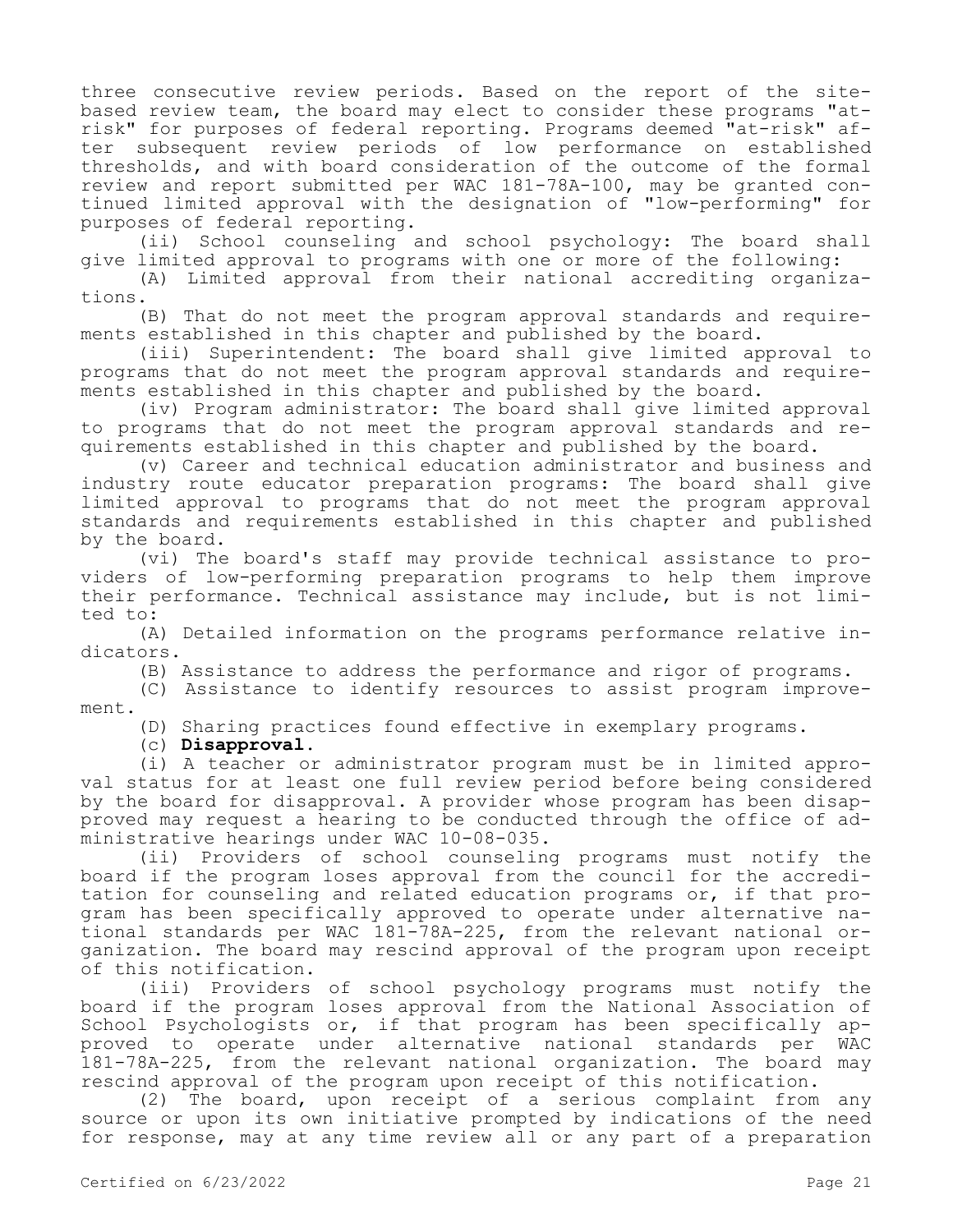three consecutive review periods. Based on the report of the site-based review team, the board may elect to consider these programs "at-risk" for purposes of federal reporting. Programs deemed "at-risk" after subsequent review periods of low performance on established thresholds, and with board consideration of the outcome of the formal review and report submitted per WAC 181-78A-100, may be granted continued limited approval with the designation of "low-performing" for purposes of federal reporting.

(ii) School counseling and school psychology: The board shall give limited approval to programs with one or more of the following:

(A) Limited approval from their national accrediting organizations.

(B) That do not meet the program approval standards and requirements established in this chapter and published by the board.

(iii) Superintendent: The board shall give limited approval to programs that do not meet the program approval standards and requirements established in this chapter and published by the board.

(iv) Program administrator: The board shall give limited approval to programs that do not meet the program approval standards and requirements established in this chapter and published by the board.

(v) Career and technical education administrator and business and industry route educator preparation programs: The board shall give limited approval to programs that do not meet the program approval standards and requirements established in this chapter and published by the board.

(vi) The board's staff may provide technical assistance to providers of low-performing preparation programs to help them improve their performance. Technical assistance may include, but is not limited to:

(A) Detailed information on the programs performance relative indicators.

(B) Assistance to address the performance and rigor of programs.

(C) Assistance to identify resources to assist program improvement.

(D) Sharing practices found effective in exemplary programs.

(c) **Disapproval.**

(i) A teacher or administrator program must be in limited approval status for at least one full review period before being considered by the board for disapproval. A provider whose program has been disapproved may request a hearing to be conducted through the office of administrative hearings under WAC 10-08-035.

(ii) Providers of school counseling programs must notify the board if the program loses approval from the council for the accreditation for counseling and related education programs or, if that program has been specifically approved to operate under alternative national standards per WAC 181-78A-225, from the relevant national organization. The board may rescind approval of the program upon receipt of this notification.

(iii) Providers of school psychology programs must notify the board if the program loses approval from the National Association of School Psychologists or, if that program has been specifically approved to operate under alternative national standards per WAC 181-78A-225, from the relevant national organization. The board may rescind approval of the program upon receipt of this notification.

(2) The board, upon receipt of a serious complaint from any source or upon its own initiative prompted by indications of the need for response, may at any time review all or any part of a preparation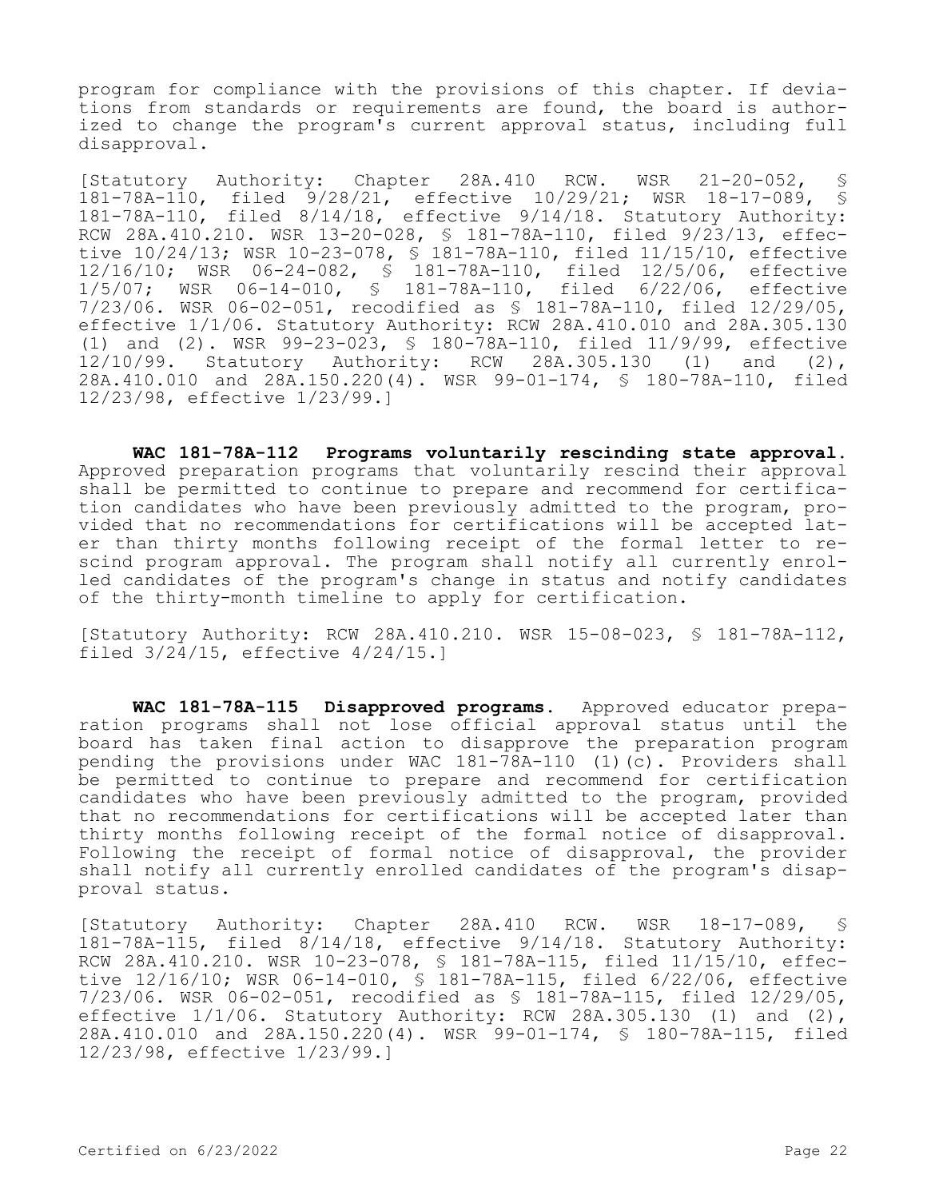program for compliance with the provisions of this chapter. If deviations from standards or requirements are found, the board is authorized to change the program's current approval status, including full disapproval.

[Statutory Authority: Chapter 28A.410 RCW. WSR 21-20-052, § 181-78A-110, filed 9/28/21, effective 10/29/21; WSR 18-17-089, § 181-78A-110, filed 8/14/18, effective 9/14/18. Statutory Authority: RCW 28A.410.210. WSR 13-20-028, § 181-78A-110, filed 9/23/13, effective 10/24/13; WSR 10-23-078, § 181-78A-110, filed 11/15/10, effective 12/16/10; WSR 06-24-082, § 181-78A-110, filed 12/5/06, effective 1/5/07; WSR 06-14-010, § 181-78A-110, filed 6/22/06, effective 7/23/06. WSR 06-02-051, recodified as § 181-78A-110, filed 12/29/05, effective 1/1/06. Statutory Authority: RCW 28A.410.010 and 28A.305.130 (1) and (2). WSR 99-23-023, § 180-78A-110, filed 11/9/99, effective 12/10/99. Statutory Authority: RCW 28A.305.130 (1) and (2), 28A.410.010 and 28A.150.220(4). WSR 99-01-174, § 180-78A-110, filed 12/23/98, effective 1/23/99.]

**WAC 181-78A-112 Programs voluntarily rescinding state approval.** Approved preparation programs that voluntarily rescind their approval shall be permitted to continue to prepare and recommend for certification candidates who have been previously admitted to the program, provided that no recommendations for certifications will be accepted later than thirty months following receipt of the formal letter to rescind program approval. The program shall notify all currently enrolled candidates of the program's change in status and notify candidates of the thirty-month timeline to apply for certification.

[Statutory Authority: RCW 28A.410.210. WSR 15-08-023, § 181-78A-112, filed 3/24/15, effective 4/24/15.]

**WAC 181-78A-115 Disapproved programs.** Approved educator preparation programs shall not lose official approval status until the board has taken final action to disapprove the preparation program pending the provisions under WAC 181-78A-110 (1)(c). Providers shall be permitted to continue to prepare and recommend for certification candidates who have been previously admitted to the program, provided that no recommendations for certifications will be accepted later than thirty months following receipt of the formal notice of disapproval. Following the receipt of formal notice of disapproval, the provider shall notify all currently enrolled candidates of the program's disapproval status.

[Statutory Authority: Chapter 28A.410 RCW. WSR 18-17-089, § 181-78A-115, filed 8/14/18, effective 9/14/18. Statutory Authority: RCW 28A.410.210. WSR 10-23-078, § 181-78A-115, filed 11/15/10, effective 12/16/10; WSR 06-14-010, § 181-78A-115, filed 6/22/06, effective 7/23/06. WSR 06-02-051, recodified as § 181-78A-115, filed 12/29/05, effective 1/1/06. Statutory Authority: RCW 28A.305.130 (1) and (2), 28A.410.010 and 28A.150.220(4). WSR 99-01-174, § 180-78A-115, filed 12/23/98, effective 1/23/99.]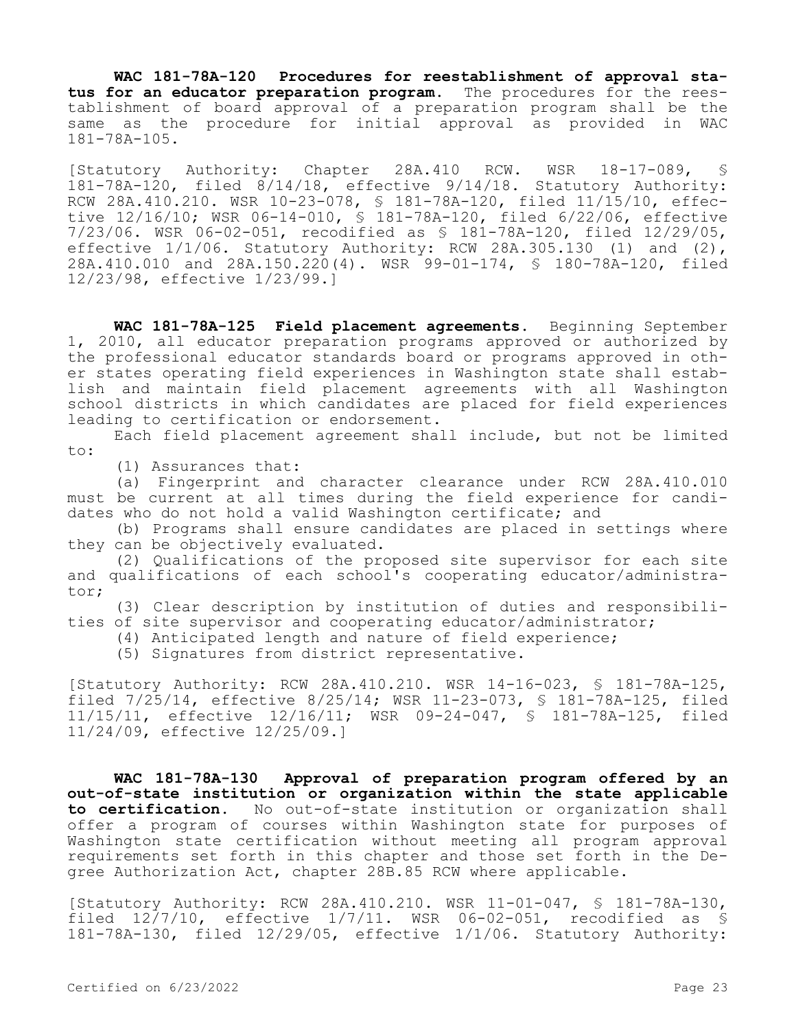**WAC 181-78A-120 Procedures for reestablishment of approval status for an educator preparation program.** The procedures for the reestablishment of board approval of a preparation program shall be the same as the procedure for initial approval as provided in WAC 181-78A-105.

[Statutory Authority: Chapter 28A.410 RCW. WSR 18-17-089, § 181-78A-120, filed 8/14/18, effective 9/14/18. Statutory Authority: RCW 28A.410.210. WSR 10-23-078, § 181-78A-120, filed 11/15/10, effective 12/16/10; WSR 06-14-010, § 181-78A-120, filed 6/22/06, effective 7/23/06. WSR 06-02-051, recodified as § 181-78A-120, filed 12/29/05, effective 1/1/06. Statutory Authority: RCW 28A.305.130 (1) and (2), 28A.410.010 and 28A.150.220(4). WSR 99-01-174, § 180-78A-120, filed 12/23/98, effective 1/23/99.]

**WAC 181-78A-125 Field placement agreements.** Beginning September 1, 2010, all educator preparation programs approved or authorized by the professional educator standards board or programs approved in other states operating field experiences in Washington state shall establish and maintain field placement agreements with all Washington school districts in which candidates are placed for field experiences leading to certification or endorsement.

Each field placement agreement shall include, but not be limited to:

(1) Assurances that:

(a) Fingerprint and character clearance under RCW 28A.410.010 must be current at all times during the field experience for candidates who do not hold a valid Washington certificate; and

(b) Programs shall ensure candidates are placed in settings where they can be objectively evaluated.

(2) Qualifications of the proposed site supervisor for each site and qualifications of each school's cooperating educator/administrator;

(3) Clear description by institution of duties and responsibilities of site supervisor and cooperating educator/administrator;

(4) Anticipated length and nature of field experience;

(5) Signatures from district representative.

[Statutory Authority: RCW 28A.410.210. WSR 14-16-023, § 181-78A-125, filed 7/25/14, effective 8/25/14; WSR 11-23-073, § 181-78A-125, filed 11/15/11, effective 12/16/11; WSR 09-24-047, § 181-78A-125, filed 11/24/09, effective 12/25/09.]

**WAC 181-78A-130 Approval of preparation program offered by an out-of-state institution or organization within the state applicable to certification.** No out-of-state institution or organization shall offer a program of courses within Washington state for purposes of Washington state certification without meeting all program approval requirements set forth in this chapter and those set forth in the Degree Authorization Act, chapter 28B.85 RCW where applicable.

[Statutory Authority: RCW 28A.410.210. WSR 11-01-047, § 181-78A-130, filed 12/7/10, effective 1/7/11. WSR 06-02-051, recodified as § 181-78A-130, filed 12/29/05, effective 1/1/06. Statutory Authority: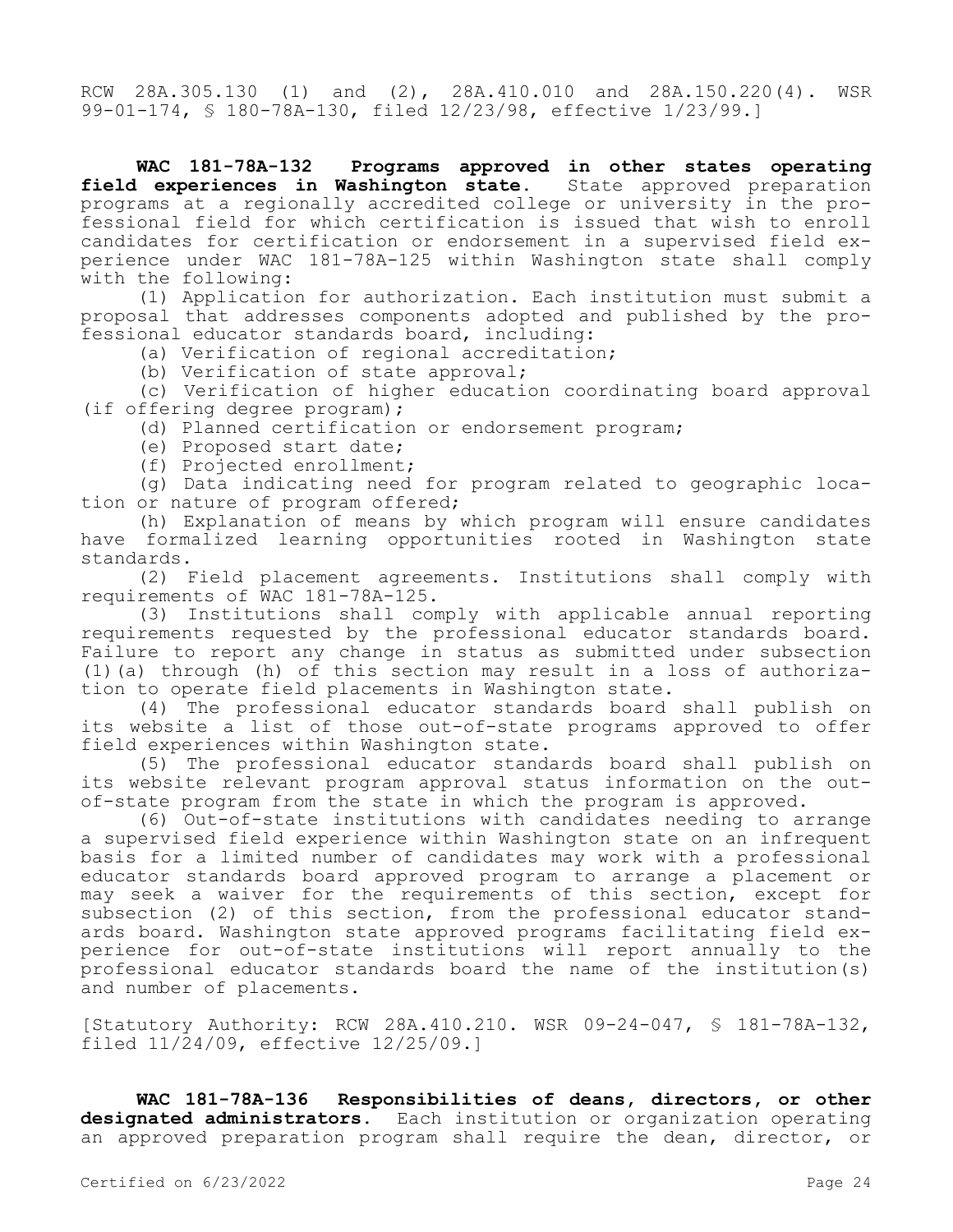RCW 28A.305.130 (1) and (2), 28A.410.010 and 28A.150.220(4). WSR 99-01-174, § 180-78A-130, filed 12/23/98, effective 1/23/99.]

**WAC 181-78A-132 Programs approved in other states operating field experiences in Washington state.** State approved preparation programs at a regionally accredited college or university in the professional field for which certification is issued that wish to enroll candidates for certification or endorsement in a supervised field experience under WAC 181-78A-125 within Washington state shall comply with the following:

(1) Application for authorization. Each institution must submit a proposal that addresses components adopted and published by the professional educator standards board, including:

(a) Verification of regional accreditation;

(b) Verification of state approval;

(c) Verification of higher education coordinating board approval (if offering degree program);

(d) Planned certification or endorsement program;

(e) Proposed start date;

(f) Projected enrollment;

(g) Data indicating need for program related to geographic location or nature of program offered;

(h) Explanation of means by which program will ensure candidates have formalized learning opportunities rooted in Washington state standards.

(2) Field placement agreements. Institutions shall comply with requirements of WAC 181-78A-125.

(3) Institutions shall comply with applicable annual reporting requirements requested by the professional educator standards board. Failure to report any change in status as submitted under subsection (1)(a) through (h) of this section may result in a loss of authorization to operate field placements in Washington state.

(4) The professional educator standards board shall publish on its website a list of those out-of-state programs approved to offer field experiences within Washington state.

(5) The professional educator standards board shall publish on its website relevant program approval status information on the out-of-state program from the state in which the program is approved.

(6) Out-of-state institutions with candidates needing to arrange a supervised field experience within Washington state on an infrequent basis for a limited number of candidates may work with a professional educator standards board approved program to arrange a placement or may seek a waiver for the requirements of this section, except for subsection (2) of this section, from the professional educator standards board. Washington state approved programs facilitating field experience for out-of-state institutions will report annually to the professional educator standards board the name of the institution(s) and number of placements.

[Statutory Authority: RCW 28A.410.210. WSR 09-24-047, § 181-78A-132, filed 11/24/09, effective 12/25/09.]

**WAC 181-78A-136 Responsibilities of deans, directors, or other designated administrators.** Each institution or organization operating an approved preparation program shall require the dean, director, or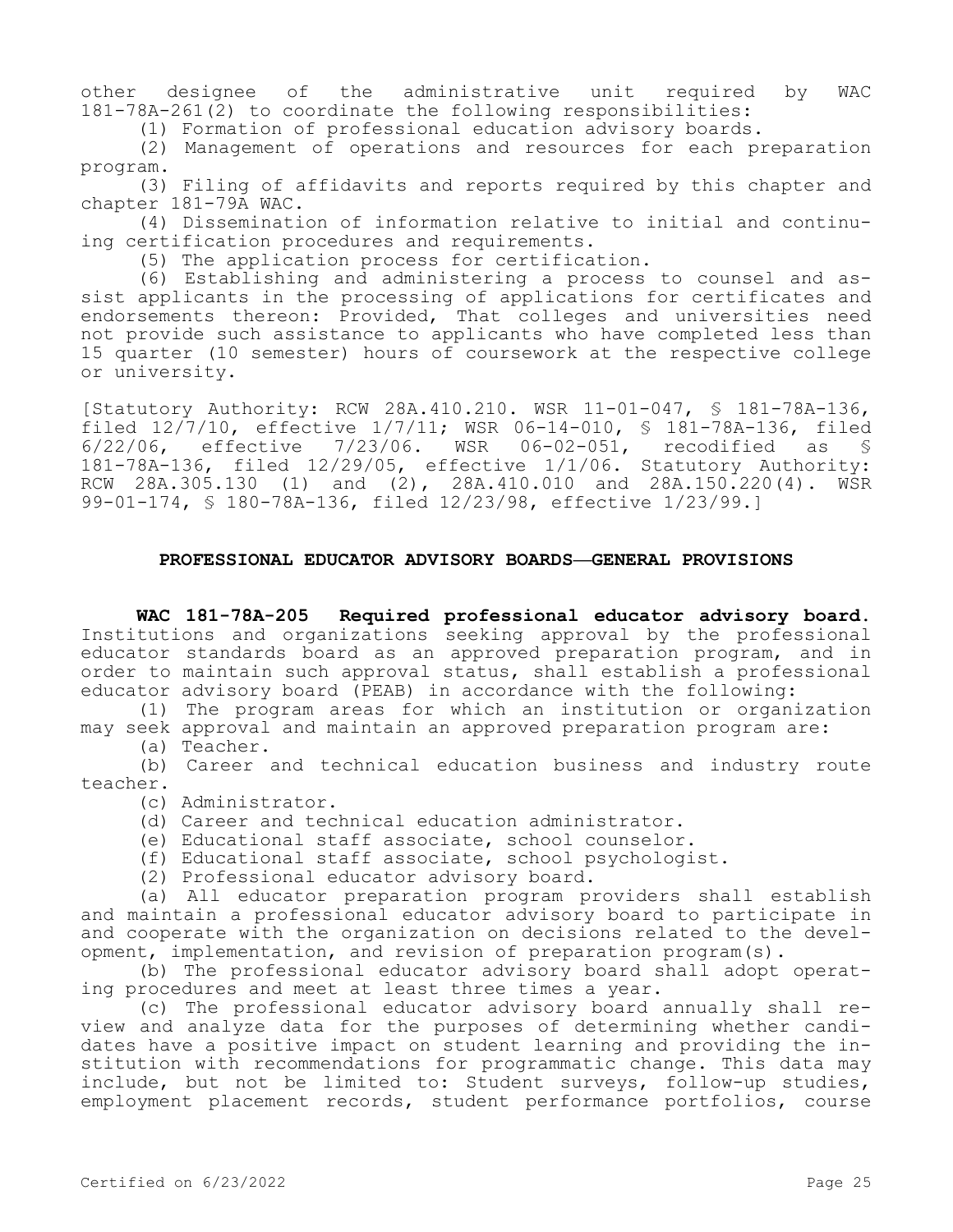other designee of the administrative unit required by WAC 181-78A-261(2) to coordinate the following responsibilities:

(1) Formation of professional education advisory boards.

(2) Management of operations and resources for each preparation program.

(3) Filing of affidavits and reports required by this chapter and chapter 181-79A WAC.

(4) Dissemination of information relative to initial and continuing certification procedures and requirements.

(5) The application process for certification.

(6) Establishing and administering a process to counsel and assist applicants in the processing of applications for certificates and endorsements thereon: Provided, That colleges and universities need not provide such assistance to applicants who have completed less than 15 quarter (10 semester) hours of coursework at the respective college or university.

[Statutory Authority: RCW 28A.410.210. WSR 11-01-047, § 181-78A-136, filed 12/7/10, effective 1/7/11; WSR 06-14-010, § 181-78A-136, filed 6/22/06, effective 7/23/06. WSR 06-02-051, recodified as § 181-78A-136, filed 12/29/05, effective 1/1/06. Statutory Authority: RCW 28A.305.130 (1) and (2), 28A.410.010 and 28A.150.220(4). WSR 99-01-174, § 180-78A-136, filed 12/23/98, effective 1/23/99.]

## PROFESSIONAL EDUCATOR ADVISORY BOARDS—GENERAL PROVISIONS

**WAC 181-78A-205 Required professional educator advisory board.** Institutions and organizations seeking approval by the professional educator standards board as an approved preparation program, and in order to maintain such approval status, shall establish a professional educator advisory board (PEAB) in accordance with the following:

(1) The program areas for which an institution or organization may seek approval and maintain an approved preparation program are:

(a) Teacher.

(b) Career and technical education business and industry route teacher.

(c) Administrator.

(d) Career and technical education administrator.

(e) Educational staff associate, school counselor.

(f) Educational staff associate, school psychologist.

(2) Professional educator advisory board.

(a) All educator preparation program providers shall establish and maintain a professional educator advisory board to participate in and cooperate with the organization on decisions related to the development, implementation, and revision of preparation program(s).

(b) The professional educator advisory board shall adopt operating procedures and meet at least three times a year.

(c) The professional educator advisory board annually shall review and analyze data for the purposes of determining whether candidates have a positive impact on student learning and providing the institution with recommendations for programmatic change. This data may include, but not be limited to: Student surveys, follow-up studies, employment placement records, student performance portfolios, course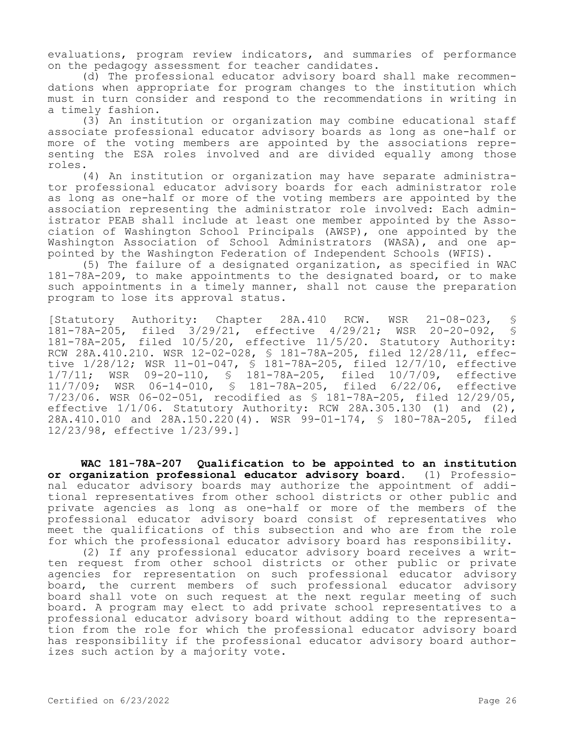evaluations, program review indicators, and summaries of performance on the pedagogy assessment for teacher candidates.

(d) The professional educator advisory board shall make recommendations when appropriate for program changes to the institution which must in turn consider and respond to the recommendations in writing in a timely fashion.

(3) An institution or organization may combine educational staff associate professional educator advisory boards as long as one-half or more of the voting members are appointed by the associations representing the ESA roles involved and are divided equally among those roles.

(4) An institution or organization may have separate administrator professional educator advisory boards for each administrator role as long as one-half or more of the voting members are appointed by the association representing the administrator role involved: Each administrator PEAB shall include at least one member appointed by the Association of Washington School Principals (AWSP), one appointed by the Washington Association of School Administrators (WASA), and one appointed by the Washington Federation of Independent Schools (WFIS).

(5) The failure of a designated organization, as specified in WAC 181-78A-209, to make appointments to the designated board, or to make such appointments in a timely manner, shall not cause the preparation program to lose its approval status.

[Statutory Authority: Chapter 28A.410 RCW. WSR 21-08-023, § 181-78A-205, filed 3/29/21, effective 4/29/21; WSR 20-20-092, § 181-78A-205, filed 10/5/20, effective 11/5/20. Statutory Authority: RCW 28A.410.210. WSR 12-02-028, § 181-78A-205, filed 12/28/11, effective 1/28/12; WSR 11-01-047, § 181-78A-205, filed 12/7/10, effective 1/7/11; WSR 09-20-110, § 181-78A-205, filed 10/7/09, effective 11/7/09; WSR 06-14-010, § 181-78A-205, filed 6/22/06, effective 7/23/06. WSR 06-02-051, recodified as § 181-78A-205, filed 12/29/05, effective 1/1/06. Statutory Authority: RCW 28A.305.130 (1) and (2), 28A.410.010 and 28A.150.220(4). WSR 99-01-174, § 180-78A-205, filed 12/23/98, effective 1/23/99.]

**WAC 181-78A-207 Qualification to be appointed to an institution or organization professional educator advisory board.** (1) Professional educator advisory boards may authorize the appointment of additional representatives from other school districts or other public and private agencies as long as one-half or more of the members of the professional educator advisory board consist of representatives who meet the qualifications of this subsection and who are from the role for which the professional educator advisory board has responsibility.

(2) If any professional educator advisory board receives a written request from other school districts or other public or private agencies for representation on such professional educator advisory board, the current members of such professional educator advisory board shall vote on such request at the next regular meeting of such board. A program may elect to add private school representatives to a professional educator advisory board without adding to the representation from the role for which the professional educator advisory board has responsibility if the professional educator advisory board authorizes such action by a majority vote.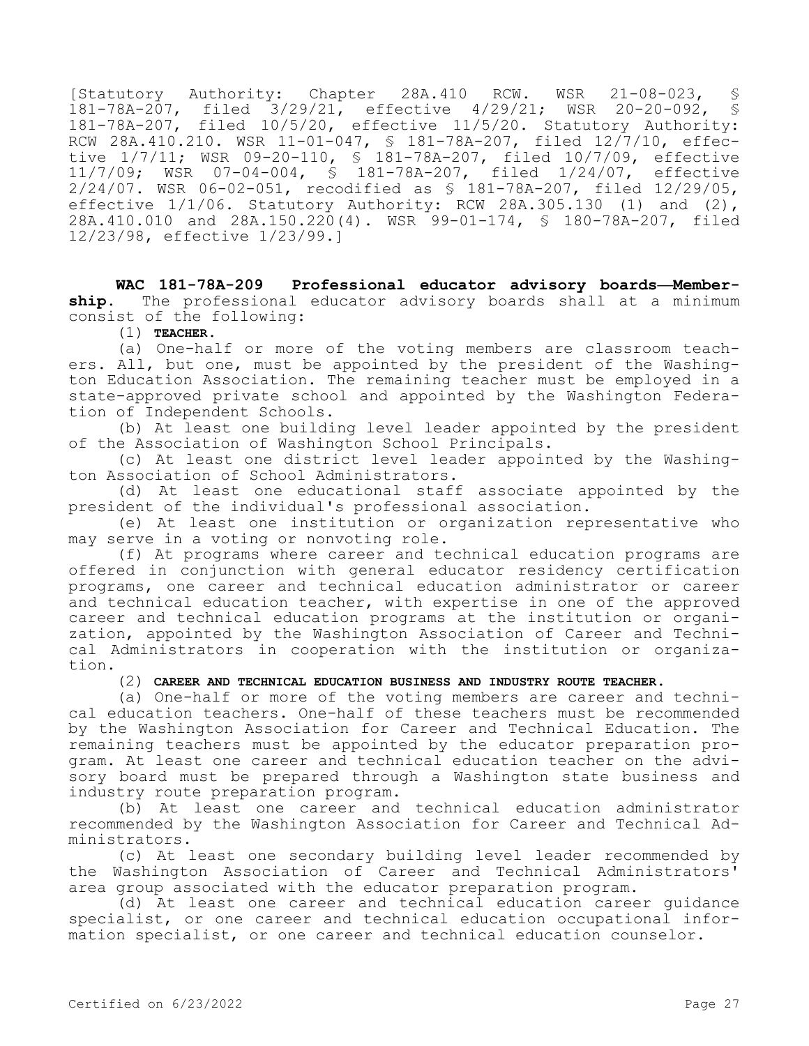[Statutory Authority: Chapter 28A.410 RCW. WSR 21-08-023, § 181-78A-207, filed 3/29/21, effective 4/29/21; WSR 20-20-092, § 181-78A-207, filed 10/5/20, effective 11/5/20. Statutory Authority: RCW 28A.410.210. WSR 11-01-047, § 181-78A-207, filed 12/7/10, effective 1/7/11; WSR 09-20-110, § 181-78A-207, filed 10/7/09, effective 11/7/09; WSR 07-04-004, § 181-78A-207, filed 1/24/07, effective 2/24/07. WSR 06-02-051, recodified as § 181-78A-207, filed 12/29/05, effective 1/1/06. Statutory Authority: RCW 28A.305.130 (1) and (2), 28A.410.010 and 28A.150.220(4). WSR 99-01-174, § 180-78A-207, filed 12/23/98, effective 1/23/99.]

**WAC 181-78A-209 Professional educator advisory boards—Membership.** The professional educator advisory boards shall at a minimum consist of the following:

(1) **TEACHER.**

(a) One-half or more of the voting members are classroom teachers. All, but one, must be appointed by the president of the Washington Education Association. The remaining teacher must be employed in a state-approved private school and appointed by the Washington Federation of Independent Schools.

(b) At least one building level leader appointed by the president of the Association of Washington School Principals.

(c) At least one district level leader appointed by the Washington Association of School Administrators.

(d) At least one educational staff associate appointed by the president of the individual's professional association.

(e) At least one institution or organization representative who may serve in a voting or nonvoting role.

(f) At programs where career and technical education programs are offered in conjunction with general educator residency certification programs, one career and technical education administrator or career and technical education teacher, with expertise in one of the approved career and technical education programs at the institution or organization, appointed by the Washington Association of Career and Technical Administrators in cooperation with the institution or organization.

(2) **CAREER AND TECHNICAL EDUCATION BUSINESS AND INDUSTRY ROUTE TEACHER.**

(a) One-half or more of the voting members are career and technical education teachers. One-half of these teachers must be recommended by the Washington Association for Career and Technical Education. The remaining teachers must be appointed by the educator preparation program. At least one career and technical education teacher on the advisory board must be prepared through a Washington state business and industry route preparation program.

(b) At least one career and technical education administrator recommended by the Washington Association for Career and Technical Administrators.

(c) At least one secondary building level leader recommended by the Washington Association of Career and Technical Administrators' area group associated with the educator preparation program.

(d) At least one career and technical education career guidance specialist, or one career and technical education occupational information specialist, or one career and technical education counselor.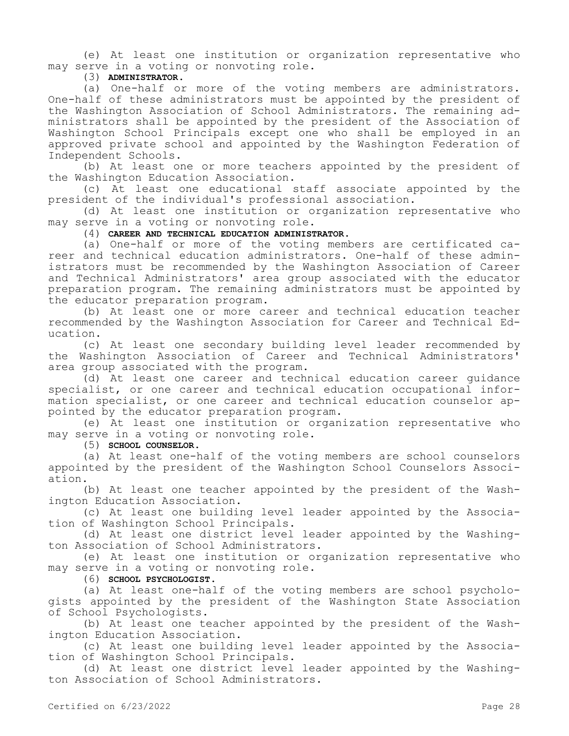(e) At least one institution or organization representative who may serve in a voting or nonvoting role.

(3) **ADMINISTRATOR.**

(a) One-half or more of the voting members are administrators. One-half of these administrators must be appointed by the president of the Washington Association of School Administrators. The remaining administrators shall be appointed by the president of the Association of Washington School Principals except one who shall be employed in an approved private school and appointed by the Washington Federation of Independent Schools.

(b) At least one or more teachers appointed by the president of the Washington Education Association.

(c) At least one educational staff associate appointed by the president of the individual's professional association.

(d) At least one institution or organization representative who may serve in a voting or nonvoting role.

(4) **CAREER AND TECHNICAL EDUCATION ADMINISTRATOR.**

(a) One-half or more of the voting members are certificated career and technical education administrators. One-half of these administrators must be recommended by the Washington Association of Career and Technical Administrators' area group associated with the educator preparation program. The remaining administrators must be appointed by the educator preparation program.

(b) At least one or more career and technical education teacher recommended by the Washington Association for Career and Technical Education.

(c) At least one secondary building level leader recommended by the Washington Association of Career and Technical Administrators' area group associated with the program.

(d) At least one career and technical education career guidance specialist, or one career and technical education occupational information specialist, or one career and technical education counselor appointed by the educator preparation program.

(e) At least one institution or organization representative who may serve in a voting or nonvoting role.

(5) **SCHOOL COUNSELOR.**

(a) At least one-half of the voting members are school counselors appointed by the president of the Washington School Counselors Association.

(b) At least one teacher appointed by the president of the Washington Education Association.

(c) At least one building level leader appointed by the Association of Washington School Principals.

(d) At least one district level leader appointed by the Washington Association of School Administrators.

(e) At least one institution or organization representative who may serve in a voting or nonvoting role.

(6) **SCHOOL PSYCHOLOGIST.**

(a) At least one-half of the voting members are school psychologists appointed by the president of the Washington State Association of School Psychologists.

(b) At least one teacher appointed by the president of the Washington Education Association.

(c) At least one building level leader appointed by the Association of Washington School Principals.

(d) At least one district level leader appointed by the Washington Association of School Administrators.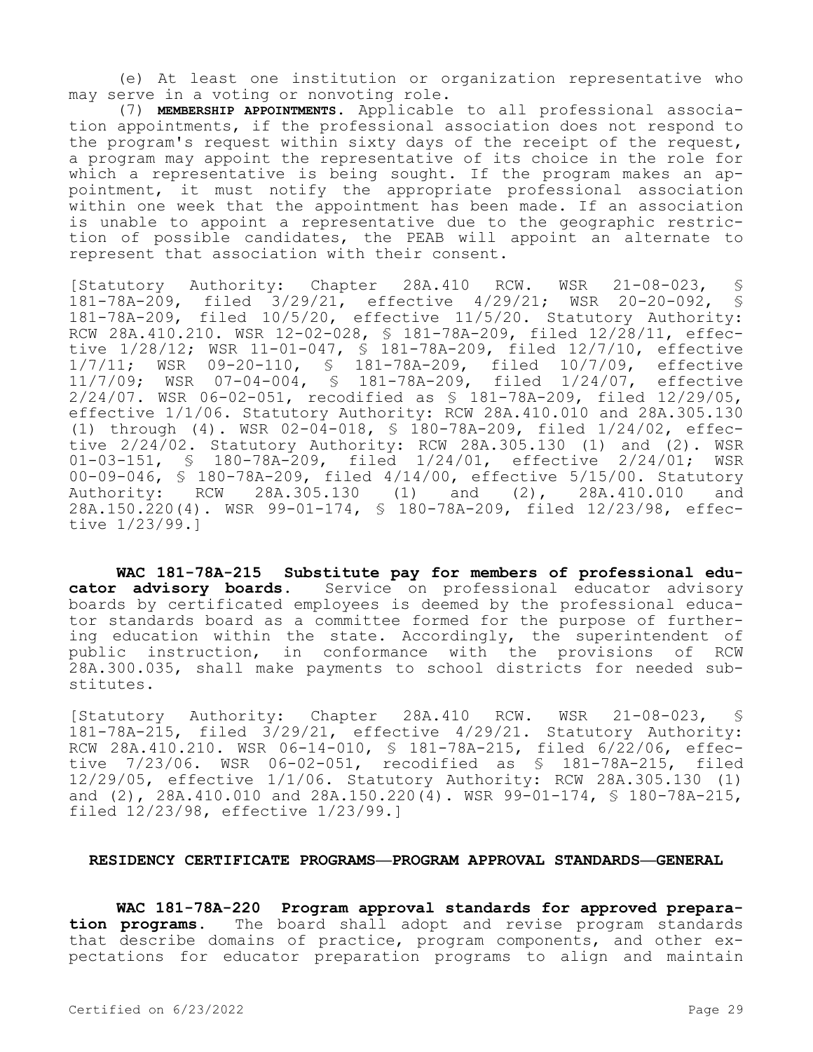(e) At least one institution or organization representative who may serve in a voting or nonvoting role.

(7) **MEMBERSHIP APPOINTMENTS.** Applicable to all professional association appointments, if the professional association does not respond to the program's request within sixty days of the receipt of the request, a program may appoint the representative of its choice in the role for which a representative is being sought. If the program makes an appointment, it must notify the appropriate professional association within one week that the appointment has been made. If an association is unable to appoint a representative due to the geographic restriction of possible candidates, the PEAB will appoint an alternate to represent that association with their consent.

[Statutory Authority: Chapter 28A.410 RCW. WSR 21-08-023, § 181-78A-209, filed 3/29/21, effective 4/29/21; WSR 20-20-092, § 181-78A-209, filed 10/5/20, effective 11/5/20. Statutory Authority: RCW 28A.410.210. WSR 12-02-028, § 181-78A-209, filed 12/28/11, effective 1/28/12; WSR 11-01-047, § 181-78A-209, filed 12/7/10, effective 1/7/11; WSR 09-20-110, § 181-78A-209, filed 10/7/09, effective 11/7/09; WSR 07-04-004, § 181-78A-209, filed 1/24/07, effective 2/24/07. WSR 06-02-051, recodified as § 181-78A-209, filed 12/29/05, effective 1/1/06. Statutory Authority: RCW 28A.410.010 and 28A.305.130 (1) through (4). WSR 02-04-018, § 180-78A-209, filed 1/24/02, effective 2/24/02. Statutory Authority: RCW 28A.305.130 (1) and (2). WSR 01-03-151, § 180-78A-209, filed 1/24/01, effective 2/24/01; WSR 00-09-046, § 180-78A-209, filed 4/14/00, effective 5/15/00. Statutory Authority: RCW 28A.305.130 (1) and (2), 28A.410.010 and 28A.150.220(4). WSR 99-01-174, § 180-78A-209, filed 12/23/98, effective 1/23/99.]

**WAC 181-78A-215 Substitute pay for members of professional educator advisory boards.** Service on professional educator advisory boards by certificated employees is deemed by the professional educator standards board as a committee formed for the purpose of furthering education within the state. Accordingly, the superintendent of public instruction, in conformance with the provisions of RCW 28A.300.035, shall make payments to school districts for needed substitutes.

[Statutory Authority: Chapter 28A.410 RCW. WSR 21-08-023, § 181-78A-215, filed 3/29/21, effective 4/29/21. Statutory Authority: RCW 28A.410.210. WSR 06-14-010, § 181-78A-215, filed 6/22/06, effective 7/23/06. WSR 06-02-051, recodified as § 181-78A-215, filed 12/29/05, effective 1/1/06. Statutory Authority: RCW 28A.305.130 (1) and (2), 28A.410.010 and 28A.150.220(4). WSR 99-01-174, § 180-78A-215, filed 12/23/98, effective 1/23/99.]

## RESIDENCY CERTIFICATE PROGRAMS—PROGRAM APPROVAL STANDARDS—GENERAL

**WAC 181-78A-220 Program approval standards for approved preparation programs.** The board shall adopt and revise program standards that describe domains of practice, program components, and other expectations for educator preparation programs to align and maintain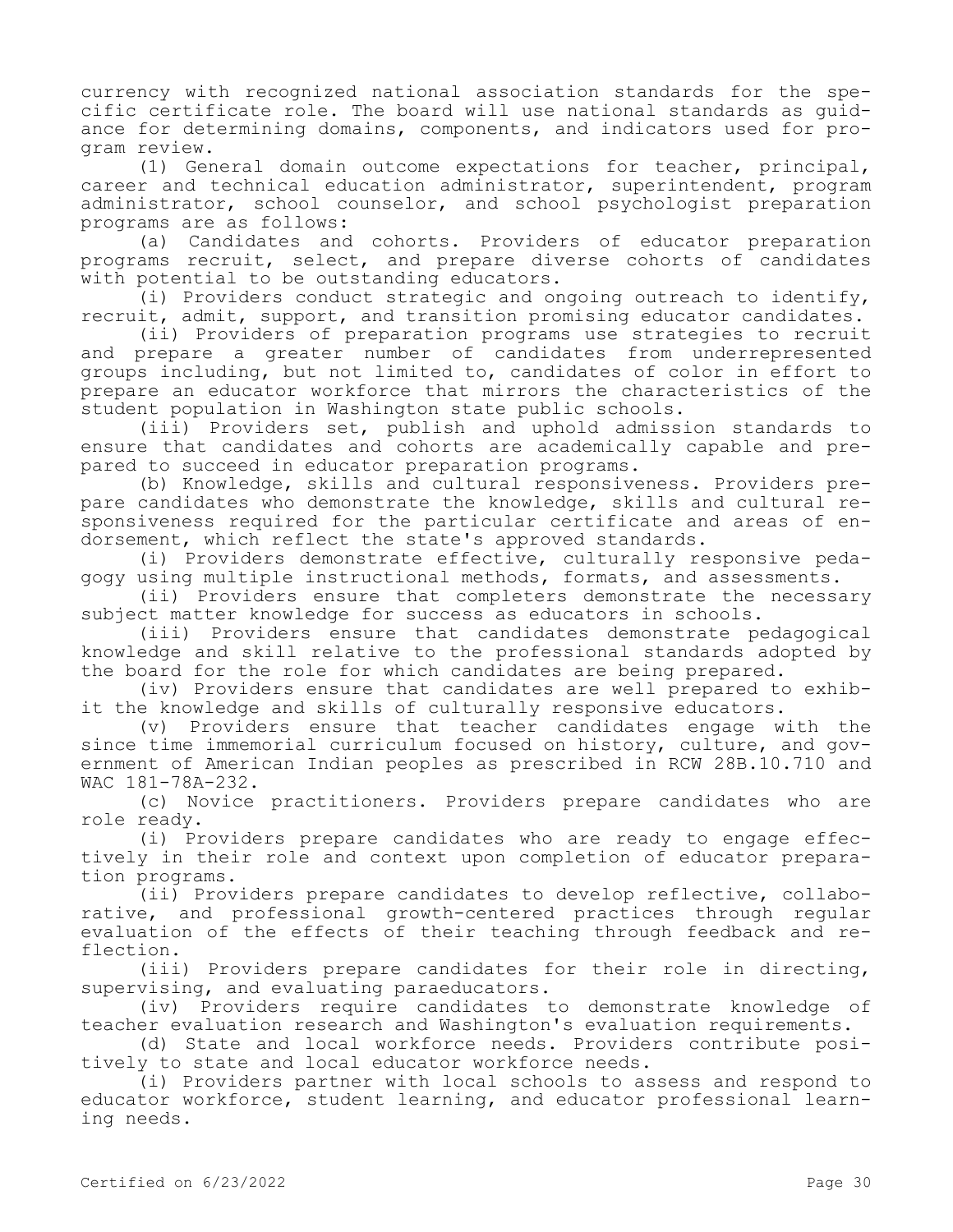currency with recognized national association standards for the specific certificate role. The board will use national standards as guidance for determining domains, components, and indicators used for program review.

(1) General domain outcome expectations for teacher, principal, career and technical education administrator, superintendent, program administrator, school counselor, and school psychologist preparation programs are as follows:

(a) Candidates and cohorts. Providers of educator preparation programs recruit, select, and prepare diverse cohorts of candidates with potential to be outstanding educators.

(i) Providers conduct strategic and ongoing outreach to identify, recruit, admit, support, and transition promising educator candidates.

(ii) Providers of preparation programs use strategies to recruit and prepare a greater number of candidates from underrepresented groups including, but not limited to, candidates of color in effort to prepare an educator workforce that mirrors the characteristics of the student population in Washington state public schools.

(iii) Providers set, publish and uphold admission standards to ensure that candidates and cohorts are academically capable and prepared to succeed in educator preparation programs.

(b) Knowledge, skills and cultural responsiveness. Providers prepare candidates who demonstrate the knowledge, skills and cultural responsiveness required for the particular certificate and areas of endorsement, which reflect the state's approved standards.

(i) Providers demonstrate effective, culturally responsive pedagogy using multiple instructional methods, formats, and assessments.

(ii) Providers ensure that completers demonstrate the necessary subject matter knowledge for success as educators in schools.

(iii) Providers ensure that candidates demonstrate pedagogical knowledge and skill relative to the professional standards adopted by the board for the role for which candidates are being prepared.

(iv) Providers ensure that candidates are well prepared to exhibit the knowledge and skills of culturally responsive educators.

(v) Providers ensure that teacher candidates engage with the since time immemorial curriculum focused on history, culture, and government of American Indian peoples as prescribed in RCW 28B.10.710 and WAC 181-78A-232.

(c) Novice practitioners. Providers prepare candidates who are role ready.

(i) Providers prepare candidates who are ready to engage effectively in their role and context upon completion of educator preparation programs.

(ii) Providers prepare candidates to develop reflective, collaborative, and professional growth-centered practices through regular evaluation of the effects of their teaching through feedback and reflection.

(iii) Providers prepare candidates for their role in directing, supervising, and evaluating paraeducators.

(iv) Providers require candidates to demonstrate knowledge of teacher evaluation research and Washington's evaluation requirements.

(d) State and local workforce needs. Providers contribute positively to state and local educator workforce needs.

(i) Providers partner with local schools to assess and respond to educator workforce, student learning, and educator professional learning needs.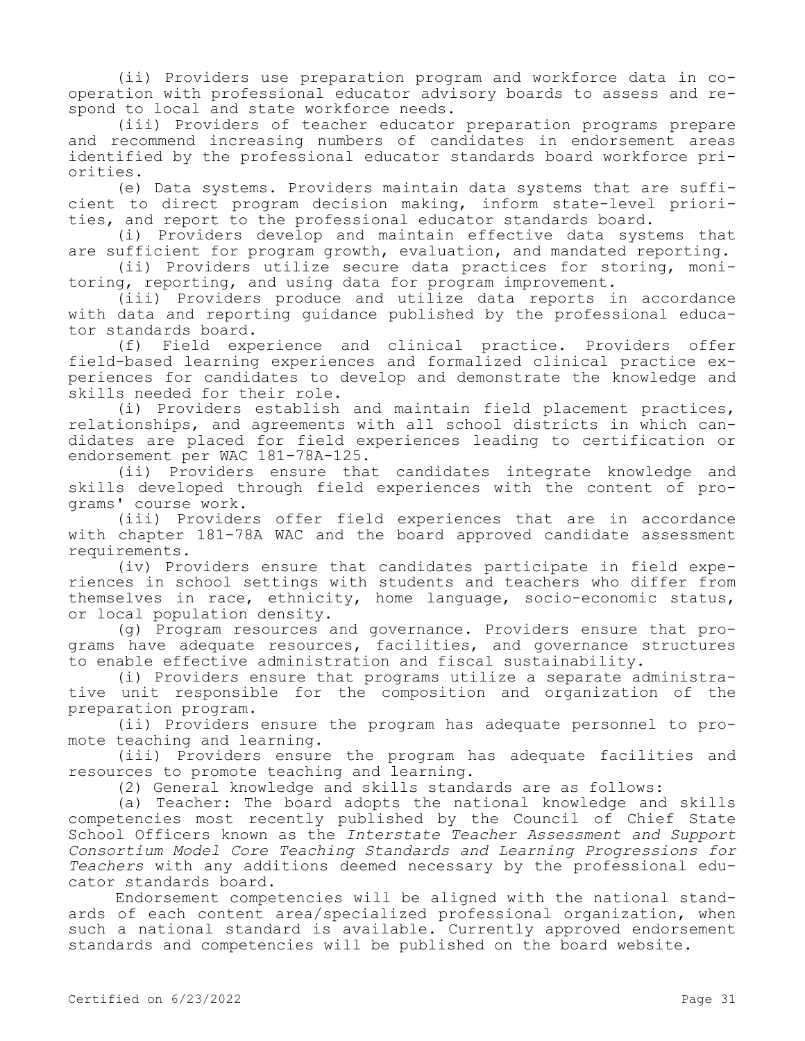(ii) Providers use preparation program and workforce data in cooperation with professional educator advisory boards to assess and respond to local and state workforce needs.

(iii) Providers of teacher educator preparation programs prepare and recommend increasing numbers of candidates in endorsement areas identified by the professional educator standards board workforce priorities.

(e) Data systems. Providers maintain data systems that are sufficient to direct program decision making, inform state-level priorities, and report to the professional educator standards board.

(i) Providers develop and maintain effective data systems that are sufficient for program growth, evaluation, and mandated reporting.

(ii) Providers utilize secure data practices for storing, monitoring, reporting, and using data for program improvement.

(iii) Providers produce and utilize data reports in accordance with data and reporting guidance published by the professional educator standards board.

(f) Field experience and clinical practice. Providers offer field-based learning experiences and formalized clinical practice experiences for candidates to develop and demonstrate the knowledge and skills needed for their role.

(i) Providers establish and maintain field placement practices, relationships, and agreements with all school districts in which candidates are placed for field experiences leading to certification or endorsement per WAC 181-78A-125.

(ii) Providers ensure that candidates integrate knowledge and skills developed through field experiences with the content of programs' course work.

(iii) Providers offer field experiences that are in accordance with chapter 181-78A WAC and the board approved candidate assessment requirements.

(iv) Providers ensure that candidates participate in field experiences in school settings with students and teachers who differ from themselves in race, ethnicity, home language, socio-economic status, or local population density.

(g) Program resources and governance. Providers ensure that programs have adequate resources, facilities, and governance structures to enable effective administration and fiscal sustainability.

(i) Providers ensure that programs utilize a separate administrative unit responsible for the composition and organization of the preparation program.

(ii) Providers ensure the program has adequate personnel to promote teaching and learning.

(iii) Providers ensure the program has adequate facilities and resources to promote teaching and learning.

(2) General knowledge and skills standards are as follows:

(a) Teacher: The board adopts the national knowledge and skills competencies most recently published by the Council of Chief State School Officers known as the *Interstate Teacher Assessment and Support Consortium Model Core Teaching Standards and Learning Progressions for Teachers* with any additions deemed necessary by the professional educator standards board.

Endorsement competencies will be aligned with the national standards of each content area/specialized professional organization, when such a national standard is available. Currently approved endorsement standards and competencies will be published on the board website.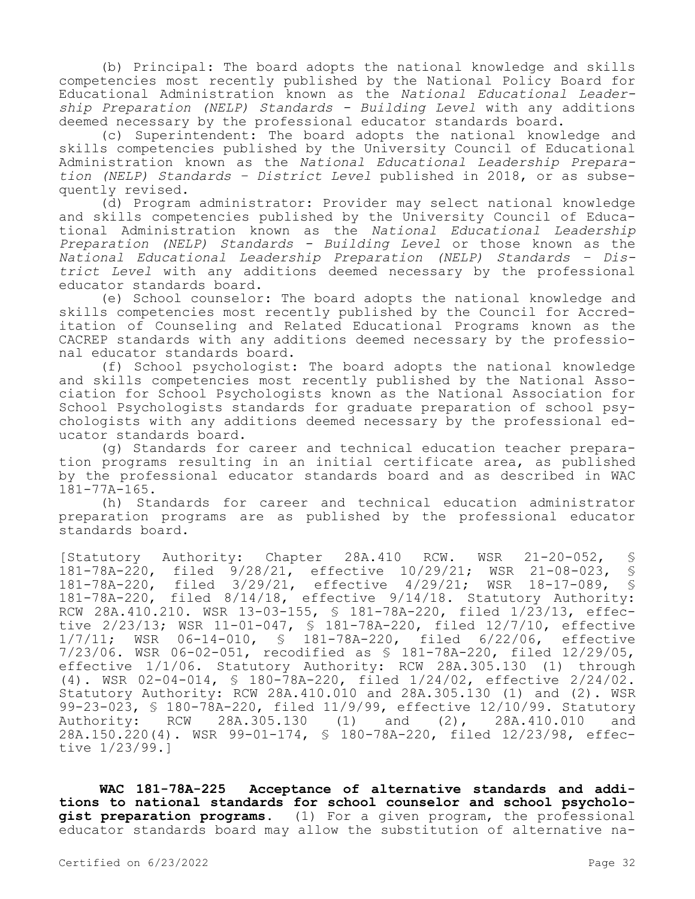(b) Principal: The board adopts the national knowledge and skills competencies most recently published by the National Policy Board for Educational Administration known as the *National Educational Leadership Preparation (NELP) Standards - Building Level* with any additions deemed necessary by the professional educator standards board.

(c) Superintendent: The board adopts the national knowledge and skills competencies published by the University Council of Educational Administration known as the *National Educational Leadership Preparation (NELP) Standards – District Level* published in 2018, or as subsequently revised.

(d) Program administrator: Provider may select national knowledge and skills competencies published by the University Council of Educational Administration known as the *National Educational Leadership Preparation (NELP) Standards - Building Level* or those known as the *National Educational Leadership Preparation (NELP) Standards – District Level* with any additions deemed necessary by the professional educator standards board.

(e) School counselor: The board adopts the national knowledge and skills competencies most recently published by the Council for Accreditation of Counseling and Related Educational Programs known as the CACREP standards with any additions deemed necessary by the professional educator standards board.

(f) School psychologist: The board adopts the national knowledge and skills competencies most recently published by the National Association for School Psychologists known as the National Association for School Psychologists standards for graduate preparation of school psychologists with any additions deemed necessary by the professional educator standards board.

(g) Standards for career and technical education teacher preparation programs resulting in an initial certificate area, as published by the professional educator standards board and as described in WAC 181-77A-165.

(h) Standards for career and technical education administrator preparation programs are as published by the professional educator standards board.

[Statutory Authority: Chapter 28A.410 RCW. WSR 21-20-052, § 181-78A-220, filed 9/28/21, effective 10/29/21; WSR 21-08-023, § 181-78A-220, filed 3/29/21, effective 4/29/21; WSR 18-17-089, § 181-78A-220, filed 8/14/18, effective 9/14/18. Statutory Authority: RCW 28A.410.210. WSR 13-03-155, § 181-78A-220, filed 1/23/13, effective 2/23/13; WSR 11-01-047, § 181-78A-220, filed 12/7/10, effective 1/7/11; WSR 06-14-010, § 181-78A-220, filed 6/22/06, effective 7/23/06. WSR 06-02-051, recodified as § 181-78A-220, filed 12/29/05, effective 1/1/06. Statutory Authority: RCW 28A.305.130 (1) through (4). WSR 02-04-014, § 180-78A-220, filed 1/24/02, effective 2/24/02. Statutory Authority: RCW 28A.410.010 and 28A.305.130 (1) and (2). WSR 99-23-023, § 180-78A-220, filed 11/9/99, effective 12/10/99. Statutory Authority: RCW 28A.305.130 (1) and (2), 28A.410.010 and 28A.150.220(4). WSR 99-01-174, § 180-78A-220, filed 12/23/98, effective 1/23/99.]

**WAC 181-78A-225 Acceptance of alternative standards and additions to national standards for school counselor and school psychologist preparation programs.** (1) For a given program, the professional educator standards board may allow the substitution of alternative na-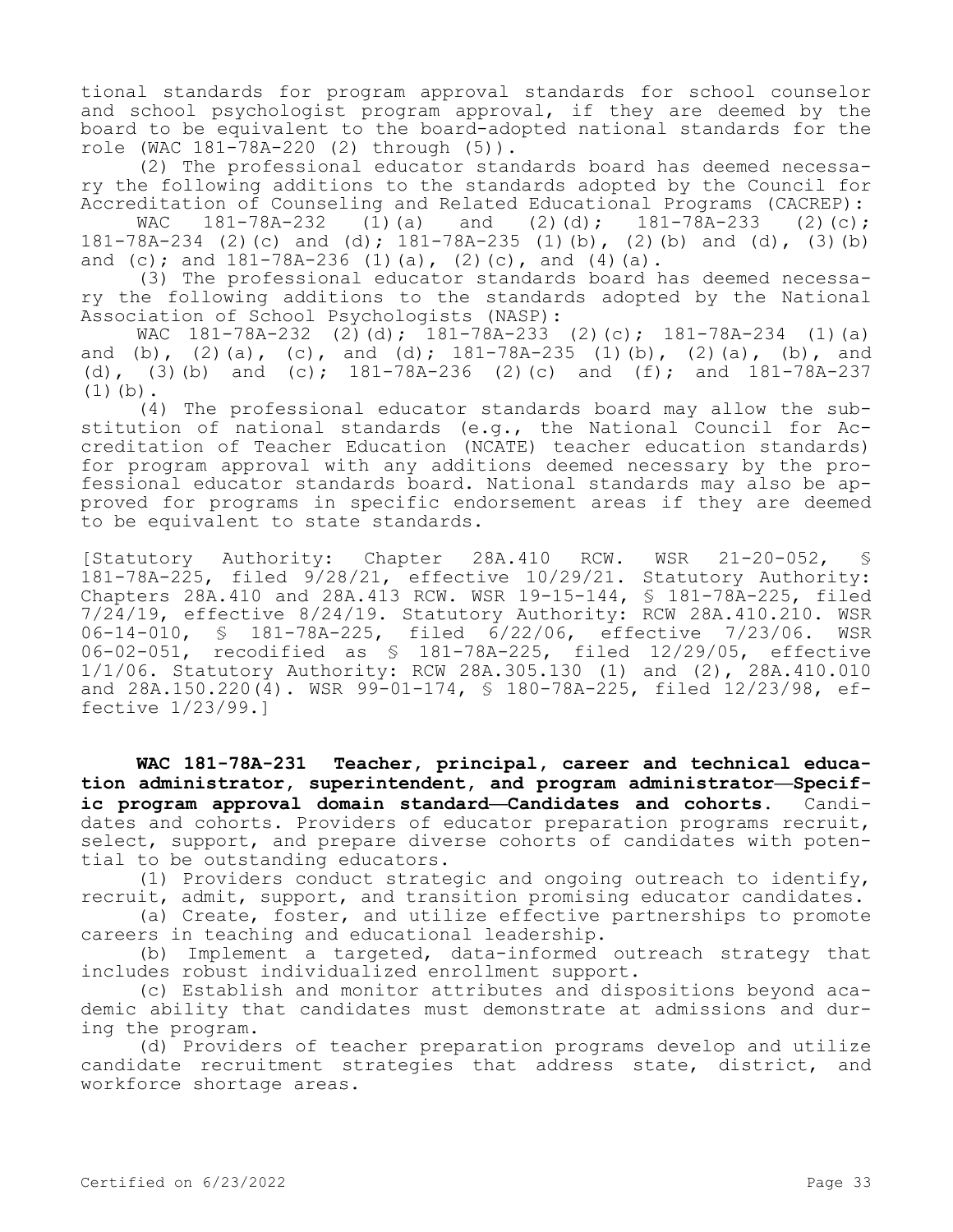tional standards for program approval standards for school counselor and school psychologist program approval, if they are deemed by the board to be equivalent to the board-adopted national standards for the role (WAC 181-78A-220 (2) through (5)).

(2) The professional educator standards board has deemed necessary the following additions to the standards adopted by the Council for Accreditation of Counseling and Related Educational Programs (CACREP): WAC 181-78A-232 (1)(a) and (2)(d); 181-78A-233 (2)(c); 181-78A-234 (2)(c) and (d); 181-78A-235 (1)(b), (2)(b) and (d), (3)(b) and (c); and 181-78A-236 (1)(a), (2)(c), and (4)(a).

(3) The professional educator standards board has deemed necessary the following additions to the standards adopted by the National Association of School Psychologists (NASP): WAC 181-78A-232 (2)(d); 181-78A-233 (2)(c); 181-78A-234 (1)(a) and (b), (2)(a), (c), and (d); 181-78A-235 (1)(b), (2)(a), (b), and (d), (3)(b) and (c); 181-78A-236 (2)(c) and (f); and 181-78A-237 (1)(b).

(4) The professional educator standards board may allow the substitution of national standards (e.g., the National Council for Accreditation of Teacher Education (NCATE) teacher education standards) for program approval with any additions deemed necessary by the professional educator standards board. National standards may also be approved for programs in specific endorsement areas if they are deemed to be equivalent to state standards.

[Statutory Authority: Chapter 28A.410 RCW. WSR 21-20-052, § 181-78A-225, filed 9/28/21, effective 10/29/21. Statutory Authority: Chapters 28A.410 and 28A.413 RCW. WSR 19-15-144, § 181-78A-225, filed 7/24/19, effective 8/24/19. Statutory Authority: RCW 28A.410.210. WSR 06-14-010, § 181-78A-225, filed 6/22/06, effective 7/23/06. WSR 06-02-051, recodified as § 181-78A-225, filed 12/29/05, effective 1/1/06. Statutory Authority: RCW 28A.305.130 (1) and (2), 28A.410.010 and 28A.150.220(4). WSR 99-01-174, § 180-78A-225, filed 12/23/98, effective 1/23/99.]

**WAC 181-78A-231 Teacher, principal, career and technical education administrator, superintendent, and program administrator—Specific program approval domain standard—Candidates and cohorts.** Candidates and cohorts. Providers of educator preparation programs recruit, select, support, and prepare diverse cohorts of candidates with potential to be outstanding educators.

(1) Providers conduct strategic and ongoing outreach to identify, recruit, admit, support, and transition promising educator candidates.

(a) Create, foster, and utilize effective partnerships to promote careers in teaching and educational leadership.

(b) Implement a targeted, data-informed outreach strategy that includes robust individualized enrollment support.

(c) Establish and monitor attributes and dispositions beyond academic ability that candidates must demonstrate at admissions and during the program.

(d) Providers of teacher preparation programs develop and utilize candidate recruitment strategies that address state, district, and workforce shortage areas.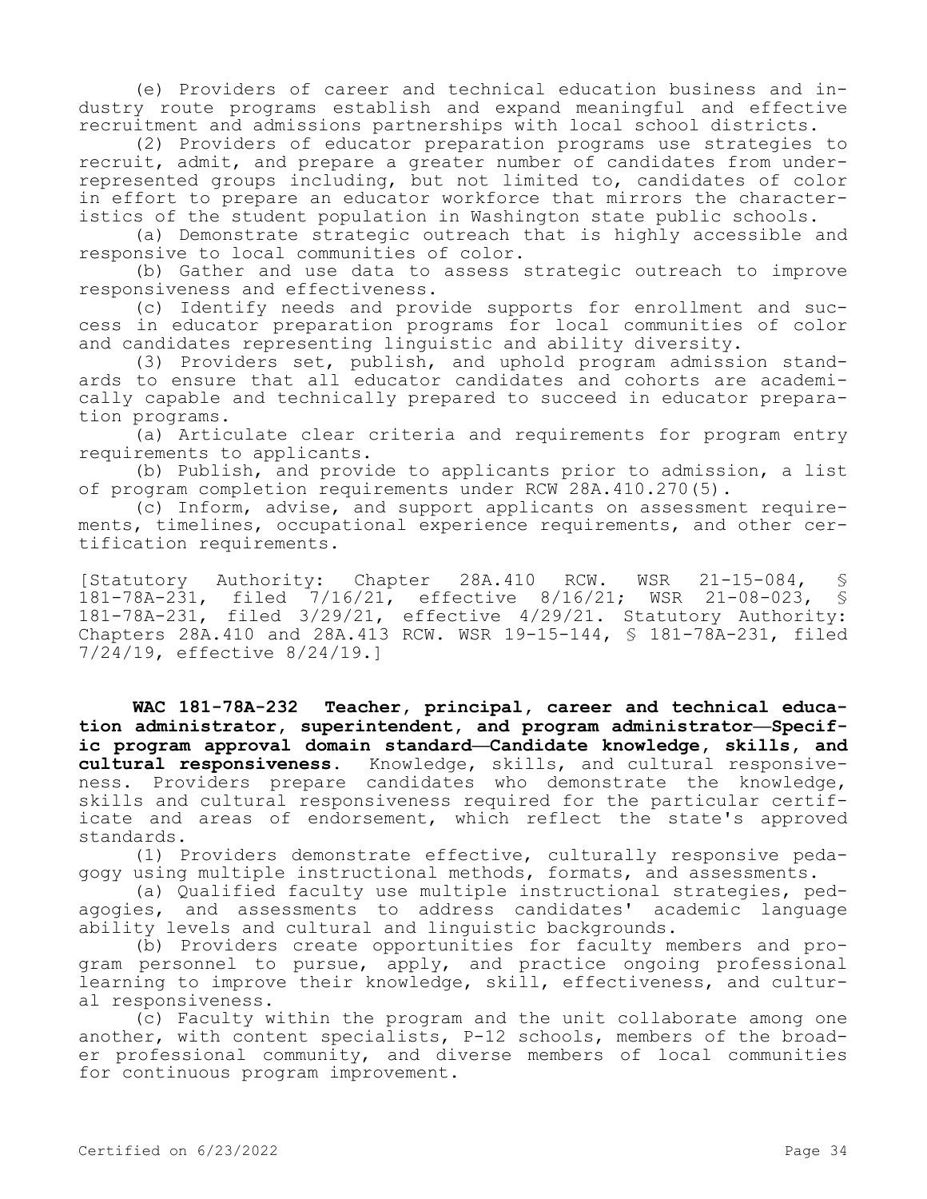(e) Providers of career and technical education business and industry route programs establish and expand meaningful and effective recruitment and admissions partnerships with local school districts.

(2) Providers of educator preparation programs use strategies to recruit, admit, and prepare a greater number of candidates from underrepresented groups including, but not limited to, candidates of color in effort to prepare an educator workforce that mirrors the characteristics of the student population in Washington state public schools.

(a) Demonstrate strategic outreach that is highly accessible and responsive to local communities of color.

(b) Gather and use data to assess strategic outreach to improve responsiveness and effectiveness.

(c) Identify needs and provide supports for enrollment and success in educator preparation programs for local communities of color and candidates representing linguistic and ability diversity.

(3) Providers set, publish, and uphold program admission standards to ensure that all educator candidates and cohorts are academically capable and technically prepared to succeed in educator preparation programs.

(a) Articulate clear criteria and requirements for program entry requirements to applicants.

(b) Publish, and provide to applicants prior to admission, a list of program completion requirements under RCW 28A.410.270(5).

(c) Inform, advise, and support applicants on assessment requirements, timelines, occupational experience requirements, and other certification requirements.

[Statutory Authority: Chapter 28A.410 RCW. WSR 21-15-084, § 181-78A-231, filed 7/16/21, effective 8/16/21; WSR 21-08-023, § 181-78A-231, filed 3/29/21, effective 4/29/21. Statutory Authority: Chapters 28A.410 and 28A.413 RCW. WSR 19-15-144, § 181-78A-231, filed 7/24/19, effective 8/24/19.]

**WAC 181-78A-232 Teacher, principal, career and technical education administrator, superintendent, and program administrator—Specific program approval domain standard—Candidate knowledge, skills, and cultural responsiveness.** Knowledge, skills, and cultural responsiveness. Providers prepare candidates who demonstrate the knowledge, skills and cultural responsiveness required for the particular certificate and areas of endorsement, which reflect the state's approved standards.

(1) Providers demonstrate effective, culturally responsive pedagogy using multiple instructional methods, formats, and assessments.

(a) Qualified faculty use multiple instructional strategies, pedagogies, and assessments to address candidates' academic language ability levels and cultural and linguistic backgrounds.

(b) Providers create opportunities for faculty members and program personnel to pursue, apply, and practice ongoing professional learning to improve their knowledge, skill, effectiveness, and cultural responsiveness.

(c) Faculty within the program and the unit collaborate among one another, with content specialists, P-12 schools, members of the broader professional community, and diverse members of local communities for continuous program improvement.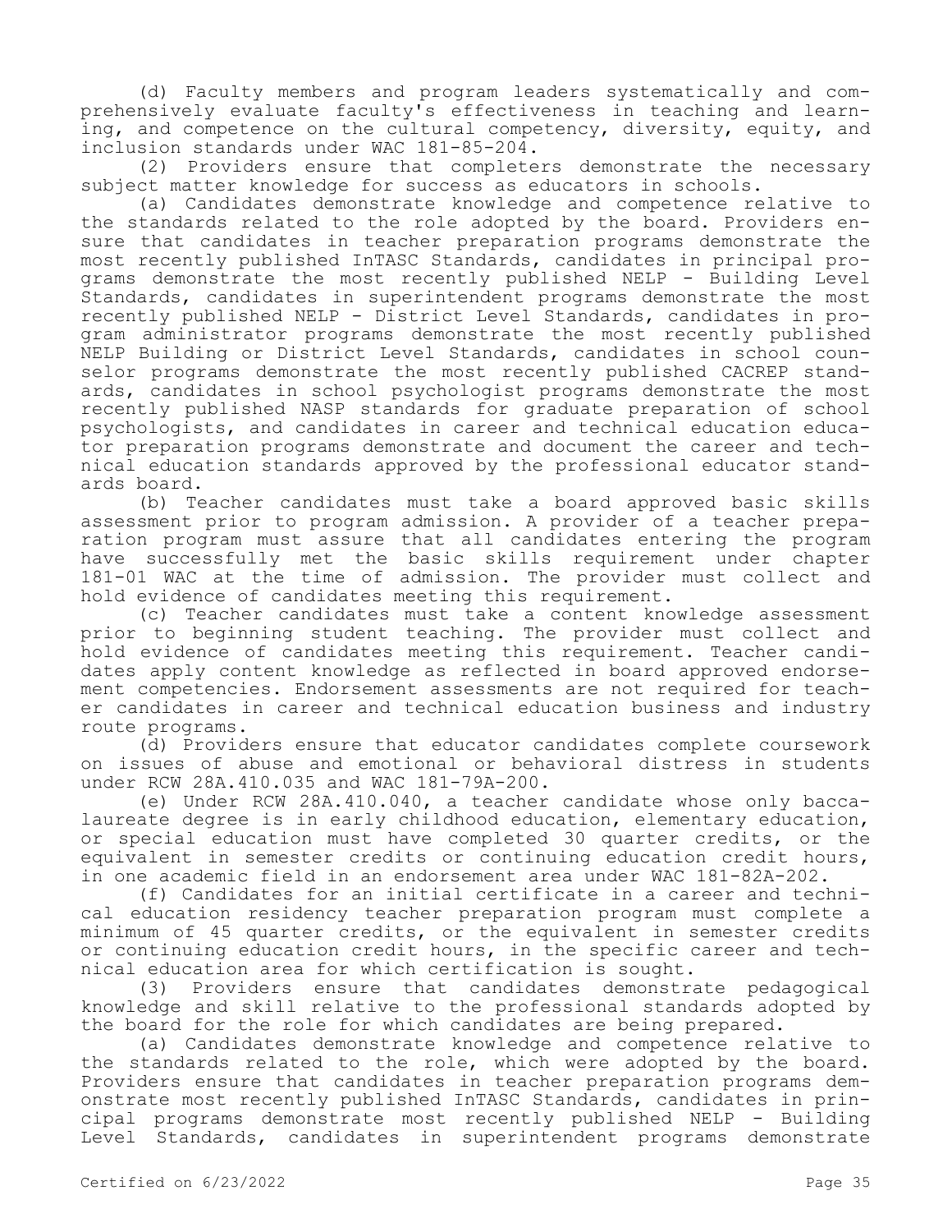(d) Faculty members and program leaders systematically and comprehensively evaluate faculty's effectiveness in teaching and learning, and competence on the cultural competency, diversity, equity, and inclusion standards under WAC 181-85-204.

(2) Providers ensure that completers demonstrate the necessary subject matter knowledge for success as educators in schools.

(a) Candidates demonstrate knowledge and competence relative to the standards related to the role adopted by the board. Providers ensure that candidates in teacher preparation programs demonstrate the most recently published InTASC Standards, candidates in principal programs demonstrate the most recently published NELP - Building Level Standards, candidates in superintendent programs demonstrate the most recently published NELP - District Level Standards, candidates in program administrator programs demonstrate the most recently published NELP Building or District Level Standards, candidates in school counselor programs demonstrate the most recently published CACREP standards, candidates in school psychologist programs demonstrate the most recently published NASP standards for graduate preparation of school psychologists, and candidates in career and technical education educator preparation programs demonstrate and document the career and technical education standards approved by the professional educator standards board.

(b) Teacher candidates must take a board approved basic skills assessment prior to program admission. A provider of a teacher preparation program must assure that all candidates entering the program have successfully met the basic skills requirement under chapter 181-01 WAC at the time of admission. The provider must collect and hold evidence of candidates meeting this requirement.

(c) Teacher candidates must take a content knowledge assessment prior to beginning student teaching. The provider must collect and hold evidence of candidates meeting this requirement. Teacher candidates apply content knowledge as reflected in board approved endorsement competencies. Endorsement assessments are not required for teacher candidates in career and technical education business and industry route programs.

(d) Providers ensure that educator candidates complete coursework on issues of abuse and emotional or behavioral distress in students under RCW 28A.410.035 and WAC 181-79A-200.

(e) Under RCW 28A.410.040, a teacher candidate whose only baccalaureate degree is in early childhood education, elementary education, or special education must have completed 30 quarter credits, or the equivalent in semester credits or continuing education credit hours, in one academic field in an endorsement area under WAC 181-82A-202.

(f) Candidates for an initial certificate in a career and technical education residency teacher preparation program must complete a minimum of 45 quarter credits, or the equivalent in semester credits or continuing education credit hours, in the specific career and technical education area for which certification is sought.

(3) Providers ensure that candidates demonstrate pedagogical knowledge and skill relative to the professional standards adopted by the board for the role for which candidates are being prepared.

(a) Candidates demonstrate knowledge and competence relative to the standards related to the role, which were adopted by the board. Providers ensure that candidates in teacher preparation programs demonstrate most recently published InTASC Standards, candidates in principal programs demonstrate most recently published NELP - Building Level Standards, candidates in superintendent programs demonstrate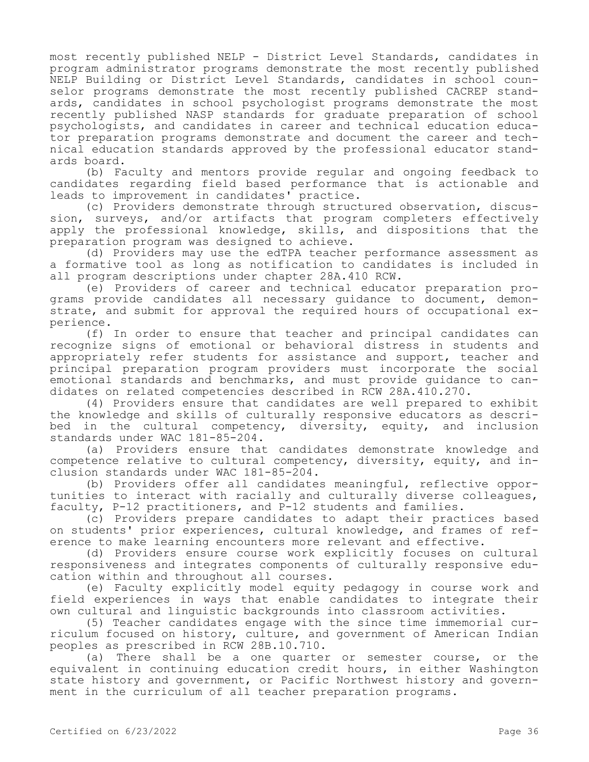most recently published NELP - District Level Standards, candidates in program administrator programs demonstrate the most recently published NELP Building or District Level Standards, candidates in school counselor programs demonstrate the most recently published CACREP standards, candidates in school psychologist programs demonstrate the most recently published NASP standards for graduate preparation of school psychologists, and candidates in career and technical education educator preparation programs demonstrate and document the career and technical education standards approved by the professional educator standards board.

(b) Faculty and mentors provide regular and ongoing feedback to candidates regarding field based performance that is actionable and leads to improvement in candidates' practice.

(c) Providers demonstrate through structured observation, discussion, surveys, and/or artifacts that program completers effectively apply the professional knowledge, skills, and dispositions that the preparation program was designed to achieve.

(d) Providers may use the edTPA teacher performance assessment as a formative tool as long as notification to candidates is included in all program descriptions under chapter 28A.410 RCW.

(e) Providers of career and technical educator preparation programs provide candidates all necessary guidance to document, demonstrate, and submit for approval the required hours of occupational experience.

(f) In order to ensure that teacher and principal candidates can recognize signs of emotional or behavioral distress in students and appropriately refer students for assistance and support, teacher and principal preparation program providers must incorporate the social emotional standards and benchmarks, and must provide guidance to candidates on related competencies described in RCW 28A.410.270.

(4) Providers ensure that candidates are well prepared to exhibit the knowledge and skills of culturally responsive educators as described in the cultural competency, diversity, equity, and inclusion standards under WAC 181-85-204.

(a) Providers ensure that candidates demonstrate knowledge and competence relative to cultural competency, diversity, equity, and inclusion standards under WAC 181-85-204.

(b) Providers offer all candidates meaningful, reflective opportunities to interact with racially and culturally diverse colleagues, faculty, P-12 practitioners, and P-12 students and families.

(c) Providers prepare candidates to adapt their practices based on students' prior experiences, cultural knowledge, and frames of reference to make learning encounters more relevant and effective.

(d) Providers ensure course work explicitly focuses on cultural responsiveness and integrates components of culturally responsive education within and throughout all courses.

(e) Faculty explicitly model equity pedagogy in course work and field experiences in ways that enable candidates to integrate their own cultural and linguistic backgrounds into classroom activities.

(5) Teacher candidates engage with the since time immemorial curriculum focused on history, culture, and government of American Indian peoples as prescribed in RCW 28B.10.710.

(a) There shall be a one quarter or semester course, or the equivalent in continuing education credit hours, in either Washington state history and government, or Pacific Northwest history and government in the curriculum of all teacher preparation programs.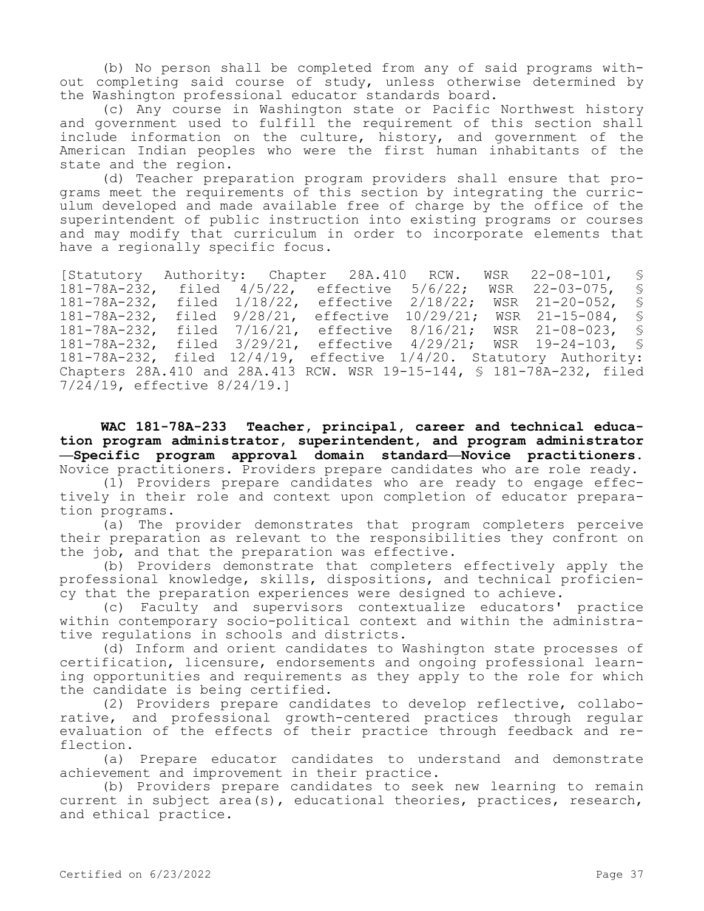(b) No person shall be completed from any of said programs without completing said course of study, unless otherwise determined by the Washington professional educator standards board.

(c) Any course in Washington state or Pacific Northwest history and government used to fulfill the requirement of this section shall include information on the culture, history, and government of the American Indian peoples who were the first human inhabitants of the state and the region.

(d) Teacher preparation program providers shall ensure that programs meet the requirements of this section by integrating the curriculum developed and made available free of charge by the office of the superintendent of public instruction into existing programs or courses and may modify that curriculum in order to incorporate elements that have a regionally specific focus.

[Statutory Authority: Chapter 28A.410 RCW. WSR 22-08-101, § 181-78A-232, filed 4/5/22, effective 5/6/22; WSR 22-03-075, § 181-78A-232, filed 1/18/22, effective 2/18/22; WSR 21-20-052, § 181-78A-232, filed 9/28/21, effective 10/29/21; WSR 21-15-084, § 181-78A-232, filed 7/16/21, effective 8/16/21; WSR 21-08-023, § 181-78A-232, filed 3/29/21, effective 4/29/21; WSR 19-24-103, § 181-78A-232, filed 12/4/19, effective 1/4/20. Statutory Authority: Chapters 28A.410 and 28A.413 RCW. WSR 19-15-144, § 181-78A-232, filed 7/24/19, effective 8/24/19.]

**WAC 181-78A-233 Teacher, principal, career and technical education program administrator, superintendent, and program administrator—Specific program approval domain standard—Novice practitioners.** Novice practitioners. Providers prepare candidates who are role ready.

(1) Providers prepare candidates who are ready to engage effectively in their role and context upon completion of educator preparation programs.

(a) The provider demonstrates that program completers perceive their preparation as relevant to the responsibilities they confront on the job, and that the preparation was effective.

(b) Providers demonstrate that completers effectively apply the professional knowledge, skills, dispositions, and technical proficiency that the preparation experiences were designed to achieve.

(c) Faculty and supervisors contextualize educators' practice within contemporary socio-political context and within the administrative regulations in schools and districts.

(d) Inform and orient candidates to Washington state processes of certification, licensure, endorsements and ongoing professional learning opportunities and requirements as they apply to the role for which the candidate is being certified.

(2) Providers prepare candidates to develop reflective, collaborative, and professional growth-centered practices through regular evaluation of the effects of their practice through feedback and reflection.

(a) Prepare educator candidates to understand and demonstrate achievement and improvement in their practice.

(b) Providers prepare candidates to seek new learning to remain current in subject area(s), educational theories, practices, research, and ethical practice.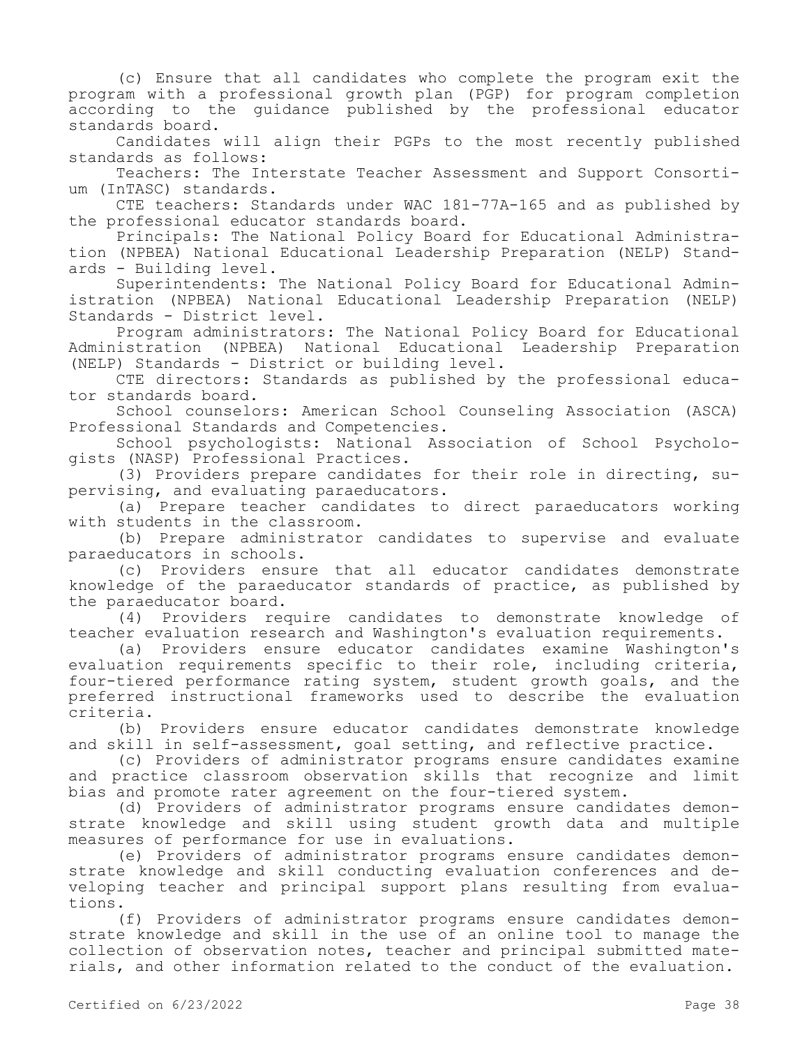(c) Ensure that all candidates who complete the program exit the program with a professional growth plan (PGP) for program completion according to the guidance published by the professional educator standards board.

Candidates will align their PGPs to the most recently published standards as follows:

Teachers: The Interstate Teacher Assessment and Support Consortium (InTASC) standards.

CTE teachers: Standards under WAC 181-77A-165 and as published by the professional educator standards board.

Principals: The National Policy Board for Educational Administration (NPBEA) National Educational Leadership Preparation (NELP) Standards - Building level.

Superintendents: The National Policy Board for Educational Administration (NPBEA) National Educational Leadership Preparation (NELP) Standards - District level.

Program administrators: The National Policy Board for Educational Administration (NPBEA) National Educational Leadership Preparation (NELP) Standards - District or building level.

CTE directors: Standards as published by the professional educator standards board.

School counselors: American School Counseling Association (ASCA) Professional Standards and Competencies.

School psychologists: National Association of School Psychologists (NASP) Professional Practices.

(3) Providers prepare candidates for their role in directing, supervising, and evaluating paraeducators.

(a) Prepare teacher candidates to direct paraeducators working with students in the classroom.

(b) Prepare administrator candidates to supervise and evaluate paraeducators in schools.

(c) Providers ensure that all educator candidates demonstrate knowledge of the paraeducator standards of practice, as published by the paraeducator board.

(4) Providers require candidates to demonstrate knowledge of teacher evaluation research and Washington's evaluation requirements.

(a) Providers ensure educator candidates examine Washington's evaluation requirements specific to their role, including criteria, four-tiered performance rating system, student growth goals, and the preferred instructional frameworks used to describe the evaluation criteria.

(b) Providers ensure educator candidates demonstrate knowledge and skill in self-assessment, goal setting, and reflective practice.

(c) Providers of administrator programs ensure candidates examine and practice classroom observation skills that recognize and limit bias and promote rater agreement on the four-tiered system.

(d) Providers of administrator programs ensure candidates demonstrate knowledge and skill using student growth data and multiple measures of performance for use in evaluations.

(e) Providers of administrator programs ensure candidates demonstrate knowledge and skill conducting evaluation conferences and developing teacher and principal support plans resulting from evaluations.

(f) Providers of administrator programs ensure candidates demonstrate knowledge and skill in the use of an online tool to manage the collection of observation notes, teacher and principal submitted materials, and other information related to the conduct of the evaluation.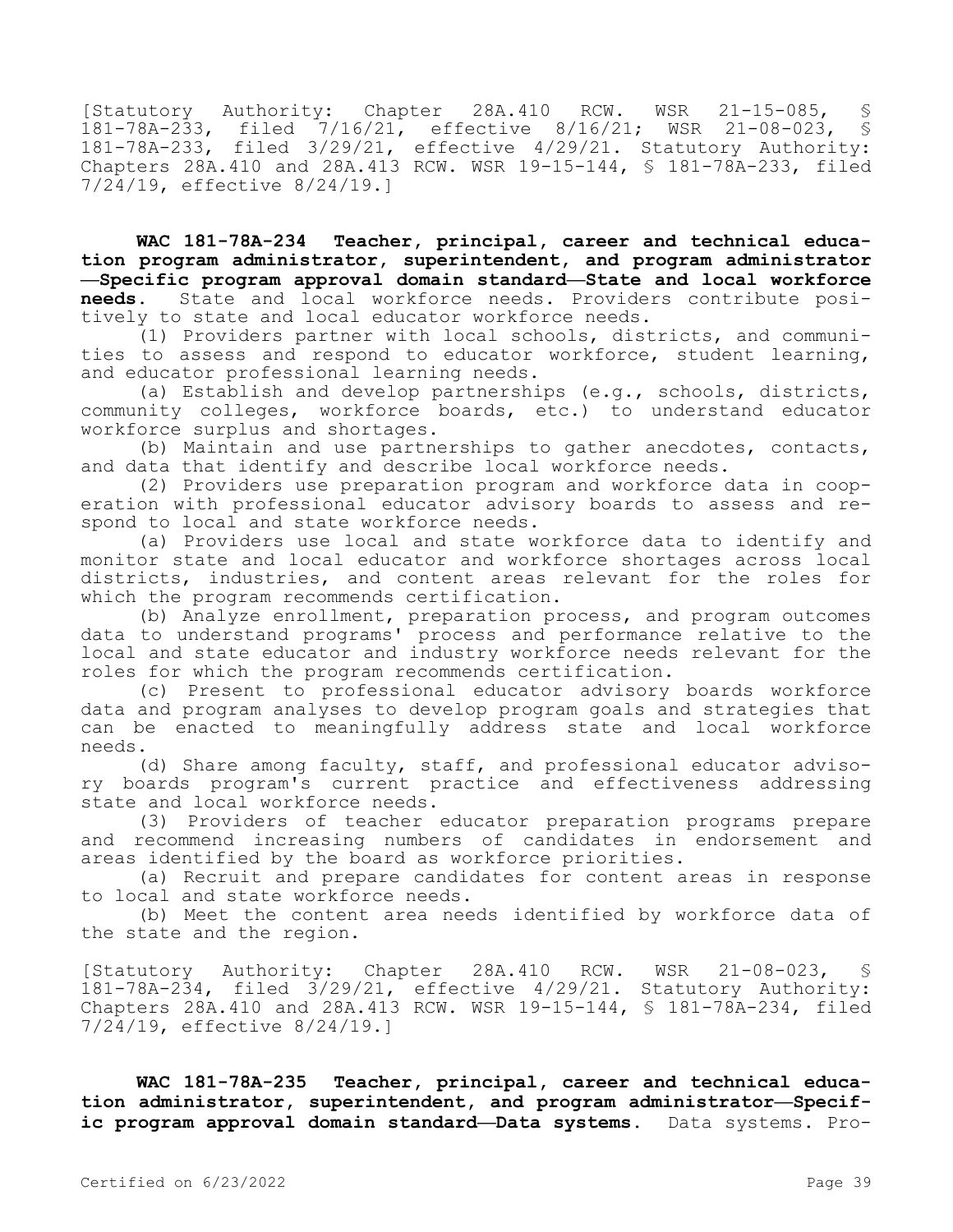[Statutory Authority: Chapter 28A.410 RCW. WSR 21-15-085, § 181-78A-233, filed 7/16/21, effective 8/16/21; WSR 21-08-023, § 181-78A-233, filed 3/29/21, effective 4/29/21. Statutory Authority: Chapters 28A.410 and 28A.413 RCW. WSR 19-15-144, § 181-78A-233, filed 7/24/19, effective 8/24/19.]

**WAC 181-78A-234 Teacher, principal, career and technical education program administrator, superintendent, and program administrator—Specific program approval domain standard—State and local workforce needs.** State and local workforce needs. Providers contribute positively to state and local educator workforce needs.

(1) Providers partner with local schools, districts, and communities to assess and respond to educator workforce, student learning, and educator professional learning needs.

(a) Establish and develop partnerships (e.g., schools, districts, community colleges, workforce boards, etc.) to understand educator workforce surplus and shortages.

(b) Maintain and use partnerships to gather anecdotes, contacts, and data that identify and describe local workforce needs.

(2) Providers use preparation program and workforce data in cooperation with professional educator advisory boards to assess and respond to local and state workforce needs.

(a) Providers use local and state workforce data to identify and monitor state and local educator and workforce shortages across local districts, industries, and content areas relevant for the roles for which the program recommends certification.

(b) Analyze enrollment, preparation process, and program outcomes data to understand programs' process and performance relative to the local and state educator and industry workforce needs relevant for the roles for which the program recommends certification.

(c) Present to professional educator advisory boards workforce data and program analyses to develop program goals and strategies that can be enacted to meaningfully address state and local workforce needs.

(d) Share among faculty, staff, and professional educator advisory boards program's current practice and effectiveness addressing state and local workforce needs.

(3) Providers of teacher educator preparation programs prepare and recommend increasing numbers of candidates in endorsement and areas identified by the board as workforce priorities.

(a) Recruit and prepare candidates for content areas in response to local and state workforce needs.

(b) Meet the content area needs identified by workforce data of the state and the region.

[Statutory Authority: Chapter 28A.410 RCW. WSR 21-08-023, § 181-78A-234, filed 3/29/21, effective 4/29/21. Statutory Authority: Chapters 28A.410 and 28A.413 RCW. WSR 19-15-144, § 181-78A-234, filed 7/24/19, effective 8/24/19.]

**WAC 181-78A-235 Teacher, principal, career and technical education administrator, superintendent, and program administrator—Specific program approval domain standard—Data systems.** Data systems. Pro-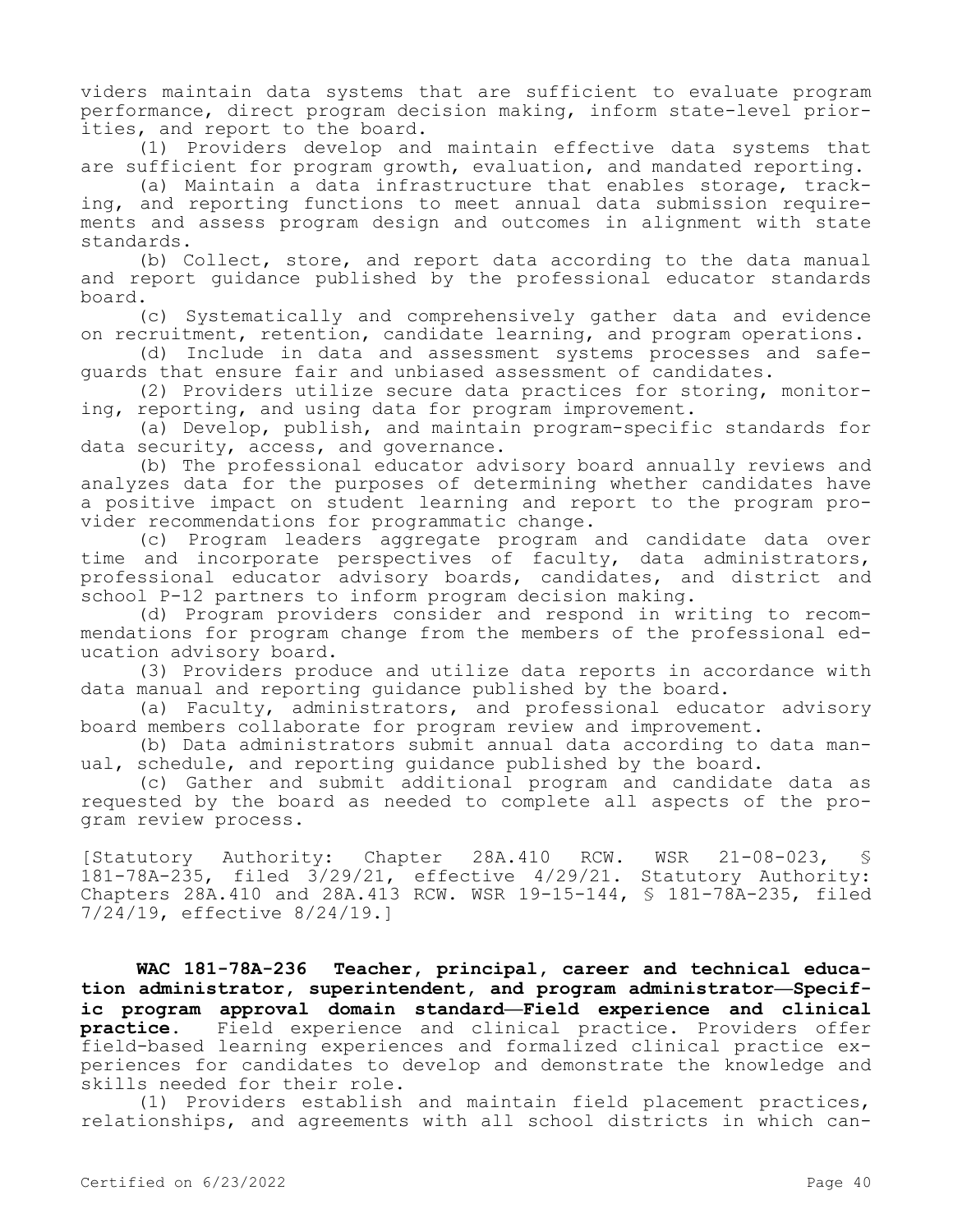viders maintain data systems that are sufficient to evaluate program performance, direct program decision making, inform state-level priorities, and report to the board.

(1) Providers develop and maintain effective data systems that are sufficient for program growth, evaluation, and mandated reporting.

(a) Maintain a data infrastructure that enables storage, tracking, and reporting functions to meet annual data submission requirements and assess program design and outcomes in alignment with state standards.

(b) Collect, store, and report data according to the data manual and report guidance published by the professional educator standards board.

(c) Systematically and comprehensively gather data and evidence on recruitment, retention, candidate learning, and program operations.

(d) Include in data and assessment systems processes and safeguards that ensure fair and unbiased assessment of candidates.

(2) Providers utilize secure data practices for storing, monitoring, reporting, and using data for program improvement.

(a) Develop, publish, and maintain program-specific standards for data security, access, and governance.

(b) The professional educator advisory board annually reviews and analyzes data for the purposes of determining whether candidates have a positive impact on student learning and report to the program provider recommendations for programmatic change.

(c) Program leaders aggregate program and candidate data over time and incorporate perspectives of faculty, data administrators, professional educator advisory boards, candidates, and district and school P-12 partners to inform program decision making.

(d) Program providers consider and respond in writing to recommendations for program change from the members of the professional education advisory board.

(3) Providers produce and utilize data reports in accordance with data manual and reporting guidance published by the board.

(a) Faculty, administrators, and professional educator advisory board members collaborate for program review and improvement.

(b) Data administrators submit annual data according to data manual, schedule, and reporting guidance published by the board.

(c) Gather and submit additional program and candidate data as requested by the board as needed to complete all aspects of the program review process.

[Statutory Authority: Chapter 28A.410 RCW. WSR 21-08-023, § 181-78A-235, filed 3/29/21, effective 4/29/21. Statutory Authority: Chapters 28A.410 and 28A.413 RCW. WSR 19-15-144, § 181-78A-235, filed 7/24/19, effective 8/24/19.]

**WAC 181-78A-236 Teacher, principal, career and technical education administrator, superintendent, and program administrator—Specific program approval domain standard—Field experience and clinical practice.** Field experience and clinical practice. Providers offer field-based learning experiences and formalized clinical practice experiences for candidates to develop and demonstrate the knowledge and skills needed for their role.

(1) Providers establish and maintain field placement practices, relationships, and agreements with all school districts in which can-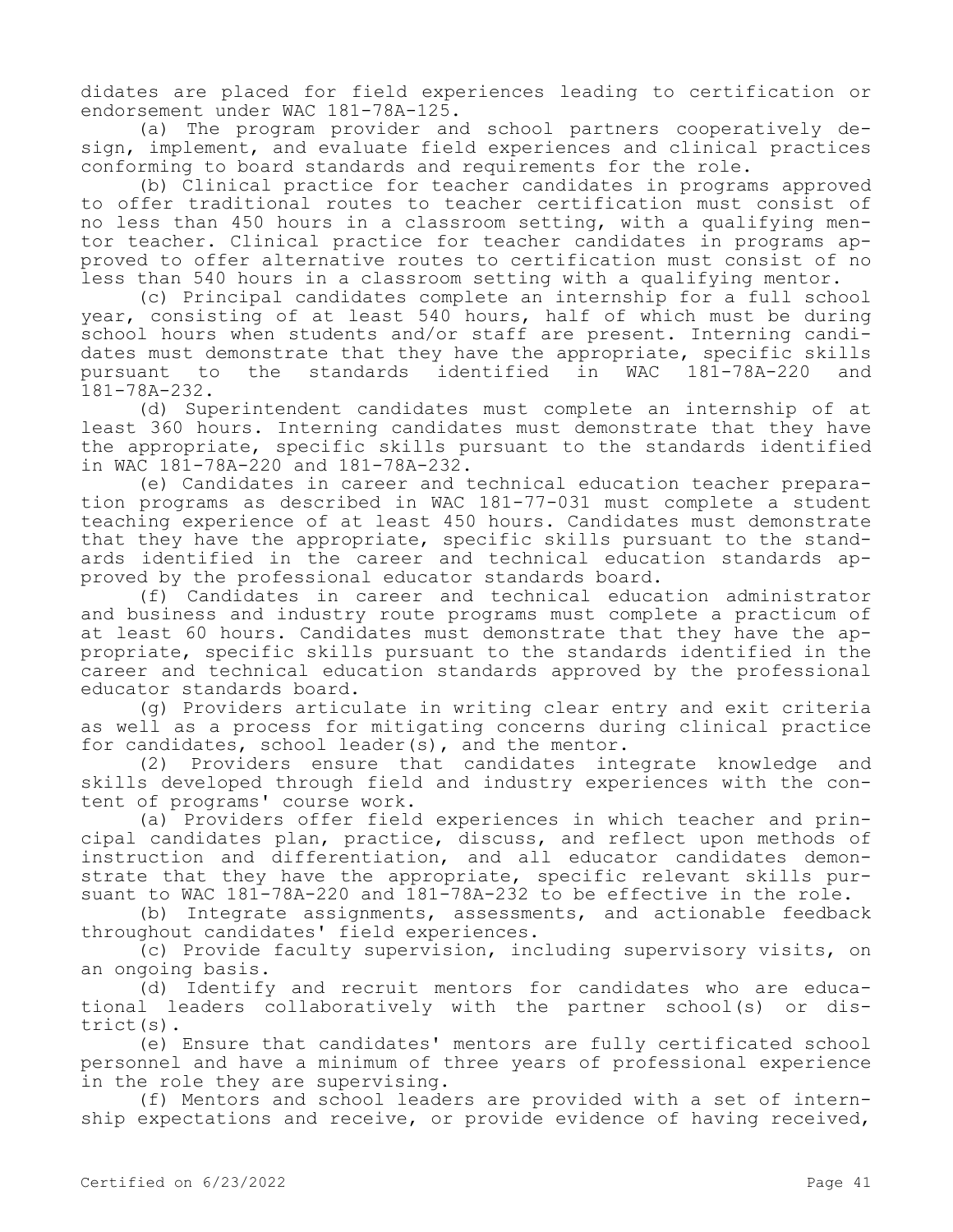didates are placed for field experiences leading to certification or endorsement under WAC 181-78A-125.

(a) The program provider and school partners cooperatively design, implement, and evaluate field experiences and clinical practices conforming to board standards and requirements for the role.

(b) Clinical practice for teacher candidates in programs approved to offer traditional routes to teacher certification must consist of no less than 450 hours in a classroom setting, with a qualifying mentor teacher. Clinical practice for teacher candidates in programs approved to offer alternative routes to certification must consist of no less than 540 hours in a classroom setting with a qualifying mentor.

(c) Principal candidates complete an internship for a full school year, consisting of at least 540 hours, half of which must be during school hours when students and/or staff are present. Interning candidates must demonstrate that they have the appropriate, specific skills pursuant to the standards identified in WAC 181-78A-220 and 181-78A-232.

(d) Superintendent candidates must complete an internship of at least 360 hours. Interning candidates must demonstrate that they have the appropriate, specific skills pursuant to the standards identified in WAC 181-78A-220 and 181-78A-232.

(e) Candidates in career and technical education teacher preparation programs as described in WAC 181-77-031 must complete a student teaching experience of at least 450 hours. Candidates must demonstrate that they have the appropriate, specific skills pursuant to the standards identified in the career and technical education standards approved by the professional educator standards board.

(f) Candidates in career and technical education administrator and business and industry route programs must complete a practicum of at least 60 hours. Candidates must demonstrate that they have the appropriate, specific skills pursuant to the standards identified in the career and technical education standards approved by the professional educator standards board.

(g) Providers articulate in writing clear entry and exit criteria as well as a process for mitigating concerns during clinical practice for candidates, school leader(s), and the mentor.

(2) Providers ensure that candidates integrate knowledge and skills developed through field and industry experiences with the content of programs' course work.

(a) Providers offer field experiences in which teacher and principal candidates plan, practice, discuss, and reflect upon methods of instruction and differentiation, and all educator candidates demonstrate that they have the appropriate, specific relevant skills pursuant to WAC 181-78A-220 and 181-78A-232 to be effective in the role.

(b) Integrate assignments, assessments, and actionable feedback throughout candidates' field experiences.

(c) Provide faculty supervision, including supervisory visits, on an ongoing basis.

(d) Identify and recruit mentors for candidates who are educational leaders collaboratively with the partner school(s) or district(s).

(e) Ensure that candidates' mentors are fully certificated school personnel and have a minimum of three years of professional experience in the role they are supervising.

(f) Mentors and school leaders are provided with a set of internship expectations and receive, or provide evidence of having received,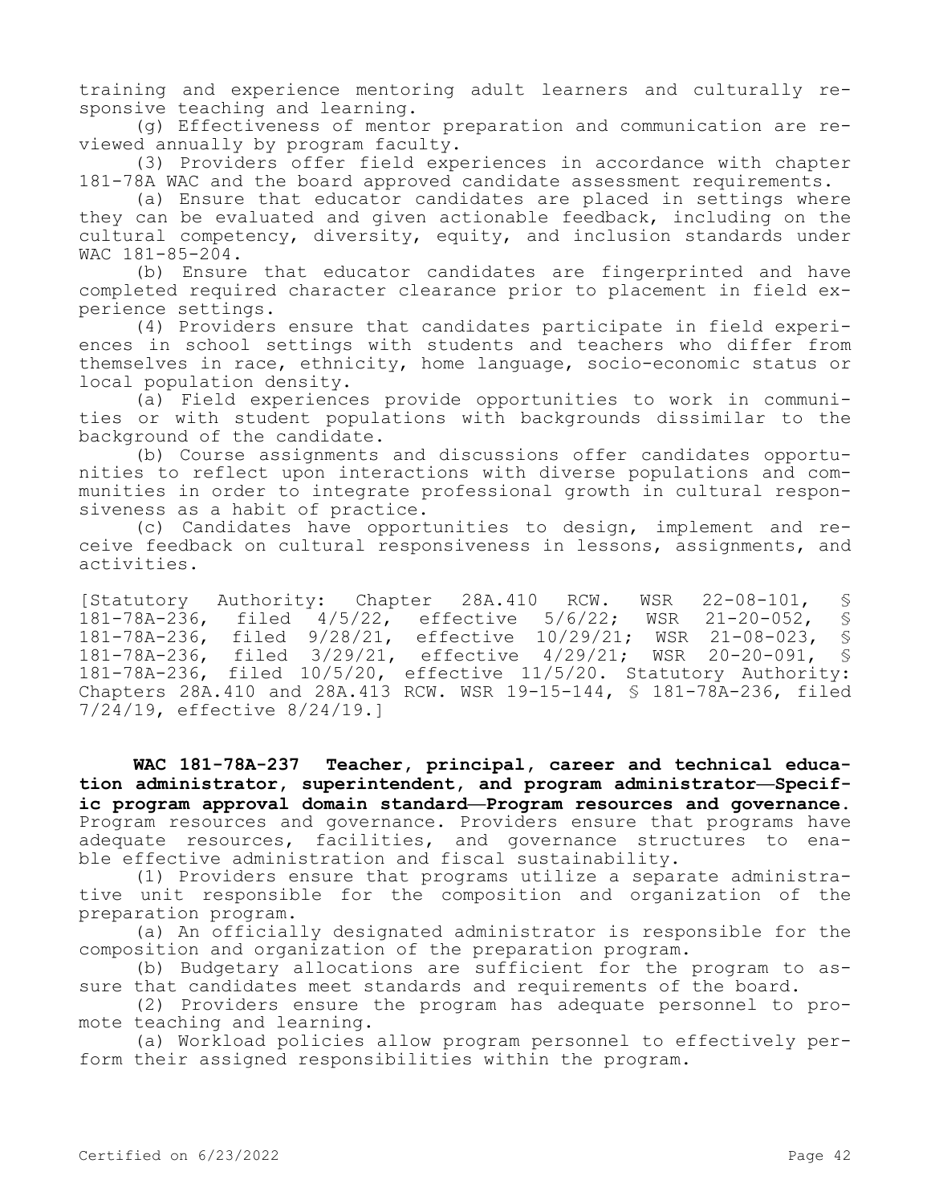training and experience mentoring adult learners and culturally responsive teaching and learning.

(g) Effectiveness of mentor preparation and communication are reviewed annually by program faculty.

(3) Providers offer field experiences in accordance with chapter 181-78A WAC and the board approved candidate assessment requirements.

(a) Ensure that educator candidates are placed in settings where they can be evaluated and given actionable feedback, including on the cultural competency, diversity, equity, and inclusion standards under WAC 181-85-204.

(b) Ensure that educator candidates are fingerprinted and have completed required character clearance prior to placement in field experience settings.

(4) Providers ensure that candidates participate in field experiences in school settings with students and teachers who differ from themselves in race, ethnicity, home language, socio-economic status or local population density.

(a) Field experiences provide opportunities to work in communities or with student populations with backgrounds dissimilar to the background of the candidate.

(b) Course assignments and discussions offer candidates opportunities to reflect upon interactions with diverse populations and communities in order to integrate professional growth in cultural responsiveness as a habit of practice.

(c) Candidates have opportunities to design, implement and receive feedback on cultural responsiveness in lessons, assignments, and activities.

[Statutory Authority: Chapter 28A.410 RCW. WSR 22-08-101, § 181-78A-236, filed 4/5/22, effective 5/6/22; WSR 21-20-052, § 181-78A-236, filed 9/28/21, effective 10/29/21; WSR 21-08-023, § 181-78A-236, filed 3/29/21, effective 4/29/21; WSR 20-20-091, § 181-78A-236, filed 10/5/20, effective 11/5/20. Statutory Authority: Chapters 28A.410 and 28A.413 RCW. WSR 19-15-144, § 181-78A-236, filed 7/24/19, effective 8/24/19.]

**WAC 181-78A-237 Teacher, principal, career and technical education administrator, superintendent, and program administrator—Specific program approval domain standard—Program resources and governance.** Program resources and governance. Providers ensure that programs have adequate resources, facilities, and governance structures to enable effective administration and fiscal sustainability.

(1) Providers ensure that programs utilize a separate administrative unit responsible for the composition and organization of the preparation program.

(a) An officially designated administrator is responsible for the composition and organization of the preparation program.

(b) Budgetary allocations are sufficient for the program to assure that candidates meet standards and requirements of the board.

(2) Providers ensure the program has adequate personnel to promote teaching and learning.

(a) Workload policies allow program personnel to effectively perform their assigned responsibilities within the program.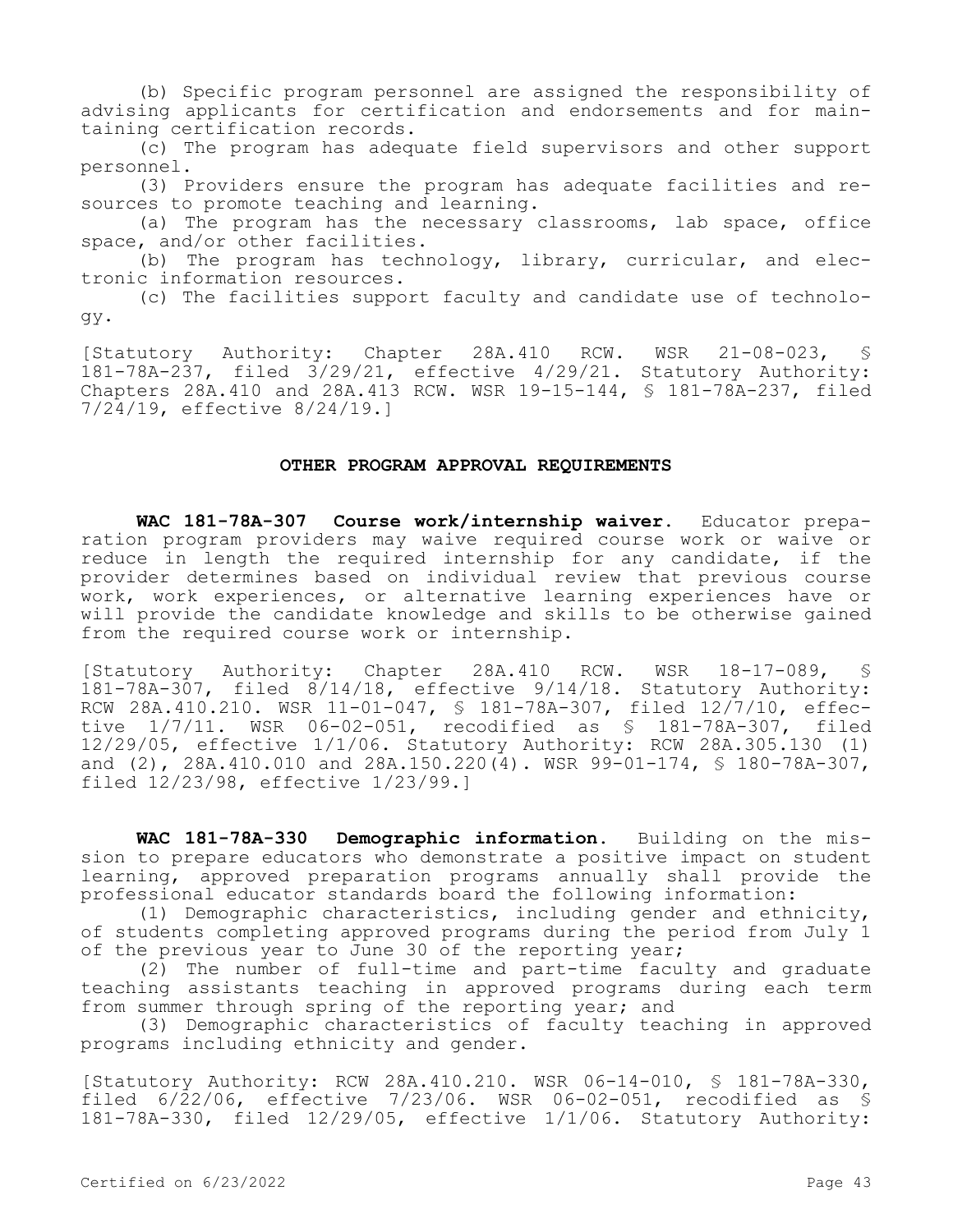(b) Specific program personnel are assigned the responsibility of advising applicants for certification and endorsements and for maintaining certification records.

(c) The program has adequate field supervisors and other support personnel.

(3) Providers ensure the program has adequate facilities and resources to promote teaching and learning.

(a) The program has the necessary classrooms, lab space, office space, and/or other facilities.

(b) The program has technology, library, curricular, and electronic information resources.

(c) The facilities support faculty and candidate use of technology.

[Statutory Authority: Chapter 28A.410 RCW. WSR 21-08-023, § 181-78A-237, filed 3/29/21, effective 4/29/21. Statutory Authority: Chapters 28A.410 and 28A.413 RCW. WSR 19-15-144, § 181-78A-237, filed 7/24/19, effective 8/24/19.]

## OTHER PROGRAM APPROVAL REQUIREMENTS

**WAC 181-78A-307 Course work/internship waiver.** Educator preparation program providers may waive required course work or waive or reduce in length the required internship for any candidate, if the provider determines based on individual review that previous course work, work experiences, or alternative learning experiences have or will provide the candidate knowledge and skills to be otherwise gained from the required course work or internship.

[Statutory Authority: Chapter 28A.410 RCW. WSR 18-17-089, § 181-78A-307, filed 8/14/18, effective 9/14/18. Statutory Authority: RCW 28A.410.210. WSR 11-01-047, § 181-78A-307, filed 12/7/10, effective 1/7/11. WSR 06-02-051, recodified as § 181-78A-307, filed 12/29/05, effective 1/1/06. Statutory Authority: RCW 28A.305.130 (1) and (2), 28A.410.010 and 28A.150.220(4). WSR 99-01-174, § 180-78A-307, filed 12/23/98, effective 1/23/99.]

**WAC 181-78A-330 Demographic information.** Building on the mission to prepare educators who demonstrate a positive impact on student learning, approved preparation programs annually shall provide the professional educator standards board the following information:

(1) Demographic characteristics, including gender and ethnicity, of students completing approved programs during the period from July 1 of the previous year to June 30 of the reporting year;

(2) The number of full-time and part-time faculty and graduate teaching assistants teaching in approved programs during each term from summer through spring of the reporting year; and

(3) Demographic characteristics of faculty teaching in approved programs including ethnicity and gender.

[Statutory Authority: RCW 28A.410.210. WSR 06-14-010, § 181-78A-330, filed 6/22/06, effective 7/23/06. WSR 06-02-051, recodified as § 181-78A-330, filed 12/29/05, effective 1/1/06. Statutory Authority: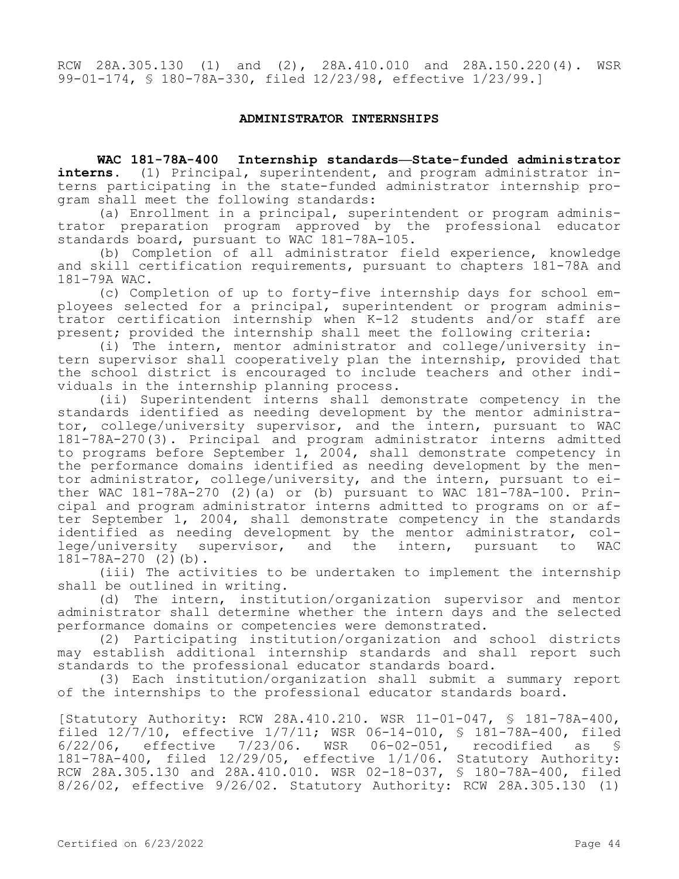RCW 28A.305.130 (1) and (2), 28A.410.010 and 28A.150.220(4). WSR 99-01-174, § 180-78A-330, filed 12/23/98, effective 1/23/99.]

## ADMINISTRATOR INTERNSHIPS

**WAC 181-78A-400 Internship standards—State-funded administrator interns.** (1) Principal, superintendent, and program administrator interns participating in the state-funded administrator internship program shall meet the following standards:

(a) Enrollment in a principal, superintendent or program administrator preparation program approved by the professional educator standards board, pursuant to WAC 181-78A-105.

(b) Completion of all administrator field experience, knowledge and skill certification requirements, pursuant to chapters 181-78A and 181-79A WAC.

(c) Completion of up to forty-five internship days for school employees selected for a principal, superintendent or program administrator certification internship when K-12 students and/or staff are present; provided the internship shall meet the following criteria:

(i) The intern, mentor administrator and college/university intern supervisor shall cooperatively plan the internship, provided that the school district is encouraged to include teachers and other individuals in the internship planning process.

(ii) Superintendent interns shall demonstrate competency in the standards identified as needing development by the mentor administrator, college/university supervisor, and the intern, pursuant to WAC 181-78A-270(3). Principal and program administrator interns admitted to programs before September 1, 2004, shall demonstrate competency in the performance domains identified as needing development by the mentor administrator, college/university, and the intern, pursuant to either WAC 181-78A-270 (2)(a) or (b) pursuant to WAC 181-78A-100. Principal and program administrator interns admitted to programs on or after September 1, 2004, shall demonstrate competency in the standards identified as needing development by the mentor administrator, college/university supervisor, and the intern, pursuant to WAC 181-78A-270 (2)(b).

(iii) The activities to be undertaken to implement the internship shall be outlined in writing.

(d) The intern, institution/organization supervisor and mentor administrator shall determine whether the intern days and the selected performance domains or competencies were demonstrated.

(2) Participating institution/organization and school districts may establish additional internship standards and shall report such standards to the professional educator standards board.

(3) Each institution/organization shall submit a summary report of the internships to the professional educator standards board.

[Statutory Authority: RCW 28A.410.210. WSR 11-01-047, § 181-78A-400, filed 12/7/10, effective 1/7/11; WSR 06-14-010, § 181-78A-400, filed 6/22/06, effective 7/23/06. WSR 06-02-051, recodified as § 181-78A-400, filed 12/29/05, effective 1/1/06. Statutory Authority: RCW 28A.305.130 and 28A.410.010. WSR 02-18-037, § 180-78A-400, filed 8/26/02, effective 9/26/02. Statutory Authority: RCW 28A.305.130 (1)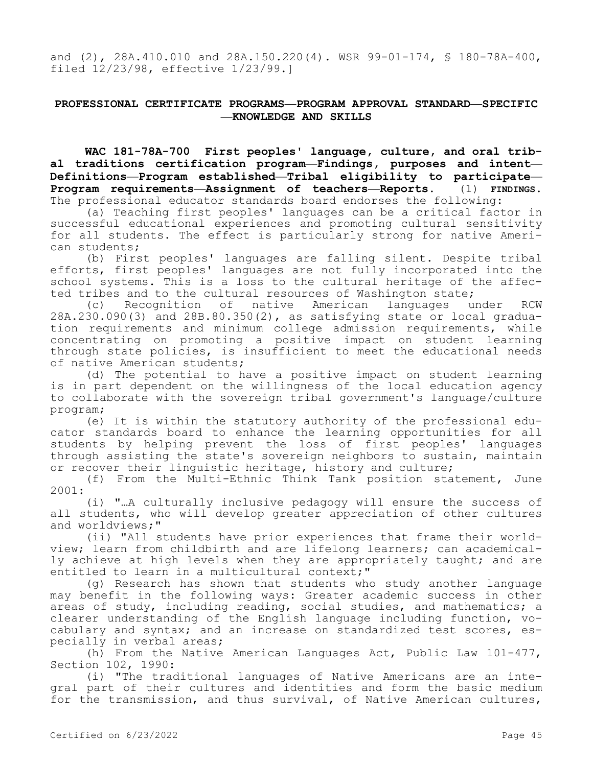and (2), 28A.410.010 and 28A.150.220(4). WSR 99-01-174, § 180-78A-400, filed 12/23/98, effective 1/23/99.]

## PROFESSIONAL CERTIFICATE PROGRAMS—PROGRAM APPROVAL STANDARD—SPECIFIC—KNOWLEDGE AND SKILLS

**WAC 181-78A-700 First peoples' language, culture, and oral tribal traditions certification program—Findings, purposes and intent—Definitions—Program established—Tribal eligibility to participate—Program requirements—Assignment of teachers—Reports.** (1) **FINDINGS.** The professional educator standards board endorses the following:

(a) Teaching first peoples' languages can be a critical factor in successful educational experiences and promoting cultural sensitivity for all students. The effect is particularly strong for native American students;

(b) First peoples' languages are falling silent. Despite tribal efforts, first peoples' languages are not fully incorporated into the school systems. This is a loss to the cultural heritage of the affected tribes and to the cultural resources of Washington state;

(c) Recognition of native American languages under RCW 28A.230.090(3) and 28B.80.350(2), as satisfying state or local graduation requirements and minimum college admission requirements, while concentrating on promoting a positive impact on student learning through state policies, is insufficient to meet the educational needs of native American students;

(d) The potential to have a positive impact on student learning is in part dependent on the willingness of the local education agency to collaborate with the sovereign tribal government's language/culture program;

(e) It is within the statutory authority of the professional educator standards board to enhance the learning opportunities for all students by helping prevent the loss of first peoples' languages through assisting the state's sovereign neighbors to sustain, maintain or recover their linguistic heritage, history and culture;

(f) From the Multi-Ethnic Think Tank position statement, June 2001:

(i) "…A culturally inclusive pedagogy will ensure the success of all students, who will develop greater appreciation of other cultures and worldviews;"

(ii) "All students have prior experiences that frame their worldview; learn from childbirth and are lifelong learners; can academically achieve at high levels when they are appropriately taught; and are entitled to learn in a multicultural context;"

(g) Research has shown that students who study another language may benefit in the following ways: Greater academic success in other areas of study, including reading, social studies, and mathematics; a clearer understanding of the English language including function, vocabulary and syntax; and an increase on standardized test scores, especially in verbal areas;

(h) From the Native American Languages Act, Public Law 101-477, Section 102, 1990:

(i) "The traditional languages of Native Americans are an integral part of their cultures and identities and form the basic medium for the transmission, and thus survival, of Native American cultures,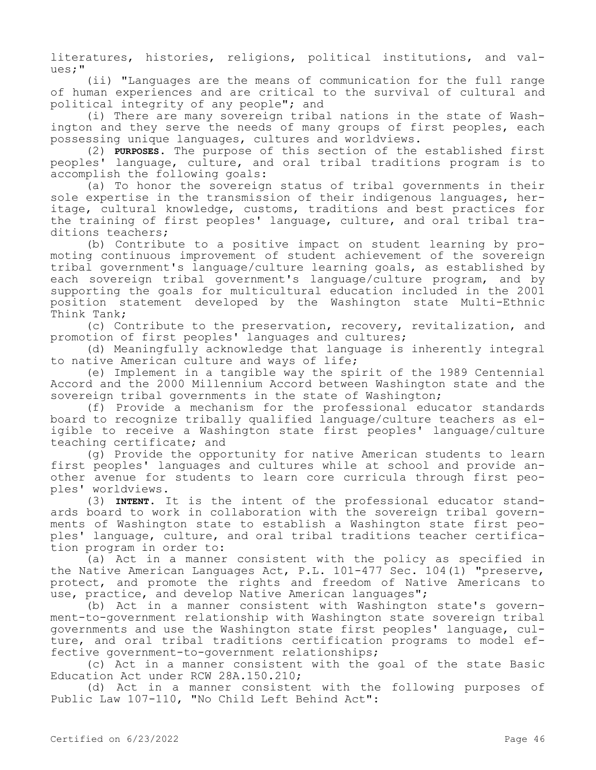literatures, histories, religions, political institutions, and values;"

(ii) "Languages are the means of communication for the full range of human experiences and are critical to the survival of cultural and political integrity of any people"; and

(i) There are many sovereign tribal nations in the state of Washington and they serve the needs of many groups of first peoples, each possessing unique languages, cultures and worldviews.

(2) **PURPOSES.** The purpose of this section of the established first peoples' language, culture, and oral tribal traditions program is to accomplish the following goals:

(a) To honor the sovereign status of tribal governments in their sole expertise in the transmission of their indigenous languages, heritage, cultural knowledge, customs, traditions and best practices for the training of first peoples' language, culture, and oral tribal traditions teachers;

(b) Contribute to a positive impact on student learning by promoting continuous improvement of student achievement of the sovereign tribal government's language/culture learning goals, as established by each sovereign tribal government's language/culture program, and by supporting the goals for multicultural education included in the 2001 position statement developed by the Washington state Multi-Ethnic Think Tank;

(c) Contribute to the preservation, recovery, revitalization, and promotion of first peoples' languages and cultures;

(d) Meaningfully acknowledge that language is inherently integral to native American culture and ways of life;

(e) Implement in a tangible way the spirit of the 1989 Centennial Accord and the 2000 Millennium Accord between Washington state and the sovereign tribal governments in the state of Washington;

(f) Provide a mechanism for the professional educator standards board to recognize tribally qualified language/culture teachers as eligible to receive a Washington state first peoples' language/culture teaching certificate; and

(g) Provide the opportunity for native American students to learn first peoples' languages and cultures while at school and provide another avenue for students to learn core curricula through first peoples' worldviews.

(3) **INTENT.** It is the intent of the professional educator standards board to work in collaboration with the sovereign tribal governments of Washington state to establish a Washington state first peoples' language, culture, and oral tribal traditions teacher certification program in order to:

(a) Act in a manner consistent with the policy as specified in the Native American Languages Act, P.L. 101-477 Sec. 104(1) "preserve, protect, and promote the rights and freedom of Native Americans to use, practice, and develop Native American languages";

(b) Act in a manner consistent with Washington state's government-to-government relationship with Washington state sovereign tribal governments and use the Washington state first peoples' language, culture, and oral tribal traditions certification programs to model effective government-to-government relationships;

(c) Act in a manner consistent with the goal of the state Basic Education Act under RCW 28A.150.210;

(d) Act in a manner consistent with the following purposes of Public Law 107-110, "No Child Left Behind Act":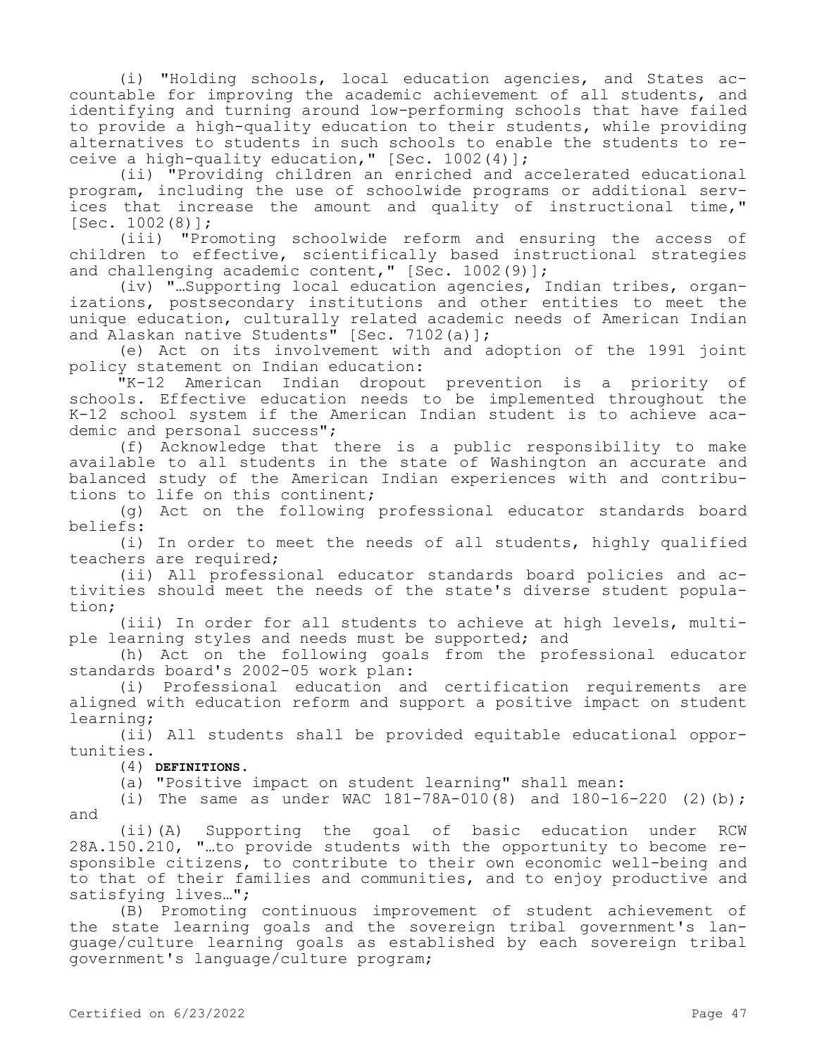(i) "Holding schools, local education agencies, and States accountable for improving the academic achievement of all students, and identifying and turning around low-performing schools that have failed to provide a high-quality education to their students, while providing alternatives to students in such schools to enable the students to receive a high-quality education," [Sec. 1002(4)];

(ii) "Providing children an enriched and accelerated educational program, including the use of schoolwide programs or additional services that increase the amount and quality of instructional time," [Sec. 1002(8)];

(iii) "Promoting schoolwide reform and ensuring the access of children to effective, scientifically based instructional strategies and challenging academic content," [Sec. 1002(9)];

(iv) "…Supporting local education agencies, Indian tribes, organizations, postsecondary institutions and other entities to meet the unique education, culturally related academic needs of American Indian and Alaskan native Students" [Sec. 7102(a)];

(e) Act on its involvement with and adoption of the 1991 joint policy statement on Indian education:

"K-12 American Indian dropout prevention is a priority of schools. Effective education needs to be implemented throughout the K-12 school system if the American Indian student is to achieve academic and personal success";

(f) Acknowledge that there is a public responsibility to make available to all students in the state of Washington an accurate and balanced study of the American Indian experiences with and contributions to life on this continent;

(g) Act on the following professional educator standards board beliefs:

(i) In order to meet the needs of all students, highly qualified teachers are required;

(ii) All professional educator standards board policies and activities should meet the needs of the state's diverse student population;

(iii) In order for all students to achieve at high levels, multiple learning styles and needs must be supported; and

(h) Act on the following goals from the professional educator standards board's 2002-05 work plan:

(i) Professional education and certification requirements are aligned with education reform and support a positive impact on student learning;

(ii) All students shall be provided equitable educational opportunities.

(4) **DEFINITIONS.**

(a) "Positive impact on student learning" shall mean:

(i) The same as under WAC 181-78A-010(8) and 180-16-220 (2)(b); and

(ii)(A) Supporting the goal of basic education under RCW 28A.150.210, "…to provide students with the opportunity to become responsible citizens, to contribute to their own economic well-being and to that of their families and communities, and to enjoy productive and satisfying lives…";

(B) Promoting continuous improvement of student achievement of the state learning goals and the sovereign tribal government's language/culture learning goals as established by each sovereign tribal government's language/culture program;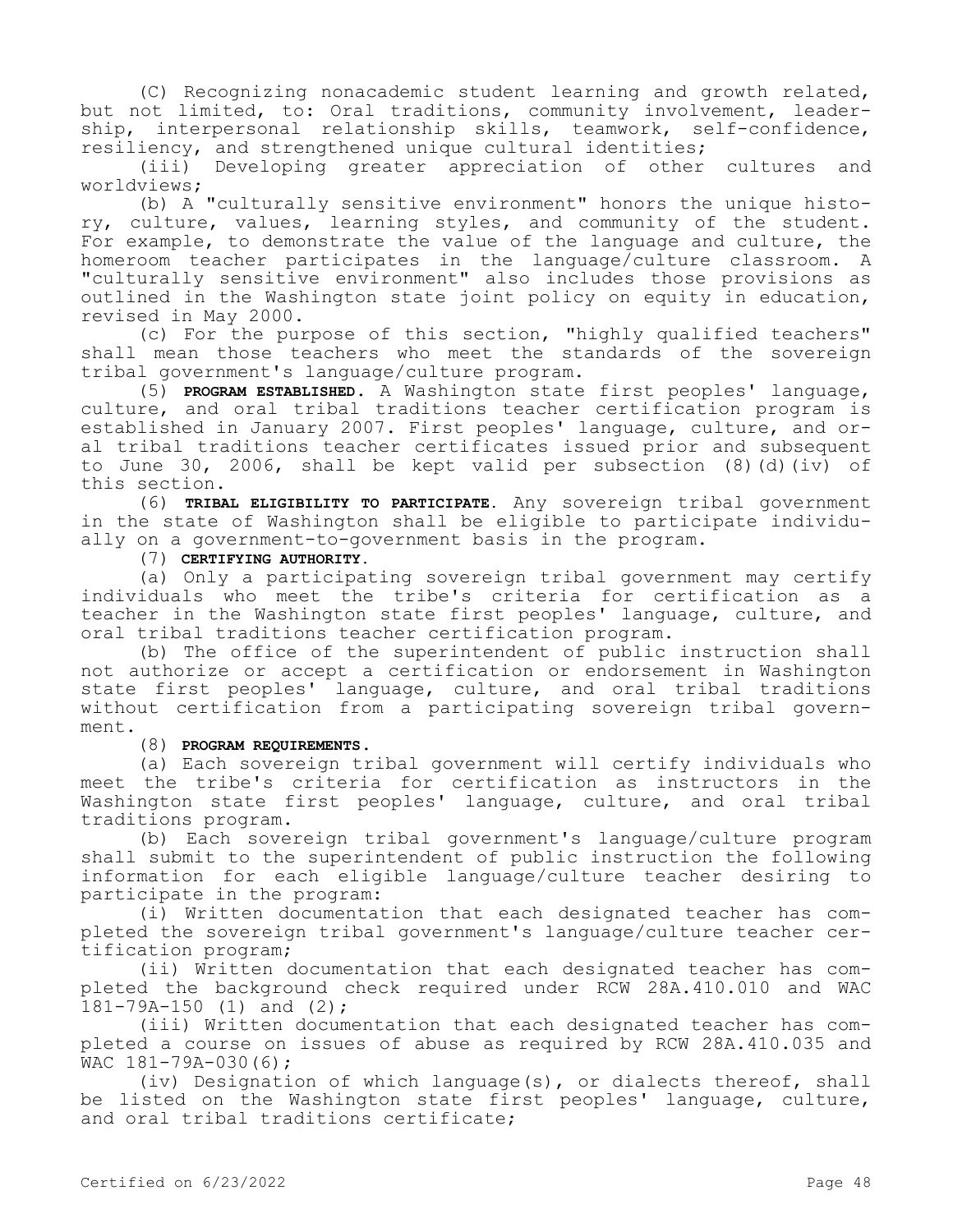(C) Recognizing nonacademic student learning and growth related, but not limited, to: Oral traditions, community involvement, leadership, interpersonal relationship skills, teamwork, self-confidence, resiliency, and strengthened unique cultural identities;

(iii) Developing greater appreciation of other cultures and worldviews;

(b) A "culturally sensitive environment" honors the unique history, culture, values, learning styles, and community of the student. For example, to demonstrate the value of the language and culture, the homeroom teacher participates in the language/culture classroom. A "culturally sensitive environment" also includes those provisions as outlined in the Washington state joint policy on equity in education, revised in May 2000.

(c) For the purpose of this section, "highly qualified teachers" shall mean those teachers who meet the standards of the sovereign tribal government's language/culture program.

(5) **PROGRAM ESTABLISHED.** A Washington state first peoples' language, culture, and oral tribal traditions teacher certification program is established in January 2007. First peoples' language, culture, and oral tribal traditions teacher certificates issued prior and subsequent to June 30, 2006, shall be kept valid per subsection (8)(d)(iv) of this section.

(6) **TRIBAL ELIGIBILITY TO PARTICIPATE.** Any sovereign tribal government in the state of Washington shall be eligible to participate individually on a government-to-government basis in the program.

(7) **CERTIFYING AUTHORITY.**

(a) Only a participating sovereign tribal government may certify individuals who meet the tribe's criteria for certification as a teacher in the Washington state first peoples' language, culture, and oral tribal traditions teacher certification program.

(b) The office of the superintendent of public instruction shall not authorize or accept a certification or endorsement in Washington state first peoples' language, culture, and oral tribal traditions without certification from a participating sovereign tribal government.

(8) **PROGRAM REQUIREMENTS.**

(a) Each sovereign tribal government will certify individuals who meet the tribe's criteria for certification as instructors in the Washington state first peoples' language, culture, and oral tribal traditions program.

(b) Each sovereign tribal government's language/culture program shall submit to the superintendent of public instruction the following information for each eligible language/culture teacher desiring to participate in the program:

(i) Written documentation that each designated teacher has completed the sovereign tribal government's language/culture teacher certification program;

(ii) Written documentation that each designated teacher has completed the background check required under RCW 28A.410.010 and WAC 181-79A-150 (1) and (2);

(iii) Written documentation that each designated teacher has completed a course on issues of abuse as required by RCW 28A.410.035 and WAC 181-79A-030(6);

(iv) Designation of which language(s), or dialects thereof, shall be listed on the Washington state first peoples' language, culture, and oral tribal traditions certificate;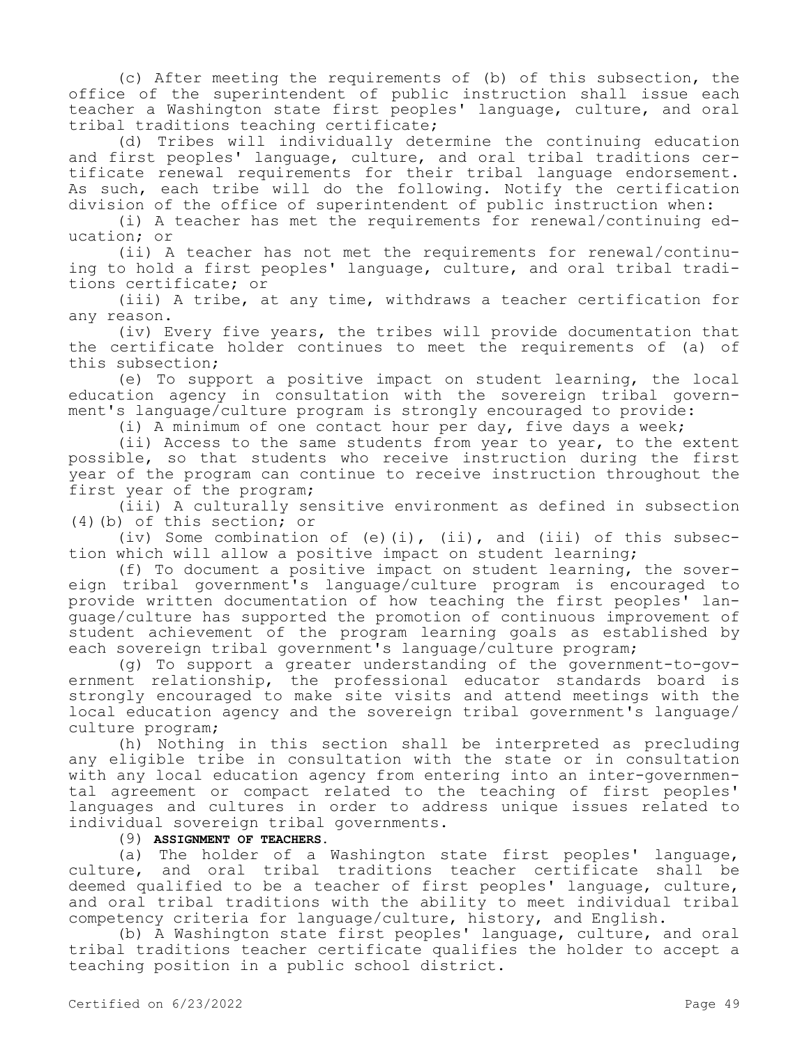(c) After meeting the requirements of (b) of this subsection, the office of the superintendent of public instruction shall issue each teacher a Washington state first peoples' language, culture, and oral tribal traditions teaching certificate;

(d) Tribes will individually determine the continuing education and first peoples' language, culture, and oral tribal traditions certificate renewal requirements for their tribal language endorsement. As such, each tribe will do the following. Notify the certification division of the office of superintendent of public instruction when:

(i) A teacher has met the requirements for renewal/continuing education; or

(ii) A teacher has not met the requirements for renewal/continuing to hold a first peoples' language, culture, and oral tribal traditions certificate; or

(iii) A tribe, at any time, withdraws a teacher certification for any reason.

(iv) Every five years, the tribes will provide documentation that the certificate holder continues to meet the requirements of (a) of this subsection;

(e) To support a positive impact on student learning, the local education agency in consultation with the sovereign tribal government's language/culture program is strongly encouraged to provide:

(i) A minimum of one contact hour per day, five days a week;

(ii) Access to the same students from year to year, to the extent possible, so that students who receive instruction during the first year of the program can continue to receive instruction throughout the first year of the program;

(iii) A culturally sensitive environment as defined in subsection (4)(b) of this section; or

(iv) Some combination of (e)(i), (ii), and (iii) of this subsection which will allow a positive impact on student learning;

(f) To document a positive impact on student learning, the sovereign tribal government's language/culture program is encouraged to provide written documentation of how teaching the first peoples' language/culture has supported the promotion of continuous improvement of student achievement of the program learning goals as established by each sovereign tribal government's language/culture program;

(g) To support a greater understanding of the government-to-government relationship, the professional educator standards board is strongly encouraged to make site visits and attend meetings with the local education agency and the sovereign tribal government's language/culture program;

(h) Nothing in this section shall be interpreted as precluding any eligible tribe in consultation with the state or in consultation with any local education agency from entering into an inter-governmental agreement or compact related to the teaching of first peoples' languages and cultures in order to address unique issues related to individual sovereign tribal governments.

(9) **ASSIGNMENT OF TEACHERS.**

(a) The holder of a Washington state first peoples' language, culture, and oral tribal traditions teacher certificate shall be deemed qualified to be a teacher of first peoples' language, culture, and oral tribal traditions with the ability to meet individual tribal competency criteria for language/culture, history, and English.

(b) A Washington state first peoples' language, culture, and oral tribal traditions teacher certificate qualifies the holder to accept a teaching position in a public school district.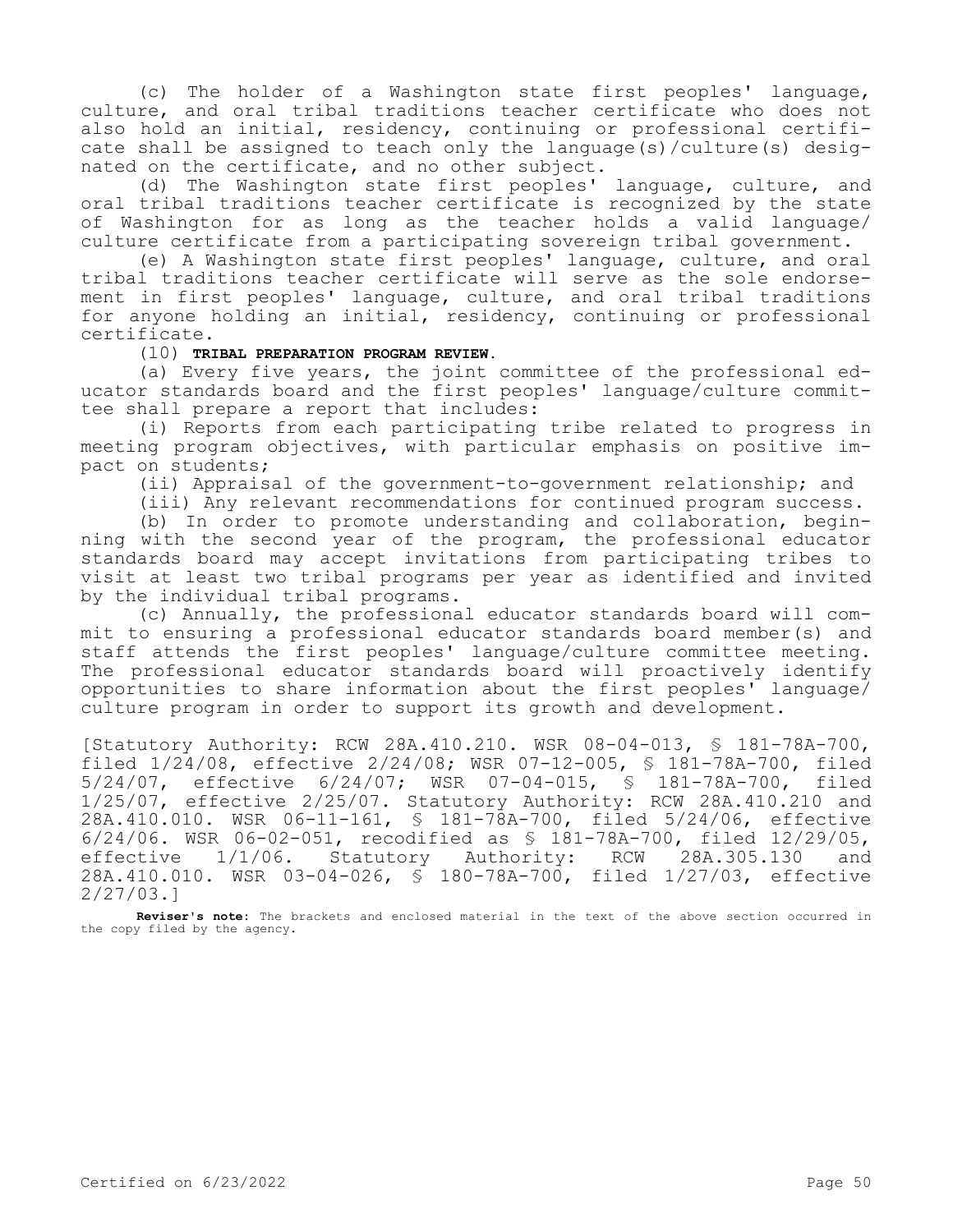(c) The holder of a Washington state first peoples' language, culture, and oral tribal traditions teacher certificate who does not also hold an initial, residency, continuing or professional certificate shall be assigned to teach only the language(s)/culture(s) designated on the certificate, and no other subject.

(d) The Washington state first peoples' language, culture, and oral tribal traditions teacher certificate is recognized by the state of Washington for as long as the teacher holds a valid language/culture certificate from a participating sovereign tribal government.

(e) A Washington state first peoples' language, culture, and oral tribal traditions teacher certificate will serve as the sole endorsement in first peoples' language, culture, and oral tribal traditions for anyone holding an initial, residency, continuing or professional certificate.

(10) **TRIBAL PREPARATION PROGRAM REVIEW.**

(a) Every five years, the joint committee of the professional educator standards board and the first peoples' language/culture committee shall prepare a report that includes:

(i) Reports from each participating tribe related to progress in meeting program objectives, with particular emphasis on positive impact on students;

(ii) Appraisal of the government-to-government relationship; and

(iii) Any relevant recommendations for continued program success.

(b) In order to promote understanding and collaboration, beginning with the second year of the program, the professional educator standards board may accept invitations from participating tribes to visit at least two tribal programs per year as identified and invited by the individual tribal programs.

(c) Annually, the professional educator standards board will commit to ensuring a professional educator standards board member(s) and staff attends the first peoples' language/culture committee meeting. The professional educator standards board will proactively identify opportunities to share information about the first peoples' language/culture program in order to support its growth and development.

[Statutory Authority: RCW 28A.410.210. WSR 08-04-013, § 181-78A-700, filed 1/24/08, effective 2/24/08; WSR 07-12-005, § 181-78A-700, filed 5/24/07, effective 6/24/07; WSR 07-04-015, § 181-78A-700, filed 1/25/07, effective 2/25/07. Statutory Authority: RCW 28A.410.210 and 28A.410.010. WSR 06-11-161, § 181-78A-700, filed 5/24/06, effective 6/24/06. WSR 06-02-051, recodified as § 181-78A-700, filed 12/29/05, effective 1/1/06. Statutory Authority: RCW 28A.305.130 and 28A.410.010. WSR 03-04-026, § 180-78A-700, filed 1/27/03, effective 2/27/03.]

**Reviser's note:** The brackets and enclosed material in the text of the above section occurred in the copy filed by the agency.